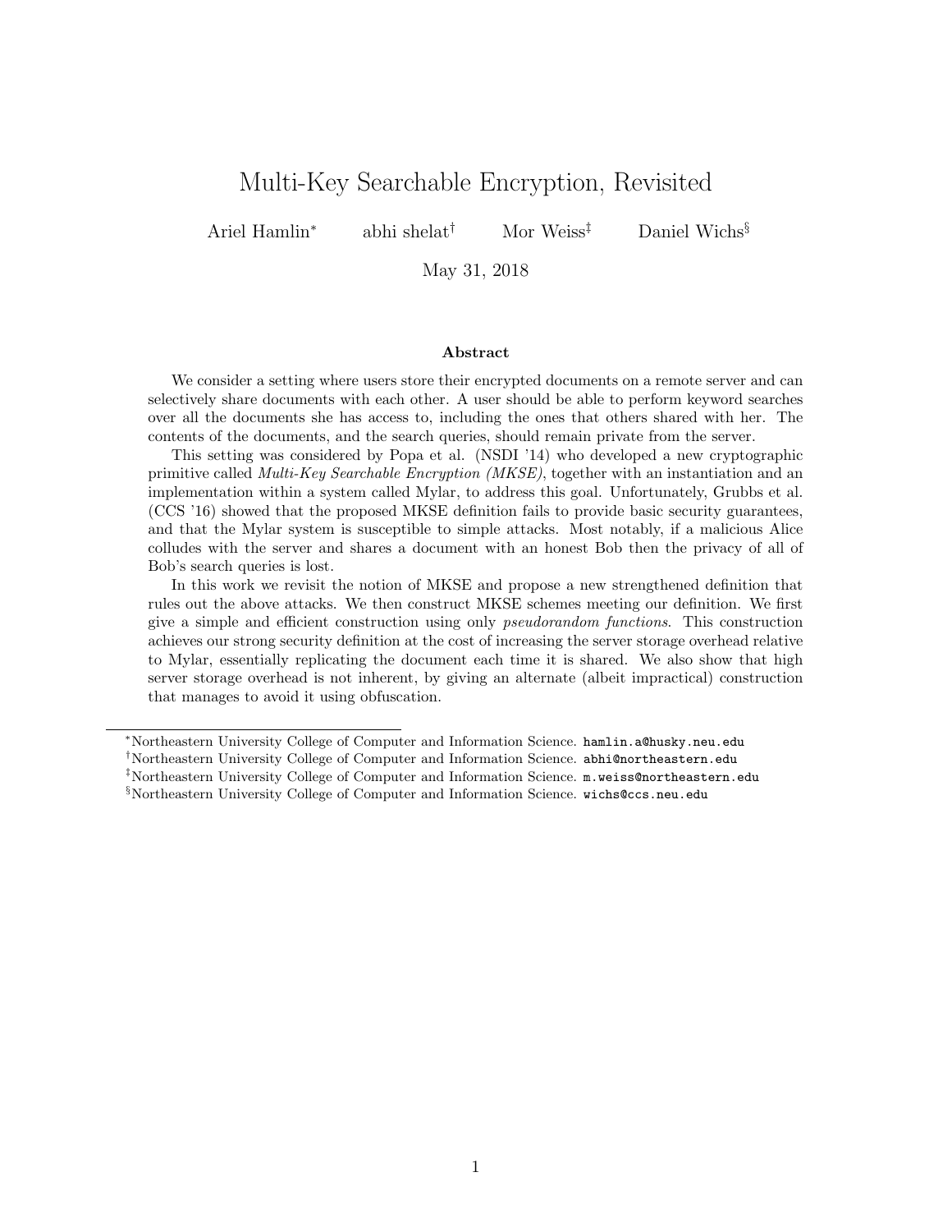# Multi-Key Searchable Encryption, Revisited

Ariel Hamlin[*] abhi shelat[†] Mor Weiss[‡] Daniel Wichs[§]

May 31, 2018

## Abstract

We consider a setting where users store their encrypted documents on a remote server and can selectively share documents with each other. A user should be able to perform keyword searches over all the documents she has access to, including the ones that others shared with her. The contents of the documents, and the search queries, should remain private from the server.

This setting was considered by Popa et al. (NSDI '14) who developed a new cryptographic primitive called *Multi-Key Searchable Encryption (MKSE)*, together with an instantiation and an implementation within a system called Mylar, to address this goal. Unfortunately, Grubbs et al. (CCS '16) showed that the proposed MKSE definition fails to provide basic security guarantees, and that the Mylar system is susceptible to simple attacks. Most notably, if a malicious Alice colludes with the server and shares a document with an honest Bob then the privacy of all of Bob's search queries is lost.

In this work we revisit the notion of MKSE and propose a new strengthened definition that rules out the above attacks. We then construct MKSE schemes meeting our definition. We first give a simple and efficient construction using only *pseudorandom functions*. This construction achieves our strong security definition at the cost of increasing the server storage overhead relative to Mylar, essentially replicating the document each time it is shared. We also show that high server storage overhead is not inherent, by giving an alternate (albeit impractical) construction that manages to avoid it using obfuscation.

---

[*] Northeastern University College of Computer and Information Science. hamlin.a@husky.neu.edu

[†] Northeastern University College of Computer and Information Science. abhi@northeastern.edu

[‡] Northeastern University College of Computer and Information Science. m.weiss@northeastern.edu

[§] Northeastern University College of Computer and Information Science. wichs@ccs.neu.edu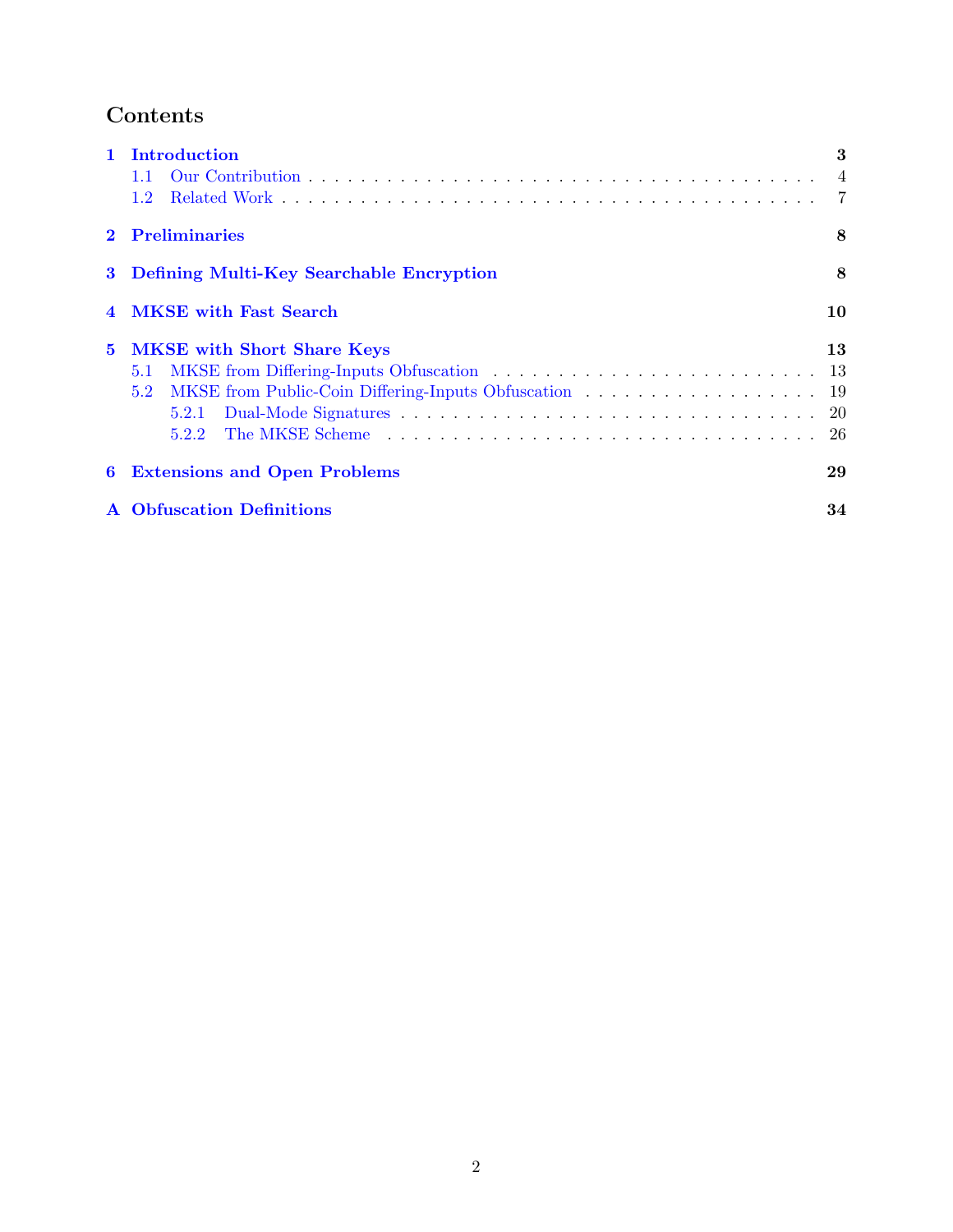# Contents

**1 Introduction** **3**

- 1.1 Our Contribution . . . . . 4
- 1.2 Related Work . . . . . 7

**2 Preliminaries** **8**

**3 Defining Multi-Key Searchable Encryption** **8**

**4 MKSE with Fast Search** **10**

**5 MKSE with Short Share Keys** **13**

- 5.1 MKSE from Differing-Inputs Obfuscation . . . . . 13
- 5.2 MKSE from Public-Coin Differing-Inputs Obfuscation . . . . . 19
  - 5.2.1 Dual-Mode Signatures . . . . . 20
  - 5.2.2 The MKSE Scheme . . . . . 26

**6 Extensions and Open Problems** **29**

**A Obfuscation Definitions** **34**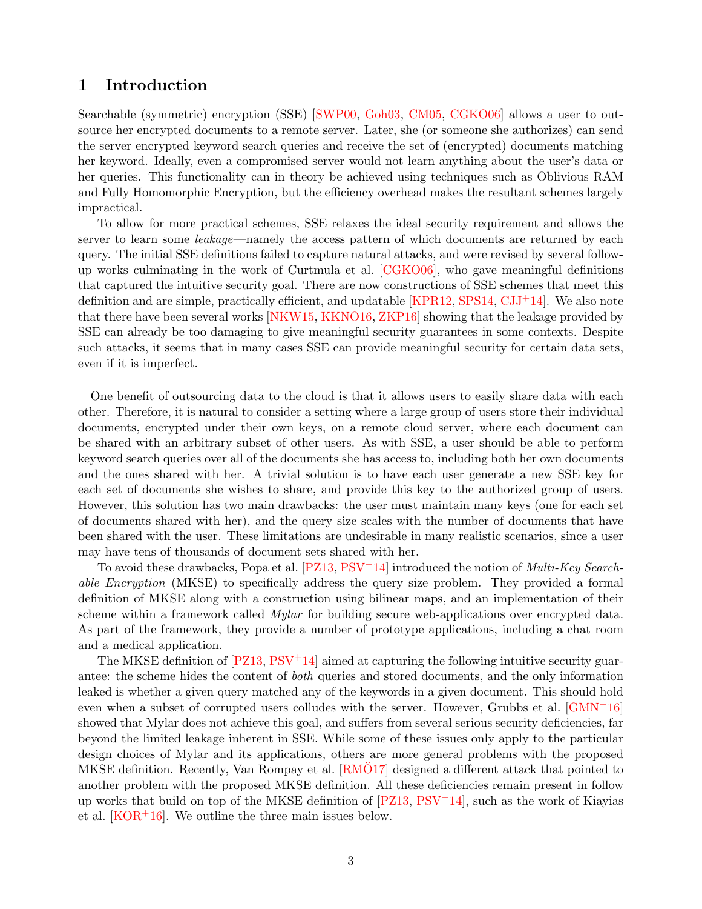# 1 Introduction

Searchable (symmetric) encryption (SSE) [SWP00, Goh03, CM05, CGKO06] allows a user to outsource her encrypted documents to a remote server. Later, she (or someone she authorizes) can send the server encrypted keyword search queries and receive the set of (encrypted) documents matching her keyword. Ideally, even a compromised server would not learn anything about the user's data or her queries. This functionality can in theory be achieved using techniques such as Oblivious RAM and Fully Homomorphic Encryption, but the efficiency overhead makes the resultant schemes largely impractical.

To allow for more practical schemes, SSE relaxes the ideal security requirement and allows the server to learn some *leakage*—namely the access pattern of which documents are returned by each query. The initial SSE definitions failed to capture natural attacks, and were revised by several follow-up works culminating in the work of Curtmula et al. [CGKO06], who gave meaningful definitions that captured the intuitive security goal. There are now constructions of SSE schemes that meet this definition and are simple, practically efficient, and updatable [KPR12, SPS14, CJJ+14]. We also note that there have been several works [NKW15, KKNO16, ZKP16] showing that the leakage provided by SSE can already be too damaging to give meaningful security guarantees in some contexts. Despite such attacks, it seems that in many cases SSE can provide meaningful security for certain data sets, even if it is imperfect.

One benefit of outsourcing data to the cloud is that it allows users to easily share data with each other. Therefore, it is natural to consider a setting where a large group of users store their individual documents, encrypted under their own keys, on a remote cloud server, where each document can be shared with an arbitrary subset of other users. As with SSE, a user should be able to perform keyword search queries over all of the documents she has access to, including both her own documents and the ones shared with her. A trivial solution is to have each user generate a new SSE key for each set of documents she wishes to share, and provide this key to the authorized group of users. However, this solution has two main drawbacks: the user must maintain many keys (one for each set of documents shared with her), and the query size scales with the number of documents that have been shared with the user. These limitations are undesirable in many realistic scenarios, since a user may have tens of thousands of document sets shared with her.

To avoid these drawbacks, Popa et al. [PZ13, PSV+14] introduced the notion of *Multi-Key Searchable Encryption* (MKSE) to specifically address the query size problem. They provided a formal definition of MKSE along with a construction using bilinear maps, and an implementation of their scheme within a framework called *Mylar* for building secure web-applications over encrypted data. As part of the framework, they provide a number of prototype applications, including a chat room and a medical application.

The MKSE definition of [PZ13, PSV+14] aimed at capturing the following intuitive security guarantee: the scheme hides the content of *both* queries and stored documents, and the only information leaked is whether a given query matched any of the keywords in a given document. This should hold even when a subset of corrupted users colludes with the server. However, Grubbs et al. [GMN+16] showed that Mylar does not achieve this goal, and suffers from several serious security deficiencies, far beyond the limited leakage inherent in SSE. While some of these issues only apply to the particular design choices of Mylar and its applications, others are more general problems with the proposed MKSE definition. Recently, Van Rompay et al. [RMÖ17] designed a different attack that pointed to another problem with the proposed MKSE definition. All these deficiencies remain present in follow up works that build on top of the MKSE definition of [PZ13, PSV+14], such as the work of Kiayias et al. [KOR+16]. We outline the three main issues below.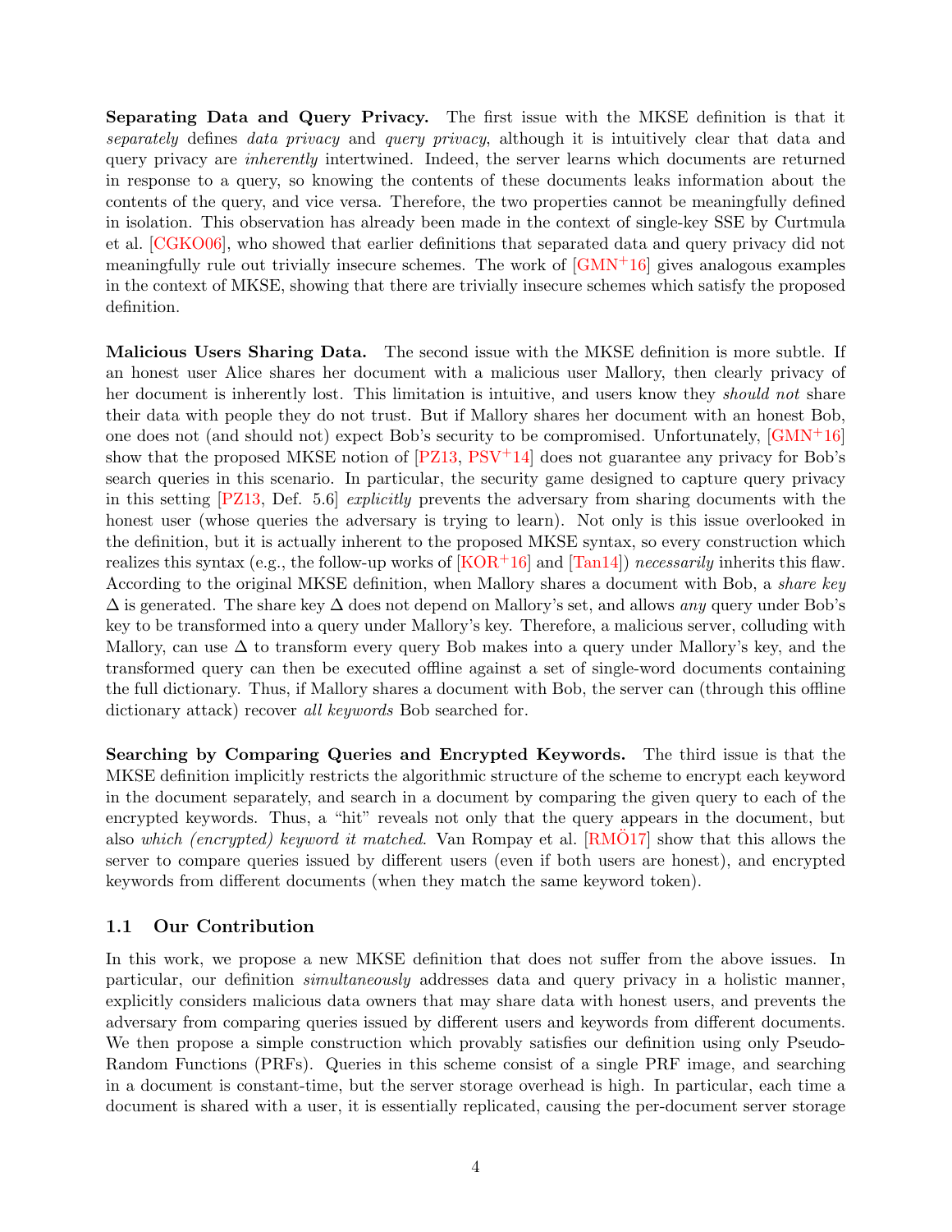**Separating Data and Query Privacy.** The first issue with the MKSE definition is that it *separately* defines *data privacy* and *query privacy*, although it is intuitively clear that data and query privacy are *inherently* intertwined. Indeed, the server learns which documents are returned in response to a query, so knowing the contents of these documents leaks information about the contents of the query, and vice versa. Therefore, the two properties cannot be meaningfully defined in isolation. This observation has already been made in the context of single-key SSE by Curtmula et al. [CGKO06], who showed that earlier definitions that separated data and query privacy did not meaningfully rule out trivially insecure schemes. The work of [GMN+16] gives analogous examples in the context of MKSE, showing that there are trivially insecure schemes which satisfy the proposed definition.

**Malicious Users Sharing Data.** The second issue with the MKSE definition is more subtle. If an honest user Alice shares her document with a malicious user Mallory, then clearly privacy of her document is inherently lost. This limitation is intuitive, and users know they *should not* share their data with people they do not trust. But if Mallory shares her document with an honest Bob, one does not (and should not) expect Bob's security to be compromised. Unfortunately, [GMN+16] show that the proposed MKSE notion of [PZ13, PSV+14] does not guarantee any privacy for Bob's search queries in this scenario. In particular, the security game designed to capture query privacy in this setting [PZ13, Def. 5.6] *explicitly* prevents the adversary from sharing documents with the honest user (whose queries the adversary is trying to learn). Not only is this issue overlooked in the definition, but it is actually inherent to the proposed MKSE syntax, so every construction which realizes this syntax (e.g., the follow-up works of [KOR+16] and [Tan14]) *necessarily* inherits this flaw. According to the original MKSE definition, when Mallory shares a document with Bob, a *share key* $\Delta$ is generated. The share key $\Delta$ does not depend on Mallory's set, and allows *any* query under Bob's key to be transformed into a query under Mallory's key. Therefore, a malicious server, colluding with Mallory, can use $\Delta$ to transform every query Bob makes into a query under Mallory's key, and the transformed query can then be executed offline against a set of single-word documents containing the full dictionary. Thus, if Mallory shares a document with Bob, the server can (through this offline dictionary attack) recover *all keywords* Bob searched for.

**Searching by Comparing Queries and Encrypted Keywords.** The third issue is that the MKSE definition implicitly restricts the algorithmic structure of the scheme to encrypt each keyword in the document separately, and search in a document by comparing the given query to each of the encrypted keywords. Thus, a "hit" reveals not only that the query appears in the document, but also *which (encrypted) keyword it matched*. Van Rompay et al. [RMÖ17] show that this allows the server to compare queries issued by different users (even if both users are honest), and encrypted keywords from different documents (when they match the same keyword token).

## 1.1 Our Contribution

In this work, we propose a new MKSE definition that does not suffer from the above issues. In particular, our definition *simultaneously* addresses data and query privacy in a holistic manner, explicitly considers malicious data owners that may share data with honest users, and prevents the adversary from comparing queries issued by different users and keywords from different documents. We then propose a simple construction which provably satisfies our definition using only Pseudo-Random Functions (PRFs). Queries in this scheme consist of a single PRF image, and searching in a document is constant-time, but the server storage overhead is high. In particular, each time a document is shared with a user, it is essentially replicated, causing the per-document server storage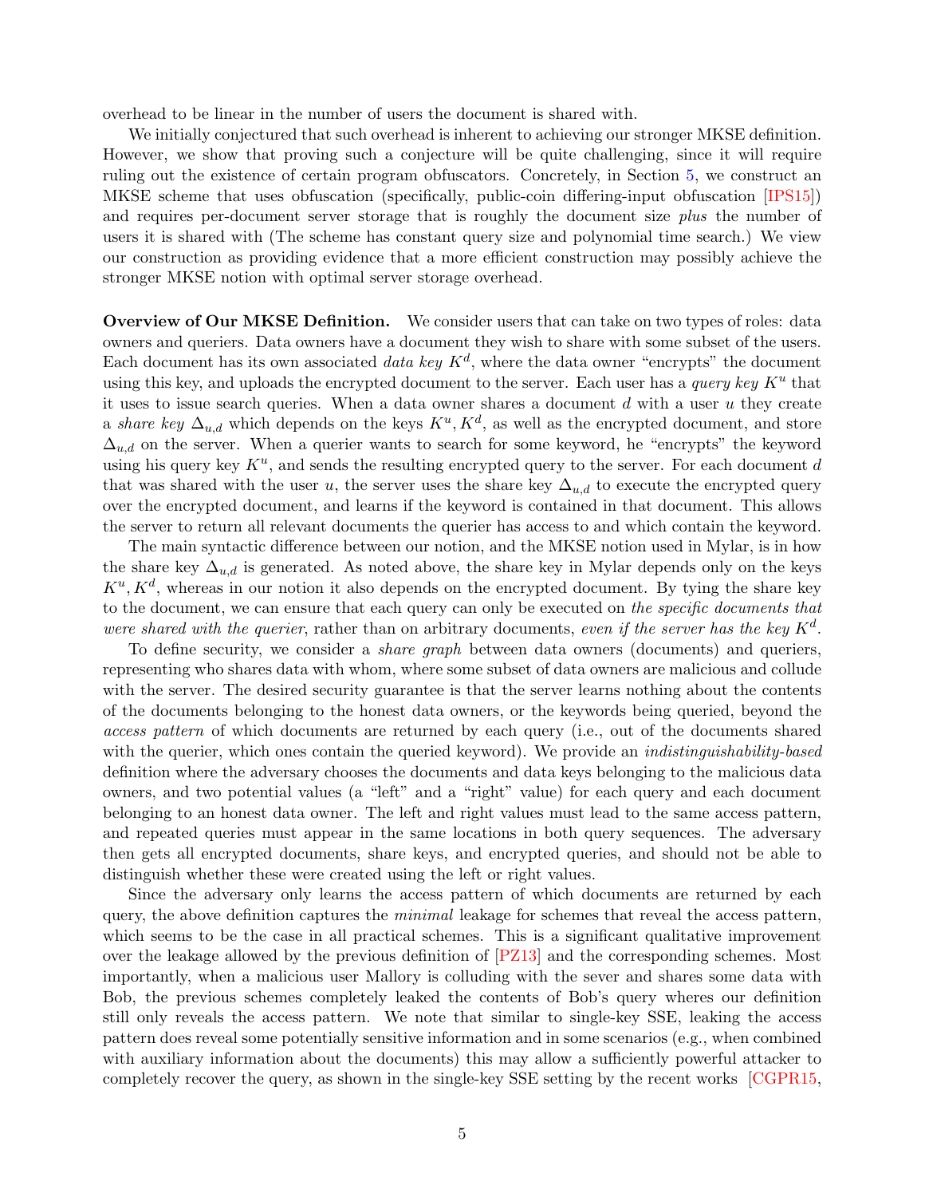overhead to be linear in the number of users the document is shared with.

We initially conjectured that such overhead is inherent to achieving our stronger MKSE definition. However, we show that proving such a conjecture will be quite challenging, since it will require ruling out the existence of certain program obfuscators. Concretely, in Section 5, we construct an MKSE scheme that uses obfuscation (specifically, public-coin differing-input obfuscation [IPS15]) and requires per-document server storage that is roughly the document size *plus* the number of users it is shared with (The scheme has constant query size and polynomial time search.) We view our construction as providing evidence that a more efficient construction may possibly achieve the stronger MKSE notion with optimal server storage overhead.

**Overview of Our MKSE Definition.** We consider users that can take on two types of roles: data owners and queriers. Data owners have a document they wish to share with some subset of the users. Each document has its own associated *data key* $K^d$, where the data owner "encrypts" the document using this key, and uploads the encrypted document to the server. Each user has a *query key* $K^u$ that it uses to issue search queries. When a data owner shares a document $d$ with a user $u$ they create a *share key* $\Delta_{u,d}$ which depends on the keys $K^u, K^d$, as well as the encrypted document, and store $\Delta_{u,d}$ on the server. When a querier wants to search for some keyword, he "encrypts" the keyword using his query key $K^u$, and sends the resulting encrypted query to the server. For each document $d$ that was shared with the user $u$, the server uses the share key $\Delta_{u,d}$ to execute the encrypted query over the encrypted document, and learns if the keyword is contained in that document. This allows the server to return all relevant documents the querier has access to and which contain the keyword.

The main syntactic difference between our notion, and the MKSE notion used in Mylar, is in how the share key $\Delta_{u,d}$ is generated. As noted above, the share key in Mylar depends only on the keys $K^u, K^d$, whereas in our notion it also depends on the encrypted document. By tying the share key to the document, we can ensure that each query can only be executed on *the specific documents that were shared with the querier*, rather than on arbitrary documents, *even if the server has the key* $K^d$.

To define security, we consider a *share graph* between data owners (documents) and queriers, representing who shares data with whom, where some subset of data owners are malicious and collude with the server. The desired security guarantee is that the server learns nothing about the contents of the documents belonging to the honest data owners, or the keywords being queried, beyond the *access pattern* of which documents are returned by each query (i.e., out of the documents shared with the querier, which ones contain the queried keyword). We provide an *indistinguishability-based* definition where the adversary chooses the documents and data keys belonging to the malicious data owners, and two potential values (a "left" and a "right" value) for each query and each document belonging to an honest data owner. The left and right values must lead to the same access pattern, and repeated queries must appear in the same locations in both query sequences. The adversary then gets all encrypted documents, share keys, and encrypted queries, and should not be able to distinguish whether these were created using the left or right values.

Since the adversary only learns the access pattern of which documents are returned by each query, the above definition captures the *minimal* leakage for schemes that reveal the access pattern, which seems to be the case in all practical schemes. This is a significant qualitative improvement over the leakage allowed by the previous definition of [PZ13] and the corresponding schemes. Most importantly, when a malicious user Mallory is colluding with the sever and shares some data with Bob, the previous schemes completely leaked the contents of Bob's query wheres our definition still only reveals the access pattern. We note that similar to single-key SSE, leaking the access pattern does reveal some potentially sensitive information and in some scenarios (e.g., when combined with auxiliary information about the documents) this may allow a sufficiently powerful attacker to completely recover the query, as shown in the single-key SSE setting by the recent works [CGPR15,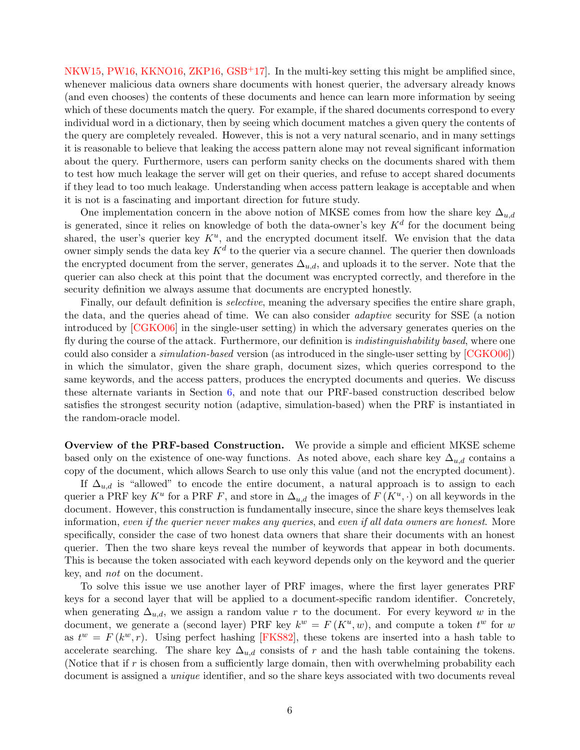NKW15, PW16, KKNO16, ZKP16, GSB+17]. In the multi-key setting this might be amplified since, whenever malicious data owners share documents with honest querier, the adversary already knows (and even chooses) the contents of these documents and hence can learn more information by seeing which of these documents match the query. For example, if the shared documents correspond to every individual word in a dictionary, then by seeing which document matches a given query the contents of the query are completely revealed. However, this is not a very natural scenario, and in many settings it is reasonable to believe that leaking the access pattern alone may not reveal significant information about the query. Furthermore, users can perform sanity checks on the documents shared with them to test how much leakage the server will get on their queries, and refuse to accept shared documents if they lead to too much leakage. Understanding when access pattern leakage is acceptable and when it is not is a fascinating and important direction for future study.

One implementation concern in the above notion of MKSE comes from how the share key $\Delta_{u,d}$ is generated, since it relies on knowledge of both the data-owner's key $K^d$ for the document being shared, the user's querier key $K^u$, and the encrypted document itself. We envision that the data owner simply sends the data key $K^d$ to the querier via a secure channel. The querier then downloads the encrypted document from the server, generates $\Delta_{u,d}$, and uploads it to the server. Note that the querier can also check at this point that the document was encrypted correctly, and therefore in the security definition we always assume that documents are encrypted honestly.

Finally, our default definition is *selective*, meaning the adversary specifies the entire share graph, the data, and the queries ahead of time. We can also consider *adaptive* security for SSE (a notion introduced by [CGKO06] in the single-user setting) in which the adversary generates queries on the fly during the course of the attack. Furthermore, our definition is *indistinguishability based*, where one could also consider a *simulation-based* version (as introduced in the single-user setting by [CGKO06]) in which the simulator, given the share graph, document sizes, which queries correspond to the same keywords, and the access patters, produces the encrypted documents and queries. We discuss these alternate variants in Section 6, and note that our PRF-based construction described below satisfies the strongest security notion (adaptive, simulation-based) when the PRF is instantiated in the random-oracle model.

**Overview of the PRF-based Construction.** We provide a simple and efficient MKSE scheme based only on the existence of one-way functions. As noted above, each share key $\Delta_{u,d}$ contains a copy of the document, which allows Search to use only this value (and not the encrypted document).

If $\Delta_{u,d}$ is "allowed" to encode the entire document, a natural approach is to assign to each querier a PRF key $K^u$ for a PRF $F$, and store in $\Delta_{u,d}$ the images of $F(K^u, \cdot)$ on all keywords in the document. However, this construction is fundamentally insecure, since the share keys themselves leak information, *even if the querier never makes any queries*, and *even if all data owners are honest*. More specifically, consider the case of two honest data owners that share their documents with an honest querier. Then the two share keys reveal the number of keywords that appear in both documents. This is because the token associated with each keyword depends only on the keyword and the querier key, and *not* on the document.

To solve this issue we use another layer of PRF images, where the first layer generates PRF keys for a second layer that will be applied to a document-specific random identifier. Concretely, when generating $\Delta_{u,d}$, we assign a random value $r$ to the document. For every keyword $w$ in the document, we generate a (second layer) PRF key $k^w = F(K^u, w)$, and compute a token $t^w$ for $w$ as $t^w = F(k^w, r)$. Using perfect hashing [FKS82], these tokens are inserted into a hash table to accelerate searching. The share key $\Delta_{u,d}$ consists of $r$ and the hash table containing the tokens. (Notice that if $r$ is chosen from a sufficiently large domain, then with overwhelming probability each document is assigned a *unique* identifier, and so the share keys associated with two documents reveal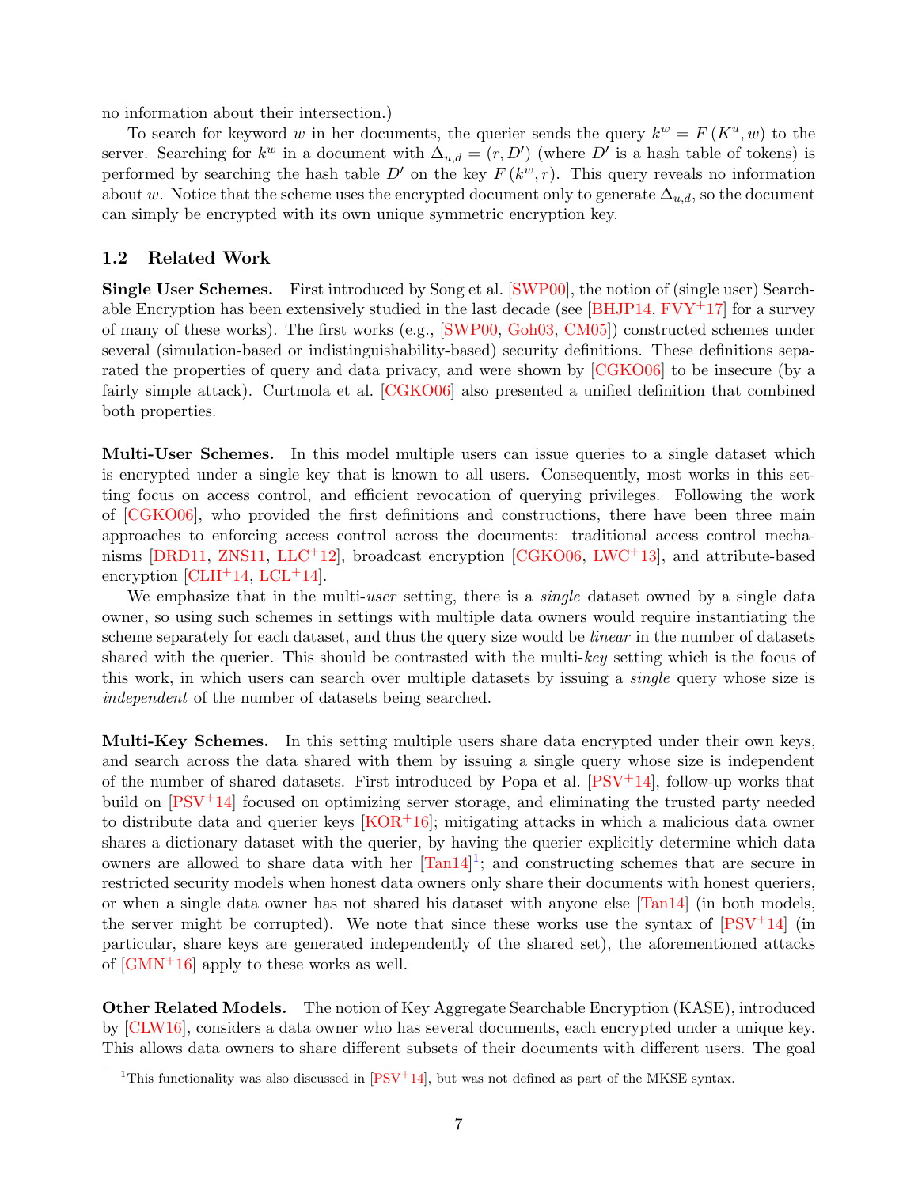no information about their intersection.)

To search for keyword $w$ in her documents, the querier sends the query $k^w = F(K^u, w)$ to the server. Searching for $k^w$ in a document with $\Delta_{u,d} = (r, D')$ (where $D'$ is a hash table of tokens) is performed by searching the hash table $D'$ on the key $F(k^w, r)$. This query reveals no information about $w$. Notice that the scheme uses the encrypted document only to generate $\Delta_{u,d}$, so the document can simply be encrypted with its own unique symmetric encryption key.

### 1.2 Related Work

**Single User Schemes.** First introduced by Song et al. [SWP00], the notion of (single user) Searchable Encryption has been extensively studied in the last decade (see [BHJP14, FVY+17] for a survey of many of these works). The first works (e.g., [SWP00, Goh03, CM05]) constructed schemes under several (simulation-based or indistinguishability-based) security definitions. These definitions separated the properties of query and data privacy, and were shown by [CGKO06] to be insecure (by a fairly simple attack). Curtmola et al. [CGKO06] also presented a unified definition that combined both properties.

**Multi-User Schemes.** In this model multiple users can issue queries to a single dataset which is encrypted under a single key that is known to all users. Consequently, most works in this setting focus on access control, and efficient revocation of querying privileges. Following the work of [CGKO06], who provided the first definitions and constructions, there have been three main approaches to enforcing access control across the documents: traditional access control mechanisms [DRD11, ZNS11, LLC+12], broadcast encryption [CGKO06, LWC+13], and attribute-based encryption [CLH+14, LCL+14].

We emphasize that in the multi-*user* setting, there is a *single* dataset owned by a single data owner, so using such schemes in settings with multiple data owners would require instantiating the scheme separately for each dataset, and thus the query size would be *linear* in the number of datasets shared with the querier. This should be contrasted with the multi-*key* setting which is the focus of this work, in which users can search over multiple datasets by issuing a *single* query whose size is *independent* of the number of datasets being searched.

**Multi-Key Schemes.** In this setting multiple users share data encrypted under their own keys, and search across the data shared with them by issuing a single query whose size is independent of the number of shared datasets. First introduced by Popa et al. [PSV+14], follow-up works that build on [PSV+14] focused on optimizing server storage, and eliminating the trusted party needed to distribute data and querier keys [KOR+16]; mitigating attacks in which a malicious data owner shares a dictionary dataset with the querier, by having the querier explicitly determine which data owners are allowed to share data with her [Tan14][1]; and constructing schemes that are secure in restricted security models when honest data owners only share their documents with honest queriers, or when a single data owner has not shared his dataset with anyone else [Tan14] (in both models, the server might be corrupted). We note that since these works use the syntax of [PSV+14] (in particular, share keys are generated independently of the shared set), the aforementioned attacks of [GMN+16] apply to these works as well.

**Other Related Models.** The notion of Key Aggregate Searchable Encryption (KASE), introduced by [CLW16], considers a data owner who has several documents, each encrypted under a unique key. This allows data owners to share different subsets of their documents with different users. The goal

[1] This functionality was also discussed in [PSV+14], but was not defined as part of the MKSE syntax.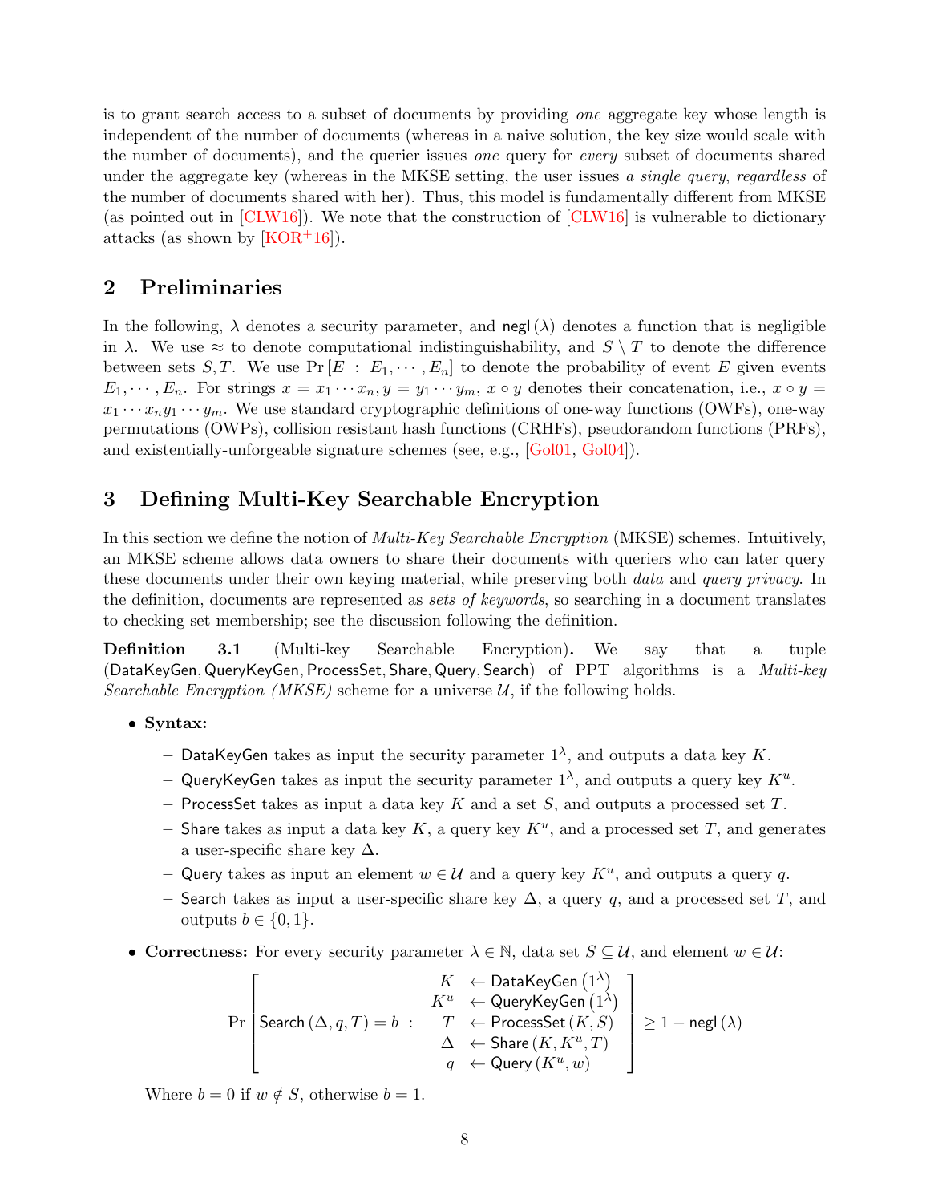is to grant search access to a subset of documents by providing *one* aggregate key whose length is independent of the number of documents (whereas in a naive solution, the key size would scale with the number of documents), and the querier issues *one* query for *every* subset of documents shared under the aggregate key (whereas in the MKSE setting, the user issues *a single query, regardless* of the number of documents shared with her). Thus, this model is fundamentally different from MKSE (as pointed out in [CLW16]). We note that the construction of [CLW16] is vulnerable to dictionary attacks (as shown by [KOR+16]).

## 2 Preliminaries

In the following, $\lambda$ denotes a security parameter, and $\mathsf{negl}(\lambda)$ denotes a function that is negligible in $\lambda$. We use $\approx$ to denote computational indistinguishability, and $S \setminus T$ to denote the difference between sets $S, T$. We use $\Pr[E : E_1, \cdots, E_n]$ to denote the probability of event $E$ given events $E_1, \cdots, E_n$. For strings $x = x_1 \cdots x_n, y = y_1 \cdots y_m$, $x \circ y$ denotes their concatenation, i.e., $x \circ y = x_1 \cdots x_n y_1 \cdots y_m$. We use standard cryptographic definitions of one-way functions (OWFs), one-way permutations (OWPs), collision resistant hash functions (CRHFs), pseudorandom functions (PRFs), and existentially-unforgeable signature schemes (see, e.g., [Gol01, Gol04]).

## 3 Defining Multi-Key Searchable Encryption

In this section we define the notion of *Multi-Key Searchable Encryption* (MKSE) schemes. Intuitively, an MKSE scheme allows data owners to share their documents with queriers who can later query these documents under their own keying material, while preserving both *data* and *query privacy*. In the definition, documents are represented as *sets of keywords*, so searching in a document translates to checking set membership; see the discussion following the definition.

**Definition 3.1** (Multi-key Searchable Encryption)**.** We say that a tuple $(\mathsf{DataKeyGen}, \mathsf{QueryKeyGen}, \mathsf{ProcessSet}, \mathsf{Share}, \mathsf{Query}, \mathsf{Search})$ of PPT algorithms is a *Multi-key Searchable Encryption (MKSE)* scheme for a universe $\mathcal{U}$, if the following holds.

- **Syntax:**
  - $\mathsf{DataKeyGen}$ takes as input the security parameter $1^\lambda$, and outputs a data key $K$.
  - $\mathsf{QueryKeyGen}$ takes as input the security parameter $1^\lambda$, and outputs a query key $K^u$.
  - $\mathsf{ProcessSet}$ takes as input a data key $K$ and a set $S$, and outputs a processed set $T$.
  - $\mathsf{Share}$ takes as input a data key $K$, a query key $K^u$, and a processed set $T$, and generates a user-specific share key $\Delta$.
  - $\mathsf{Query}$ takes as input an element $w \in \mathcal{U}$ and a query key $K^u$, and outputs a query $q$.
  - $\mathsf{Search}$ takes as input a user-specific share key $\Delta$, a query $q$, and a processed set $T$, and outputs $b \in \{0, 1\}$.
- **Correctness:** For every security parameter $\lambda \in \mathbb{N}$, data set $S \subseteq \mathcal{U}$, and element $w \in \mathcal{U}$:

$$\Pr\left[\mathsf{Search}(\Delta, q, T) = b \ : \ \begin{array}{rl} K & \leftarrow \mathsf{DataKeyGen}(1^\lambda) \\ K^u & \leftarrow \mathsf{QueryKeyGen}(1^\lambda) \\ T & \leftarrow \mathsf{ProcessSet}(K, S) \\ \Delta & \leftarrow \mathsf{Share}(K, K^u, T) \\ q & \leftarrow \mathsf{Query}(K^u, w) \end{array}\right] \geq 1 - \mathsf{negl}(\lambda)$$

  Where $b = 0$ if $w \notin S$, otherwise $b = 1$.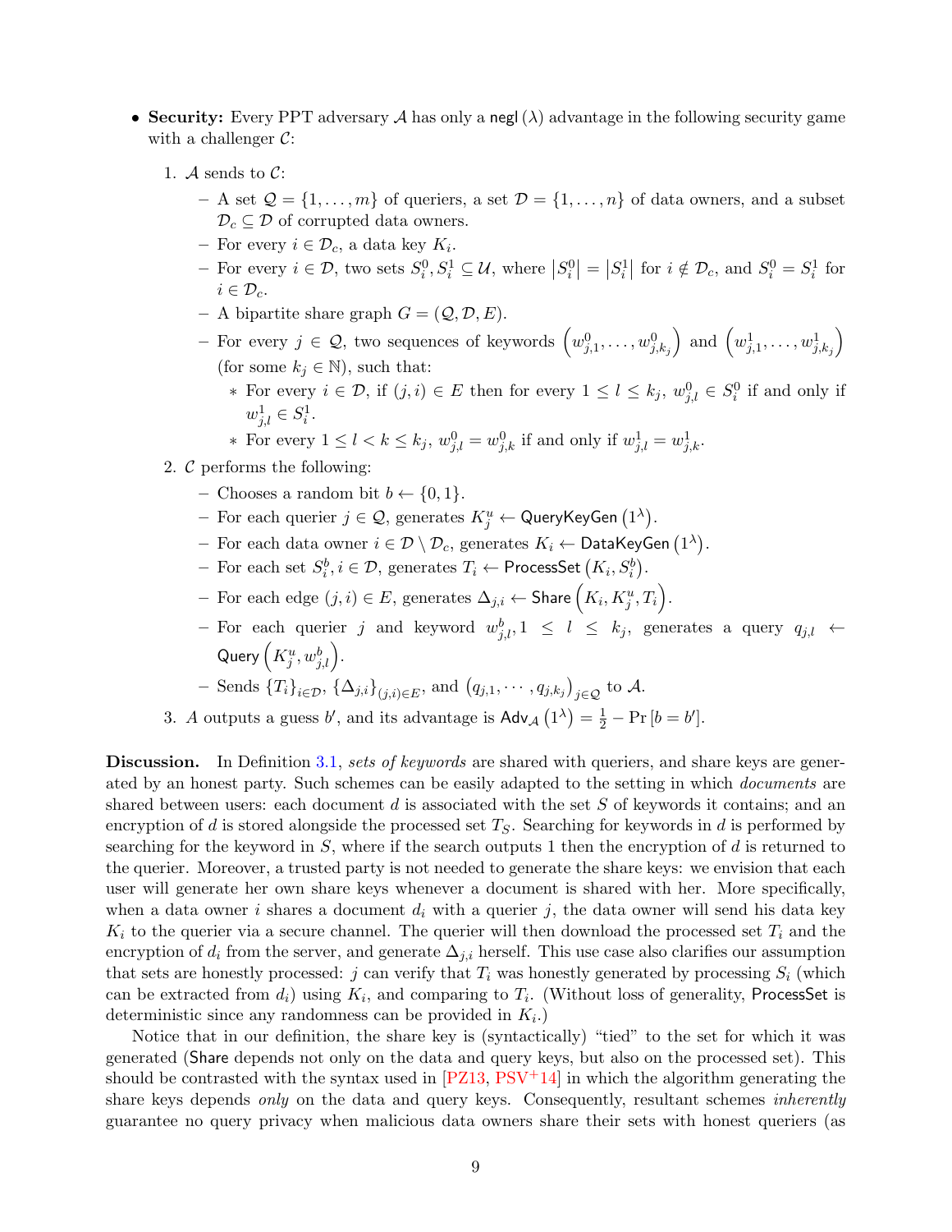- **Security:** Every PPT adversary $\mathcal{A}$ has only a $\mathsf{negl}(\lambda)$ advantage in the following security game with a challenger $\mathcal{C}$:
  1. $\mathcal{A}$ sends to $\mathcal{C}$:
     - A set $\mathcal{Q} = \{1, \ldots, m\}$ of queriers, a set $\mathcal{D} = \{1, \ldots, n\}$ of data owners, and a subset $\mathcal{D}_c \subseteq \mathcal{D}$ of corrupted data owners.
     - For every $i \in \mathcal{D}_c$, a data key $K_i$.
     - For every $i \in \mathcal{D}$, two sets $S_i^0, S_i^1 \subseteq \mathcal{U}$, where $|S_i^0| = |S_i^1|$ for $i \notin \mathcal{D}_c$, and $S_i^0 = S_i^1$ for $i \in \mathcal{D}_c$.
     - A bipartite share graph $G = (\mathcal{Q}, \mathcal{D}, E)$.
     - For every $j \in \mathcal{Q}$, two sequences of keywords $\left(w_{j,1}^0, \ldots, w_{j,k_j}^0\right)$ and $\left(w_{j,1}^1, \ldots, w_{j,k_j}^1\right)$ (for some $k_j \in \mathbb{N}$), such that:
       * For every $i \in \mathcal{D}$, if $(j,i) \in E$ then for every $1 \leq l \leq k_j$, $w_{j,l}^0 \in S_i^0$ if and only if $w_{j,l}^1 \in S_i^1$.
       * For every $1 \leq l < k \leq k_j$, $w_{j,l}^0 = w_{j,k}^0$ if and only if $w_{j,l}^1 = w_{j,k}^1$.
  2. $\mathcal{C}$ performs the following:
     - Chooses a random bit $b \leftarrow \{0,1\}$.
     - For each querier $j \in \mathcal{Q}$, generates $K_j^u \leftarrow \mathsf{QueryKeyGen}\left(1^\lambda\right)$.
     - For each data owner $i \in \mathcal{D} \setminus \mathcal{D}_c$, generates $K_i \leftarrow \mathsf{DataKeyGen}\left(1^\lambda\right)$.
     - For each set $S_i^b, i \in \mathcal{D}$, generates $T_i \leftarrow \mathsf{ProcessSet}\left(K_i, S_i^b\right)$.
     - For each edge $(j,i) \in E$, generates $\Delta_{j,i} \leftarrow \mathsf{Share}\left(K_i, K_j^u, T_i\right)$.
     - For each querier $j$ and keyword $w_{j,l}^b, 1 \leq l \leq k_j$, generates a query $q_{j,l} \leftarrow \mathsf{Query}\left(K_j^u, w_{j,l}^b\right)$.
     - Sends $\{T_i\}_{i \in \mathcal{D}}$, $\{\Delta_{j,i}\}_{(j,i) \in E}$, and $\left(q_{j,1}, \cdots, q_{j,k_j}\right)_{j \in \mathcal{Q}}$ to $\mathcal{A}$.
  3. $A$ outputs a guess $b'$, and its advantage is $\mathsf{Adv}_{\mathcal{A}}\left(1^\lambda\right) = \frac{1}{2} - \Pr\left[b = b'\right]$.

**Discussion.** In Definition 3.1, *sets of keywords* are shared with queriers, and share keys are generated by an honest party. Such schemes can be easily adapted to the setting in which *documents* are shared between users: each document $d$ is associated with the set $S$ of keywords it contains; and an encryption of $d$ is stored alongside the processed set $T_S$. Searching for keywords in $d$ is performed by searching for the keyword in $S$, where if the search outputs 1 then the encryption of $d$ is returned to the querier. Moreover, a trusted party is not needed to generate the share keys: we envision that each user will generate her own share keys whenever a document is shared with her. More specifically, when a data owner $i$ shares a document $d_i$ with a querier $j$, the data owner will send his data key $K_i$ to the querier via a secure channel. The querier will then download the processed set $T_i$ and the encryption of $d_i$ from the server, and generate $\Delta_{j,i}$ herself. This use case also clarifies our assumption that sets are honestly processed: $j$ can verify that $T_i$ was honestly generated by processing $S_i$ (which can be extracted from $d_i$) using $K_i$, and comparing to $T_i$. (Without loss of generality, $\mathsf{ProcessSet}$ is deterministic since any randomness can be provided in $K_i$.)

Notice that in our definition, the share key is (syntactically) "tied" to the set for which it was generated ($\mathsf{Share}$ depends not only on the data and query keys, but also on the processed set). This should be contrasted with the syntax used in [PZ13, PSV+14] in which the algorithm generating the share keys depends *only* on the data and query keys. Consequently, resultant schemes *inherently* guarantee no query privacy when malicious data owners share their sets with honest queriers (as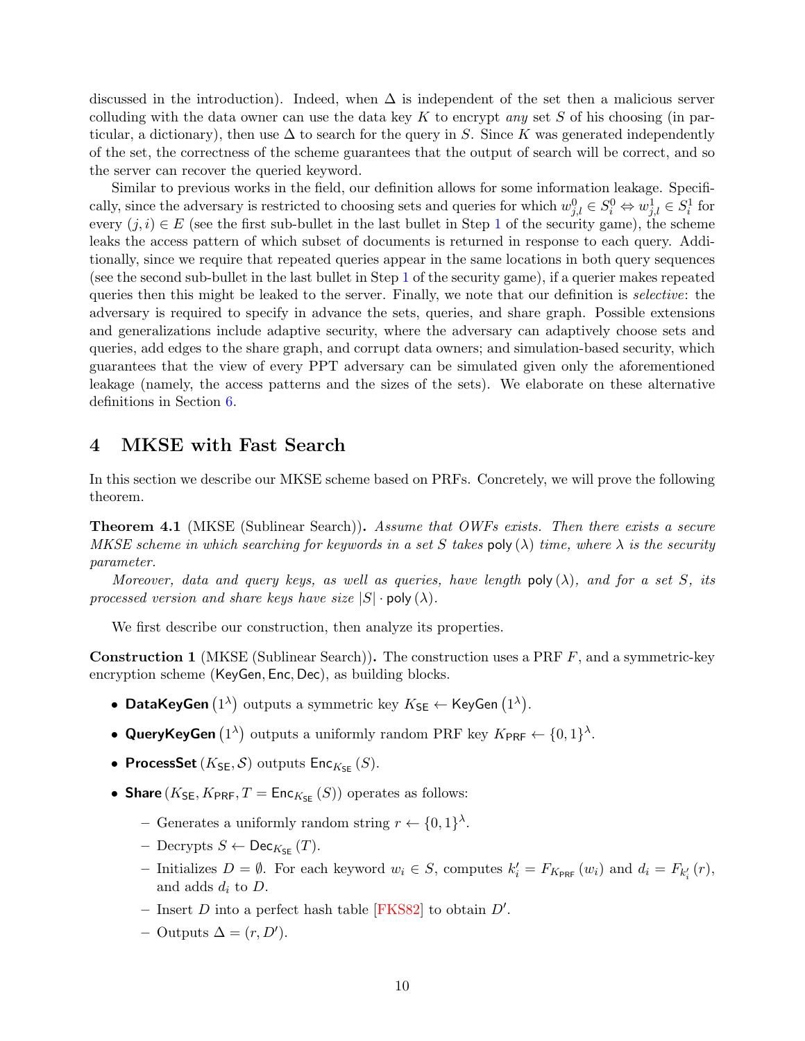discussed in the introduction). Indeed, when $\Delta$ is independent of the set then a malicious server colluding with the data owner can use the data key $K$ to encrypt *any* set $S$ of his choosing (in particular, a dictionary), then use $\Delta$ to search for the query in $S$. Since $K$ was generated independently of the set, the correctness of the scheme guarantees that the output of search will be correct, and so the server can recover the queried keyword.

Similar to previous works in the field, our definition allows for some information leakage. Specifically, since the adversary is restricted to choosing sets and queries for which $w^0_{j,l} \in S^0_i \Leftrightarrow w^1_{j,l} \in S^1_i$ for every $(j, i) \in E$ (see the first sub-bullet in the last bullet in Step 1 of the security game), the scheme leaks the access pattern of which subset of documents is returned in response to each query. Additionally, since we require that repeated queries appear in the same locations in both query sequences (see the second sub-bullet in the last bullet in Step 1 of the security game), if a querier makes repeated queries then this might be leaked to the server. Finally, we note that our definition is *selective*: the adversary is required to specify in advance the sets, queries, and share graph. Possible extensions and generalizations include adaptive security, where the adversary can adaptively choose sets and queries, add edges to the share graph, and corrupt data owners; and simulation-based security, which guarantees that the view of every PPT adversary can be simulated given only the aforementioned leakage (namely, the access patterns and the sizes of the sets). We elaborate on these alternative definitions in Section 6.

## 4 MKSE with Fast Search

In this section we describe our MKSE scheme based on PRFs. Concretely, we will prove the following theorem.

**Theorem 4.1** (MKSE (Sublinear Search))**.** *Assume that OWFs exists. Then there exists a secure MKSE scheme in which searching for keywords in a set $S$ takes $\mathsf{poly}(\lambda)$ time, where $\lambda$ is the security parameter.*

*Moreover, data and query keys, as well as queries, have length $\mathsf{poly}(\lambda)$, and for a set $S$, its processed version and share keys have size $|S| \cdot \mathsf{poly}(\lambda)$.*

We first describe our construction, then analyze its properties.

**Construction 1** (MKSE (Sublinear Search))**.** The construction uses a PRF $F$, and a symmetric-key encryption scheme $(\mathsf{KeyGen}, \mathsf{Enc}, \mathsf{Dec})$, as building blocks.

- $\mathsf{DataKeyGen}(1^\lambda)$ outputs a symmetric key $K_{\mathsf{SE}} \leftarrow \mathsf{KeyGen}(1^\lambda)$.
- $\mathsf{QueryKeyGen}(1^\lambda)$ outputs a uniformly random PRF key $K_{\mathsf{PRF}} \leftarrow \{0,1\}^\lambda$.
- $\mathsf{ProcessSet}(K_{\mathsf{SE}}, \mathcal{S})$ outputs $\mathsf{Enc}_{K_{\mathsf{SE}}}(S)$.
- $\mathsf{Share}(K_{\mathsf{SE}}, K_{\mathsf{PRF}}, T = \mathsf{Enc}_{K_{\mathsf{SE}}}(S))$ operates as follows:
  - Generates a uniformly random string $r \leftarrow \{0,1\}^\lambda$.
  - Decrypts $S \leftarrow \mathsf{Dec}_{K_{\mathsf{SE}}}(T)$.
  - Initializes $D = \emptyset$. For each keyword $w_i \in S$, computes $k'_i = F_{K_{\mathsf{PRF}}}(w_i)$ and $d_i = F_{k'_i}(r)$, and adds $d_i$ to $D$.
  - Insert $D$ into a perfect hash table [FKS82] to obtain $D'$.
  - Outputs $\Delta = (r, D')$.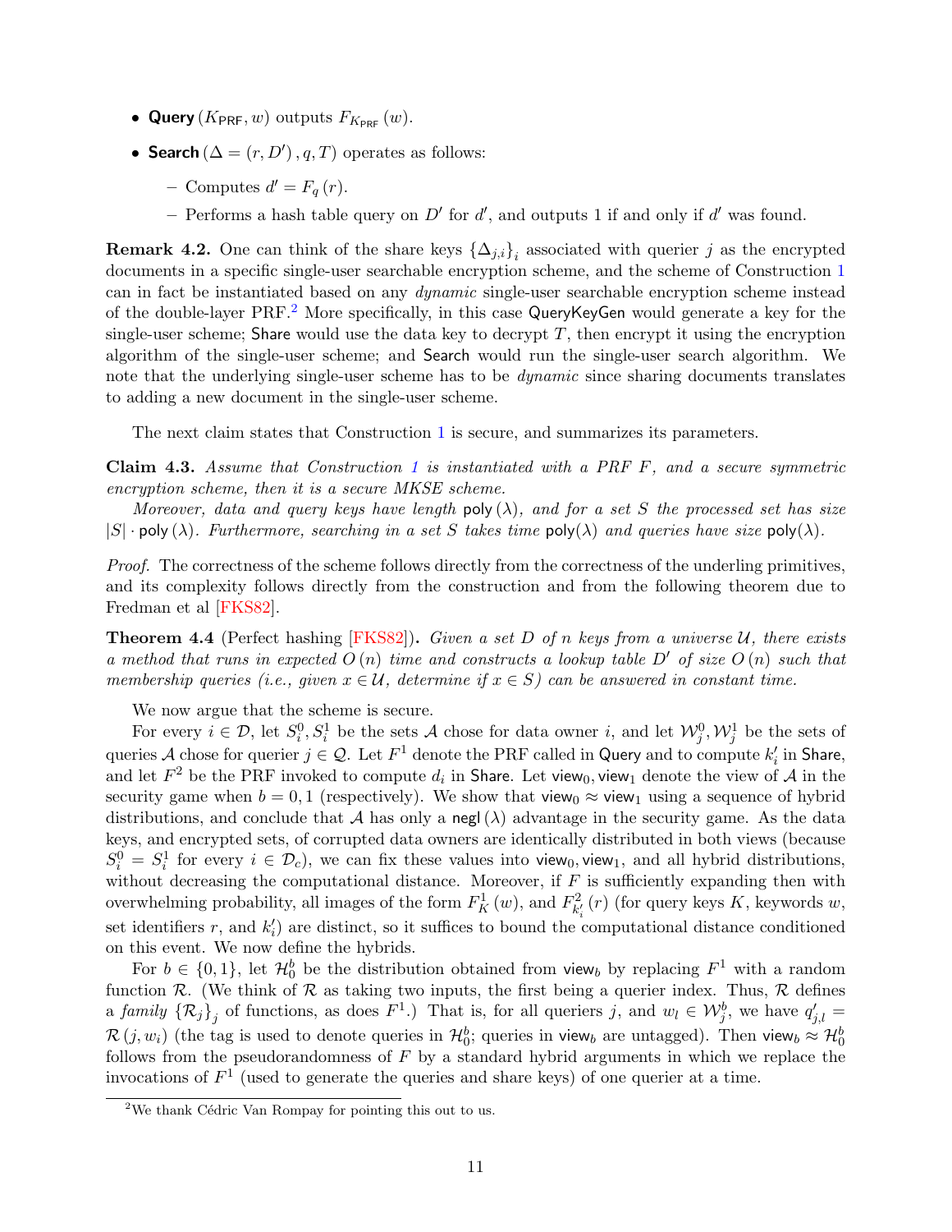- **Query** $(K_{\mathsf{PRF}}, w)$ outputs $F_{K_{\mathsf{PRF}}}(w)$.
- **Search** $(\Delta = (r, D'), q, T)$ operates as follows:
  - Computes $d' = F_q(r)$.
  - Performs a hash table query on $D'$ for $d'$, and outputs 1 if and only if $d'$ was found.

**Remark 4.2.** One can think of the share keys $\{\Delta_{j,i}\}_i$ associated with querier $j$ as the encrypted documents in a specific single-user searchable encryption scheme, and the scheme of Construction 1 can in fact be instantiated based on any *dynamic* single-user searchable encryption scheme instead of the double-layer PRF.[2] More specifically, in this case QueryKeyGen would generate a key for the single-user scheme; Share would use the data key to decrypt $T$, then encrypt it using the encryption algorithm of the single-user scheme; and Search would run the single-user search algorithm. We note that the underlying single-user scheme has to be *dynamic* since sharing documents translates to adding a new document in the single-user scheme.

The next claim states that Construction 1 is secure, and summarizes its parameters.

**Claim 4.3.** *Assume that Construction 1 is instantiated with a PRF $F$, and a secure symmetric encryption scheme, then it is a secure MKSE scheme.*

*Moreover, data and query keys have length* $\mathsf{poly}(\lambda)$*, and for a set $S$ the processed set has size* $|S| \cdot \mathsf{poly}(\lambda)$*. Furthermore, searching in a set $S$ takes time* $\mathsf{poly}(\lambda)$ *and queries have size* $\mathsf{poly}(\lambda)$*.*

*Proof.* The correctness of the scheme follows directly from the correctness of the underling primitives, and its complexity follows directly from the construction and from the following theorem due to Fredman et al [FKS82].

**Theorem 4.4** (Perfect hashing [FKS82])**.** *Given a set $D$ of $n$ keys from a universe $\mathcal{U}$, there exists a method that runs in expected $O(n)$ time and constructs a lookup table $D'$ of size $O(n)$ such that membership queries (i.e., given $x \in \mathcal{U}$, determine if $x \in S$) can be answered in constant time.*

We now argue that the scheme is secure.

For every $i \in \mathcal{D}$, let $S_i^0, S_i^1$ be the sets $\mathcal{A}$ chose for data owner $i$, and let $\mathcal{W}_j^0, \mathcal{W}_j^1$ be the sets of queries $\mathcal{A}$ chose for querier $j \in \mathcal{Q}$. Let $F^1$ denote the PRF called in Query and to compute $k_i'$ in Share, and let $F^2$ be the PRF invoked to compute $d_i$ in Share. Let $\mathsf{view}_0, \mathsf{view}_1$ denote the view of $\mathcal{A}$ in the security game when $b = 0, 1$ (respectively). We show that $\mathsf{view}_0 \approx \mathsf{view}_1$ using a sequence of hybrid distributions, and conclude that $\mathcal{A}$ has only a $\mathsf{negl}(\lambda)$ advantage in the security game. As the data keys, and encrypted sets, of corrupted data owners are identically distributed in both views (because $S_i^0 = S_i^1$ for every $i \in \mathcal{D}_c$), we can fix these values into $\mathsf{view}_0, \mathsf{view}_1$, and all hybrid distributions, without decreasing the computational distance. Moreover, if $F$ is sufficiently expanding then with overwhelming probability, all images of the form $F_K^1(w)$, and $F_{k_i'}^2(r)$ (for query keys $K$, keywords $w$, set identifiers $r$, and $k_i'$) are distinct, so it suffices to bound the computational distance conditioned on this event. We now define the hybrids.

For $b \in \{0, 1\}$, let $\mathcal{H}_0^b$ be the distribution obtained from $\mathsf{view}_b$ by replacing $F^1$ with a random function $\mathcal{R}$. (We think of $\mathcal{R}$ as taking two inputs, the first being a querier index. Thus, $\mathcal{R}$ defines a *family* $\{\mathcal{R}_j\}_j$ of functions, as does $F^1$.) That is, for all queriers $j$, and $w_l \in \mathcal{W}_j^b$, we have $q_{j,l}' = \mathcal{R}(j, w_i)$ (the tag is used to denote queries in $\mathcal{H}_0^b$; queries in $\mathsf{view}_b$ are untagged). Then $\mathsf{view}_b \approx \mathcal{H}_0^b$ follows from the pseudorandomness of $F$ by a standard hybrid arguments in which we replace the invocations of $F^1$ (used to generate the queries and share keys) of one querier at a time.

[2] We thank Cédric Van Rompay for pointing this out to us.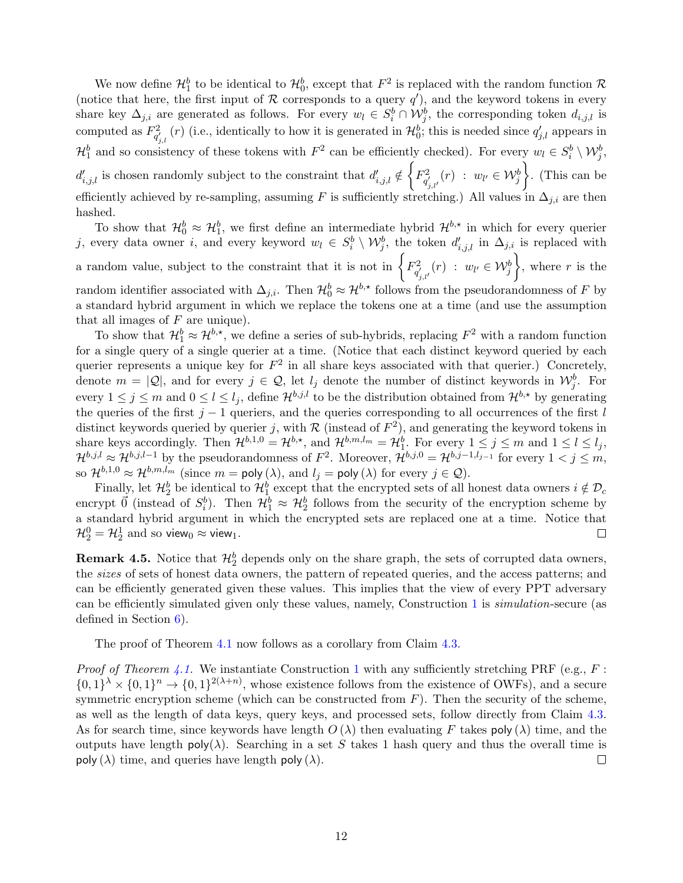We now define $\mathcal{H}_1^b$ to be identical to $\mathcal{H}_0^b$, except that $F^2$ is replaced with the random function $\mathcal{R}$ (notice that here, the first input of $\mathcal{R}$ corresponds to a query $q'$), and the keyword tokens in every share key $\Delta_{j,i}$ are generated as follows. For every $w_l \in S_i^b \cap \mathcal{W}_j^b$, the corresponding token $d_{i,j,l}$ is computed as $F^2_{q'_{j,l}}(r)$ (i.e., identically to how it is generated in $\mathcal{H}_0^b$; this is needed since $q'_{j,l}$ appears in $\mathcal{H}_1^b$ and so consistency of these tokens with $F^2$ can be efficiently checked). For every $w_l \in S_i^b \setminus \mathcal{W}_j^b$, $d'_{i,j,l}$ is chosen randomly subject to the constraint that $d'_{i,j,l} \notin \left\{ F^2_{q'_{j,l'}}(r) \;:\; w_{l'} \in \mathcal{W}_j^b \right\}$. (This can be efficiently achieved by re-sampling, assuming $F$ is sufficiently stretching.) All values in $\Delta_{j,i}$ are then hashed.

To show that $\mathcal{H}_0^b \approx \mathcal{H}_1^b$, we first define an intermediate hybrid $\mathcal{H}^{b,\star}$ in which for every querier $j$, every data owner $i$, and every keyword $w_l \in S_i^b \setminus \mathcal{W}_j^b$, the token $d'_{i,j,l}$ in $\Delta_{j,i}$ is replaced with a random value, subject to the constraint that it is not in $\left\{ F^2_{q'_{j,l'}}(r) \;:\; w_{l'} \in \mathcal{W}_j^b \right\}$, where $r$ is the random identifier associated with $\Delta_{j,i}$. Then $\mathcal{H}_0^b \approx \mathcal{H}^{b,\star}$ follows from the pseudorandomness of $F$ by a standard hybrid argument in which we replace the tokens one at a time (and use the assumption that all images of $F$ are unique).

To show that $\mathcal{H}_1^b \approx \mathcal{H}^{b,\star}$, we define a series of sub-hybrids, replacing $F^2$ with a random function for a single query of a single querier at a time. (Notice that each distinct keyword queried by each querier represents a unique key for $F^2$ in all share keys associated with that querier.) Concretely, denote $m = |\mathcal{Q}|$, and for every $j \in \mathcal{Q}$, let $l_j$ denote the number of distinct keywords in $\mathcal{W}_j^b$. For every $1 \leq j \leq m$ and $0 \leq l \leq l_j$, define $\mathcal{H}^{b,j,l}$ to be the distribution obtained from $\mathcal{H}^{b,\star}$ by generating the queries of the first $j-1$ queriers, and the queries corresponding to all occurrences of the first $l$ distinct keywords queried by querier $j$, with $\mathcal{R}$ (instead of $F^2$), and generating the keyword tokens in share keys accordingly. Then $\mathcal{H}^{b,1,0} = \mathcal{H}^{b,\star}$, and $\mathcal{H}^{b,m,l_m} = \mathcal{H}_1^b$. For every $1 \leq j \leq m$ and $1 \leq l \leq l_j$, $\mathcal{H}^{b,j,l} \approx \mathcal{H}^{b,j,l-1}$ by the pseudorandomness of $F^2$. Moreover, $\mathcal{H}^{b,j,0} = \mathcal{H}^{b,j-1,l_{j-1}}$ for every $1 < j \leq m$, so $\mathcal{H}^{b,1,0} \approx \mathcal{H}^{b,m,l_m}$ (since $m = \mathsf{poly}(\lambda)$, and $l_j = \mathsf{poly}(\lambda)$ for every $j \in \mathcal{Q}$).

Finally, let $\mathcal{H}_2^b$ be identical to $\mathcal{H}_1^b$ except that the encrypted sets of all honest data owners $i \notin \mathcal{D}_c$ encrypt $\vec{0}$ (instead of $S_i^b$). Then $\mathcal{H}_1^b \approx \mathcal{H}_2^b$ follows from the security of the encryption scheme by a standard hybrid argument in which the encrypted sets are replaced one at a time. Notice that $\mathcal{H}_2^0 = \mathcal{H}_2^1$ and so $\mathsf{view}_0 \approx \mathsf{view}_1$. □

**Remark 4.5.** Notice that $\mathcal{H}_2^b$ depends only on the share graph, the sets of corrupted data owners, the *sizes* of sets of honest data owners, the pattern of repeated queries, and the access patterns; and can be efficiently generated given these values. This implies that the view of every PPT adversary can be efficiently simulated given only these values, namely, Construction 1 is *simulation*-secure (as defined in Section 6).

The proof of Theorem 4.1 now follows as a corollary from Claim 4.3.

*Proof of Theorem 4.1.* We instantiate Construction 1 with any sufficiently stretching PRF (e.g., $F : \{0,1\}^\lambda \times \{0,1\}^n \to \{0,1\}^{2(\lambda+n)}$, whose existence follows from the existence of OWFs), and a secure symmetric encryption scheme (which can be constructed from $F$). Then the security of the scheme, as well as the length of data keys, query keys, and processed sets, follow directly from Claim 4.3. As for search time, since keywords have length $O(\lambda)$ then evaluating $F$ takes $\mathsf{poly}(\lambda)$ time, and the outputs have length $\mathsf{poly}(\lambda)$. Searching in a set $S$ takes 1 hash query and thus the overall time is $\mathsf{poly}(\lambda)$ time, and queries have length $\mathsf{poly}(\lambda)$. □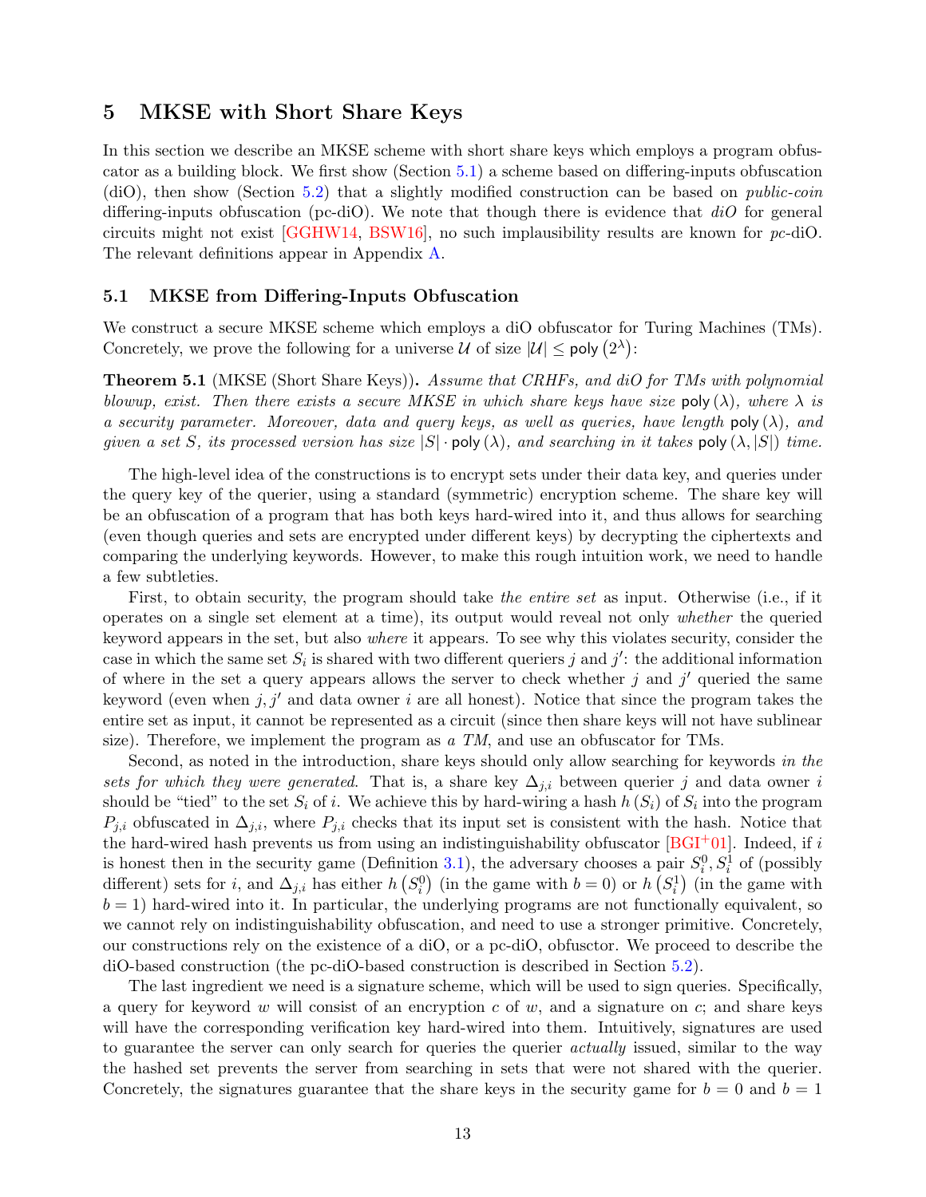## 5 MKSE with Short Share Keys

In this section we describe an MKSE scheme with short share keys which employs a program obfuscator as a building block. We first show (Section 5.1) a scheme based on differing-inputs obfuscation (diO), then show (Section 5.2) that a slightly modified construction can be based on *public-coin* differing-inputs obfuscation (pc-diO). We note that though there is evidence that *diO* for general circuits might not exist [GGHW14, BSW16], no such implausibility results are known for *pc*-diO. The relevant definitions appear in Appendix A.

### 5.1 MKSE from Differing-Inputs Obfuscation

We construct a secure MKSE scheme which employs a diO obfuscator for Turing Machines (TMs). Concretely, we prove the following for a universe $\mathcal{U}$ of size $|\mathcal{U}| \leq \mathsf{poly}\left(2^{\lambda}\right)$:

**Theorem 5.1** (MKSE (Short Share Keys))**.** *Assume that CRHFs, and diO for TMs with polynomial blowup, exist. Then there exists a secure MKSE in which share keys have size* $\mathsf{poly}(\lambda)$*, where* $\lambda$ *is a security parameter. Moreover, data and query keys, as well as queries, have length* $\mathsf{poly}(\lambda)$*, and given a set* $S$*, its processed version has size* $|S| \cdot \mathsf{poly}(\lambda)$*, and searching in it takes* $\mathsf{poly}(\lambda, |S|)$ *time.*

The high-level idea of the constructions is to encrypt sets under their data key, and queries under the query key of the querier, using a standard (symmetric) encryption scheme. The share key will be an obfuscation of a program that has both keys hard-wired into it, and thus allows for searching (even though queries and sets are encrypted under different keys) by decrypting the ciphertexts and comparing the underlying keywords. However, to make this rough intuition work, we need to handle a few subtleties.

First, to obtain security, the program should take *the entire set* as input. Otherwise (i.e., if it operates on a single set element at a time), its output would reveal not only *whether* the queried keyword appears in the set, but also *where* it appears. To see why this violates security, consider the case in which the same set $S_i$ is shared with two different queriers $j$ and $j'$: the additional information of where in the set a query appears allows the server to check whether $j$ and $j'$ queried the same keyword (even when $j, j'$ and data owner $i$ are all honest). Notice that since the program takes the entire set as input, it cannot be represented as a circuit (since then share keys will not have sublinear size). Therefore, we implement the program as *a TM*, and use an obfuscator for TMs.

Second, as noted in the introduction, share keys should only allow searching for keywords *in the sets for which they were generated*. That is, a share key $\Delta_{j,i}$ between querier $j$ and data owner $i$ should be "tied" to the set $S_i$ of $i$. We achieve this by hard-wiring a hash $h(S_i)$ of $S_i$ into the program $P_{j,i}$ obfuscated in $\Delta_{j,i}$, where $P_{j,i}$ checks that its input set is consistent with the hash. Notice that the hard-wired hash prevents us from using an indistinguishability obfuscator [BGI+01]. Indeed, if $i$ is honest then in the security game (Definition 3.1), the adversary chooses a pair $S_i^0, S_i^1$ of (possibly different) sets for $i$, and $\Delta_{j,i}$ has either $h\left(S_i^0\right)$ (in the game with $b = 0$) or $h\left(S_i^1\right)$ (in the game with $b = 1$) hard-wired into it. In particular, the underlying programs are not functionally equivalent, so we cannot rely on indistinguishability obfuscation, and need to use a stronger primitive. Concretely, our constructions rely on the existence of a diO, or a pc-diO, obfusctor. We proceed to describe the diO-based construction (the pc-diO-based construction is described in Section 5.2).

The last ingredient we need is a signature scheme, which will be used to sign queries. Specifically, a query for keyword $w$ will consist of an encryption $c$ of $w$, and a signature on $c$; and share keys will have the corresponding verification key hard-wired into them. Intuitively, signatures are used to guarantee the server can only search for queries the querier *actually* issued, similar to the way the hashed set prevents the server from searching in sets that were not shared with the querier. Concretely, the signatures guarantee that the share keys in the security game for $b = 0$ and $b = 1$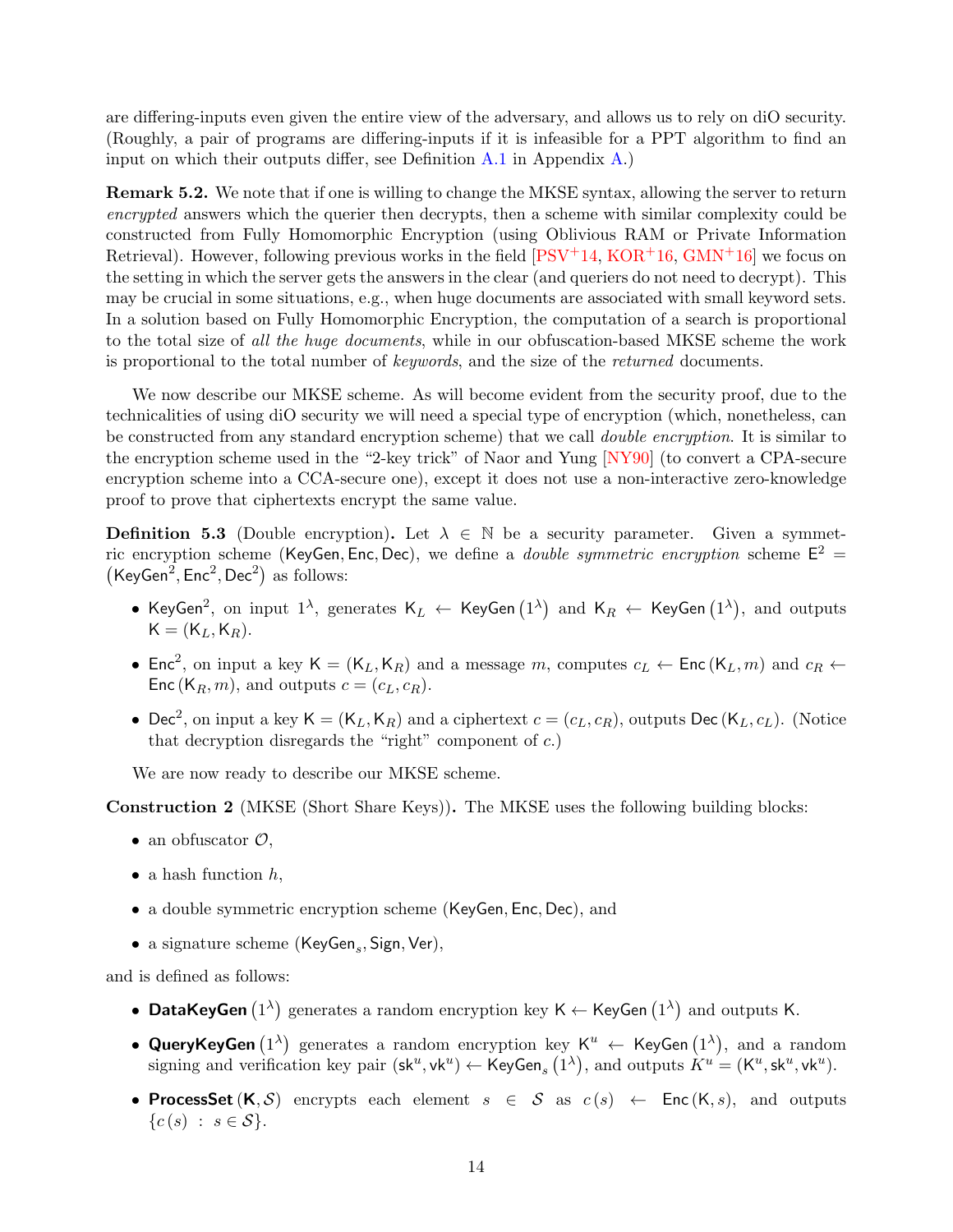are differing-inputs even given the entire view of the adversary, and allows us to rely on diO security. (Roughly, a pair of programs are differing-inputs if it is infeasible for a PPT algorithm to find an input on which their outputs differ, see Definition A.1 in Appendix A.)

**Remark 5.2.** We note that if one is willing to change the MKSE syntax, allowing the server to return *encrypted* answers which the querier then decrypts, then a scheme with similar complexity could be constructed from Fully Homomorphic Encryption (using Oblivious RAM or Private Information Retrieval). However, following previous works in the field [PSV+14, KOR+16, GMN+16] we focus on the setting in which the server gets the answers in the clear (and queriers do not need to decrypt). This may be crucial in some situations, e.g., when huge documents are associated with small keyword sets. In a solution based on Fully Homomorphic Encryption, the computation of a search is proportional to the total size of *all the huge documents*, while in our obfuscation-based MKSE scheme the work is proportional to the total number of *keywords*, and the size of the *returned* documents.

We now describe our MKSE scheme. As will become evident from the security proof, due to the technicalities of using diO security we will need a special type of encryption (which, nonetheless, can be constructed from any standard encryption scheme) that we call *double encryption*. It is similar to the encryption scheme used in the "2-key trick" of Naor and Yung [NY90] (to convert a CPA-secure encryption scheme into a CCA-secure one), except it does not use a non-interactive zero-knowledge proof to prove that ciphertexts encrypt the same value.

**Definition 5.3** (Double encryption)**.** Let $\lambda \in \mathbb{N}$ be a security parameter. Given a symmetric encryption scheme $(\mathsf{KeyGen}, \mathsf{Enc}, \mathsf{Dec})$, we define a *double symmetric encryption* scheme $\mathsf{E}^2 = \left(\mathsf{KeyGen}^2, \mathsf{Enc}^2, \mathsf{Dec}^2\right)$ as follows:

- $\mathsf{KeyGen}^2$, on input $1^\lambda$, generates $\mathsf{K}_L \leftarrow \mathsf{KeyGen}\left(1^\lambda\right)$ and $\mathsf{K}_R \leftarrow \mathsf{KeyGen}\left(1^\lambda\right)$, and outputs $\mathsf{K} = (\mathsf{K}_L, \mathsf{K}_R)$.
- $\mathsf{Enc}^2$, on input a key $\mathsf{K} = (\mathsf{K}_L, \mathsf{K}_R)$ and a message $m$, computes $c_L \leftarrow \mathsf{Enc}\left(\mathsf{K}_L, m\right)$ and $c_R \leftarrow \mathsf{Enc}\left(\mathsf{K}_R, m\right)$, and outputs $c = (c_L, c_R)$.
- $\mathsf{Dec}^2$, on input a key $\mathsf{K} = (\mathsf{K}_L, \mathsf{K}_R)$ and a ciphertext $c = (c_L, c_R)$, outputs $\mathsf{Dec}\left(\mathsf{K}_L, c_L\right)$. (Notice that decryption disregards the "right" component of $c$.)

We are now ready to describe our MKSE scheme.

**Construction 2** (MKSE (Short Share Keys))**.** The MKSE uses the following building blocks:

- an obfuscator $\mathcal{O}$,
- a hash function $h$,
- a double symmetric encryption scheme $(\mathsf{KeyGen}, \mathsf{Enc}, \mathsf{Dec})$, and
- a signature scheme $(\mathsf{KeyGen}_s, \mathsf{Sign}, \mathsf{Ver})$,

and is defined as follows:

- $\textbf{DataKeyGen}\left(1^\lambda\right)$ generates a random encryption key $\mathsf{K} \leftarrow \mathsf{KeyGen}\left(1^\lambda\right)$ and outputs $\mathsf{K}$.
- $\textbf{QueryKeyGen}\left(1^\lambda\right)$ generates a random encryption key $\mathsf{K}^u \leftarrow \mathsf{KeyGen}\left(1^\lambda\right)$, and a random signing and verification key pair $(\mathsf{sk}^u, \mathsf{vk}^u) \leftarrow \mathsf{KeyGen}_s\left(1^\lambda\right)$, and outputs $K^u = (\mathsf{K}^u, \mathsf{sk}^u, \mathsf{vk}^u)$.
- $\textbf{ProcessSet}\left(\mathsf{K}, \mathcal{S}\right)$ encrypts each element $s \in \mathcal{S}$ as $c\left(s\right) \leftarrow \mathsf{Enc}\left(\mathsf{K}, s\right)$, and outputs $\{c\left(s\right) : s \in \mathcal{S}\}$.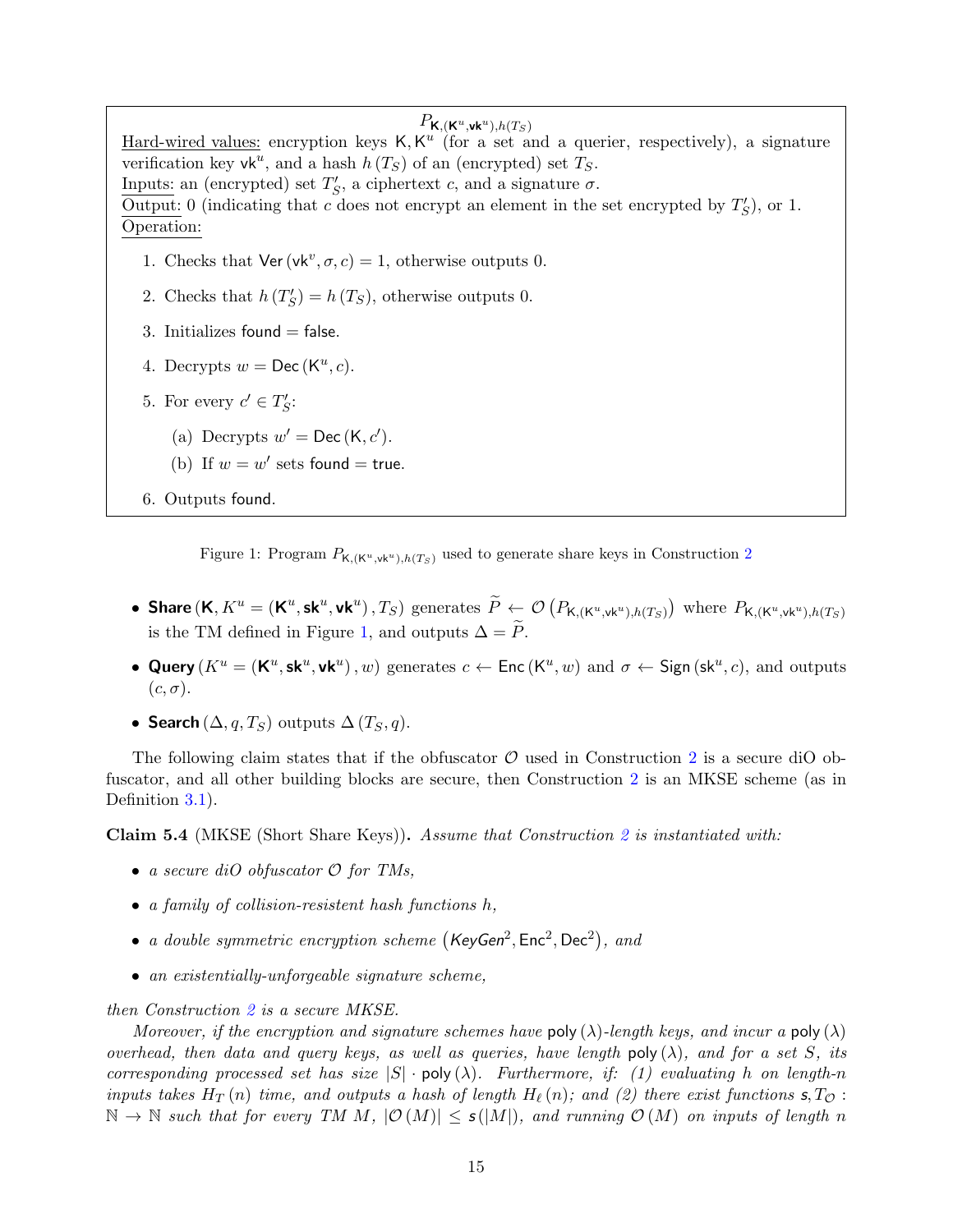$P_{\mathsf{K},(\mathsf{K}^u,\mathsf{vk}^u),h(T_S)}$

Hard-wired values: encryption keys $\mathsf{K},\mathsf{K}^u$ (for a set and a querier, respectively), a signature verification key $\mathsf{vk}^u$, and a hash $h(T_S)$ of an (encrypted) set $T_S$.

Inputs: an (encrypted) set $T'_S$, a ciphertext $c$, and a signature $\sigma$.

Output: 0 (indicating that $c$ does not encrypt an element in the set encrypted by $T'_S$), or 1.

Operation:

1. Checks that $\mathsf{Ver}(\mathsf{vk}^v, \sigma, c) = 1$, otherwise outputs 0.
2. Checks that $h(T'_S) = h(T_S)$, otherwise outputs 0.
3. Initializes $\mathsf{found} = \mathsf{false}$.
4. Decrypts $w = \mathsf{Dec}(\mathsf{K}^u, c)$.
5. For every $c' \in T'_S$:
   (a) Decrypts $w' = \mathsf{Dec}(\mathsf{K}, c')$.
   (b) If $w = w'$ sets $\mathsf{found} = \mathsf{true}$.
6. Outputs $\mathsf{found}$.

Figure 1: Program $P_{\mathsf{K},(\mathsf{K}^u,\mathsf{vk}^u),h(T_S)}$ used to generate share keys in Construction 2

- **Share** $(\mathbf{K}, K^u = (\mathbf{K}^u, \mathbf{sk}^u, \mathbf{vk}^u), T_S)$ generates $\widetilde{P} \leftarrow \mathcal{O}\left(P_{\mathsf{K},(\mathsf{K}^u,\mathsf{vk}^u),h(T_S)}\right)$ where $P_{\mathsf{K},(\mathsf{K}^u,\mathsf{vk}^u),h(T_S)}$ is the TM defined in Figure 1, and outputs $\Delta = \widetilde{P}$.
- **Query** $(K^u = (\mathbf{K}^u, \mathbf{sk}^u, \mathbf{vk}^u), w)$ generates $c \leftarrow \mathsf{Enc}(\mathsf{K}^u, w)$ and $\sigma \leftarrow \mathsf{Sign}(\mathsf{sk}^u, c)$, and outputs $(c, \sigma)$.
- **Search** $(\Delta, q, T_S)$ outputs $\Delta(T_S, q)$.

The following claim states that if the obfuscator $\mathcal{O}$ used in Construction 2 is a secure diO obfuscator, and all other building blocks are secure, then Construction 2 is an MKSE scheme (as in Definition 3.1).

**Claim 5.4** (MKSE (Short Share Keys))**.** *Assume that Construction 2 is instantiated with:*

- *a secure diO obfuscator $\mathcal{O}$ for TMs,*
- *a family of collision-resistent hash functions $h$,*
- *a double symmetric encryption scheme $\left(KeyGen^2, \mathsf{Enc}^2, \mathsf{Dec}^2\right)$, and*
- *an existentially-unforgeable signature scheme,*

*then Construction 2 is a secure MKSE.*

*Moreover, if the encryption and signature schemes have $\mathsf{poly}(\lambda)$-length keys, and incur a $\mathsf{poly}(\lambda)$ overhead, then data and query keys, as well as queries, have length $\mathsf{poly}(\lambda)$, and for a set $S$, its corresponding processed set has size $|S| \cdot \mathsf{poly}(\lambda)$. Furthermore, if: (1) evaluating $h$ on length-$n$ inputs takes $H_T(n)$ time, and outputs a hash of length $H_\ell(n)$; and (2) there exist functions $\mathsf{s}, T_{\mathcal{O}} : \mathbb{N} \rightarrow \mathbb{N}$ such that for every TM $M$, $|\mathcal{O}(M)| \leq \mathsf{s}(|M|)$, and running $\mathcal{O}(M)$ on inputs of length $n$*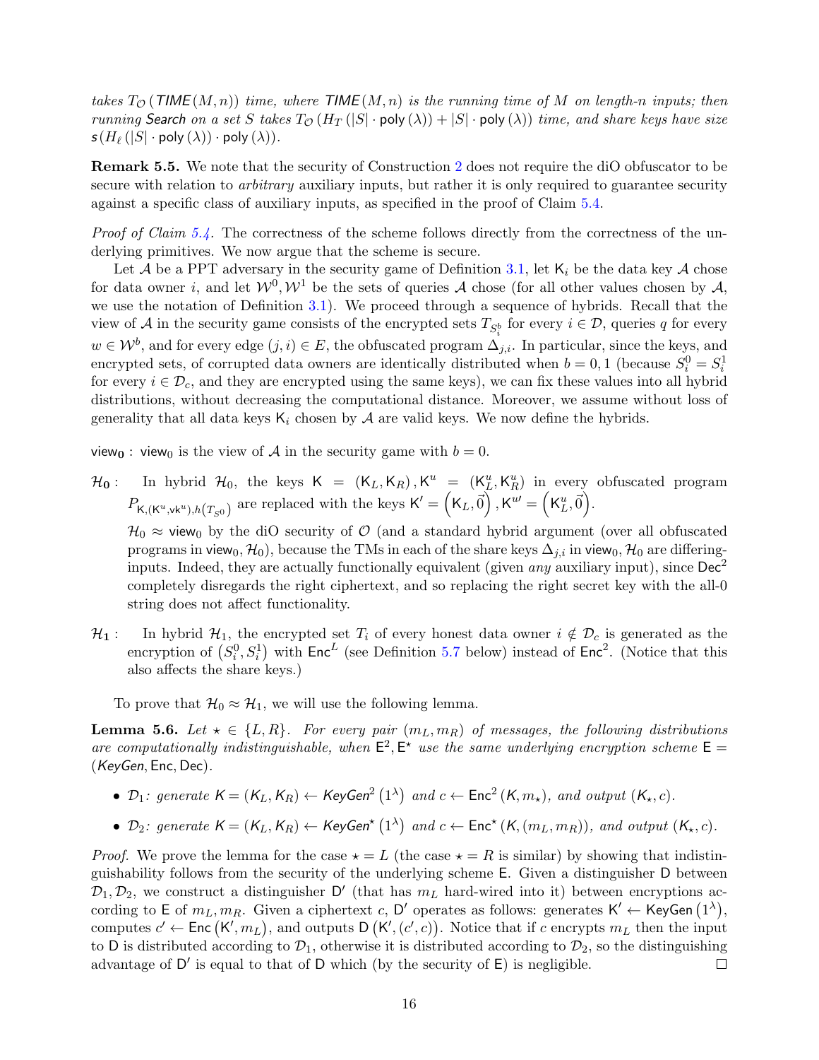*takes $T_{\mathcal{O}}(\mathit{TIME}(M,n))$ time, where $\mathit{TIME}(M,n)$ is the running time of $M$ on length-$n$ inputs; then running Search on a set $S$ takes $T_{\mathcal{O}}(H_T(|S| \cdot \mathsf{poly}(\lambda)) + |S| \cdot \mathsf{poly}(\lambda))$ time, and share keys have size $s(H_\ell(|S| \cdot \mathsf{poly}(\lambda)) \cdot \mathsf{poly}(\lambda))$.*

**Remark 5.5.** We note that the security of Construction 2 does not require the diO obfuscator to be secure with relation to *arbitrary* auxiliary inputs, but rather it is only required to guarantee security against a specific class of auxiliary inputs, as specified in the proof of Claim 5.4.

*Proof of Claim 5.4.* The correctness of the scheme follows directly from the correctness of the underlying primitives. We now argue that the scheme is secure.

Let $\mathcal{A}$ be a PPT adversary in the security game of Definition 3.1, let $\mathsf{K}_i$ be the data key $\mathcal{A}$ chose for data owner $i$, and let $\mathcal{W}^0, \mathcal{W}^1$ be the sets of queries $\mathcal{A}$ chose (for all other values chosen by $\mathcal{A}$, we use the notation of Definition 3.1). We proceed through a sequence of hybrids. Recall that the view of $\mathcal{A}$ in the security game consists of the encrypted sets $T_{S_i^b}$ for every $i \in \mathcal{D}$, queries $q$ for every $w \in \mathcal{W}^b$, and for every edge $(j,i) \in E$, the obfuscated program $\Delta_{j,i}$. In particular, since the keys, and encrypted sets, of corrupted data owners are identically distributed when $b = 0, 1$ (because $S_i^0 = S_i^1$ for every $i \in \mathcal{D}_c$, and they are encrypted using the same keys), we can fix these values into all hybrid distributions, without decreasing the computational distance. Moreover, we assume without loss of generality that all data keys $\mathsf{K}_i$ chosen by $\mathcal{A}$ are valid keys. We now define the hybrids.

$\mathsf{view}_\mathbf{0}$ : $\mathsf{view}_0$ is the view of $\mathcal{A}$ in the security game with $b = 0$.

$\mathcal{H}_\mathbf{0}$ : In hybrid $\mathcal{H}_0$, the keys $\mathsf{K} = (\mathsf{K}_L, \mathsf{K}_R), \mathsf{K}^u = (\mathsf{K}_L^u, \mathsf{K}_R^u)$ in every obfuscated program $P_{\mathsf{K},(\mathsf{K}^u,\mathsf{vk}^u),h(T_{S^0})}$ are replaced with the keys $\mathsf{K}' = \left(\mathsf{K}_L, \vec{0}\right), \mathsf{K}^{u\prime} = \left(\mathsf{K}_L^u, \vec{0}\right)$.

$\mathcal{H}_0 \approx \mathsf{view}_0$ by the diO security of $\mathcal{O}$ (and a standard hybrid argument (over all obfuscated programs in $\mathsf{view}_0, \mathcal{H}_0$), because the TMs in each of the share keys $\Delta_{j,i}$ in $\mathsf{view}_0, \mathcal{H}_0$ are differing-inputs. Indeed, they are actually functionally equivalent (given *any* auxiliary input), since $\mathsf{Dec}^2$ completely disregards the right ciphertext, and so replacing the right secret key with the all-0 string does not affect functionality.

$\mathcal{H}_\mathbf{1}$ : In hybrid $\mathcal{H}_1$, the encrypted set $T_i$ of every honest data owner $i \notin \mathcal{D}_c$ is generated as the encryption of $(S_i^0, S_i^1)$ with $\mathsf{Enc}^L$ (see Definition 5.7 below) instead of $\mathsf{Enc}^2$. (Notice that this also affects the share keys.)

To prove that $\mathcal{H}_0 \approx \mathcal{H}_1$, we will use the following lemma.

**Lemma 5.6.** *Let $\star \in \{L, R\}$. For every pair $(m_L, m_R)$ of messages, the following distributions are computationally indistinguishable, when $\mathsf{E}^2, \mathsf{E}^\star$ use the same underlying encryption scheme $\mathsf{E} = (\mathit{KeyGen}, \mathsf{Enc}, \mathsf{Dec})$.*

- *$\mathcal{D}_1$: generate $\mathsf{K} = (\mathsf{K}_L, \mathsf{K}_R) \leftarrow \mathit{KeyGen}^2(1^\lambda)$ and $c \leftarrow \mathsf{Enc}^2(\mathsf{K}, m_\star)$, and output $(\mathsf{K}_\star, c)$.*
- *$\mathcal{D}_2$: generate $\mathsf{K} = (\mathsf{K}_L, \mathsf{K}_R) \leftarrow \mathit{KeyGen}^\star(1^\lambda)$ and $c \leftarrow \mathsf{Enc}^\star(\mathsf{K}, (m_L, m_R))$, and output $(\mathsf{K}_\star, c)$.*

*Proof.* We prove the lemma for the case $\star = L$ (the case $\star = R$ is similar) by showing that indistinguishability follows from the security of the underlying scheme $\mathsf{E}$. Given a distinguisher $\mathsf{D}$ between $\mathcal{D}_1, \mathcal{D}_2$, we construct a distinguisher $\mathsf{D}'$ (that has $m_L$ hard-wired into it) between encryptions according to $\mathsf{E}$ of $m_L, m_R$. Given a ciphertext $c$, $\mathsf{D}'$ operates as follows: generates $\mathsf{K}' \leftarrow \mathsf{KeyGen}(1^\lambda)$, computes $c' \leftarrow \mathsf{Enc}(\mathsf{K}', m_L)$, and outputs $\mathsf{D}(\mathsf{K}', (c', c))$. Notice that if $c$ encrypts $m_L$ then the input to $\mathsf{D}$ is distributed according to $\mathcal{D}_1$, otherwise it is distributed according to $\mathcal{D}_2$, so the distinguishing advantage of $\mathsf{D}'$ is equal to that of $\mathsf{D}$ which (by the security of $\mathsf{E}$) is negligible. $\square$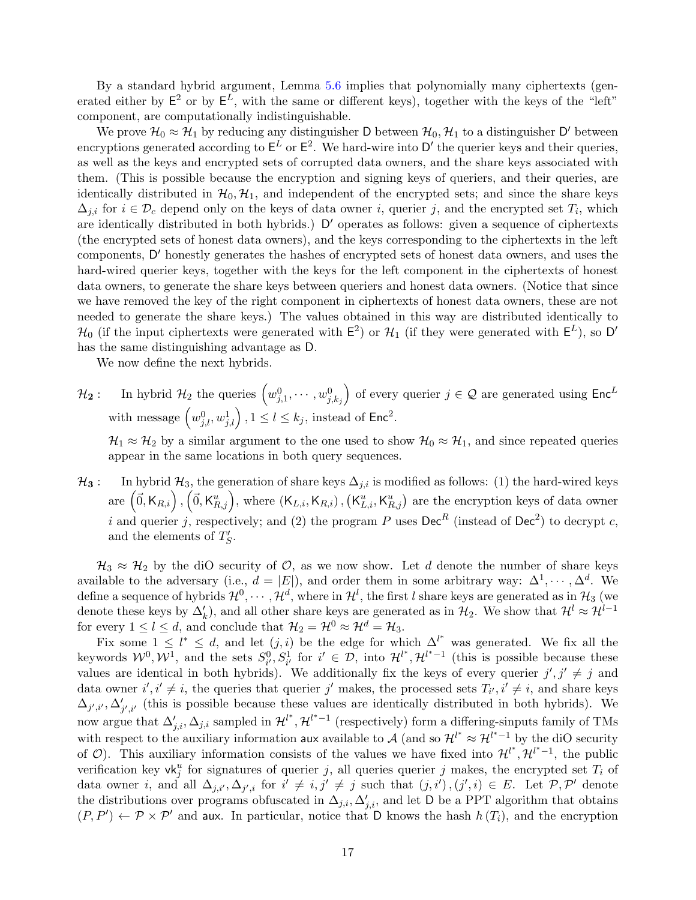By a standard hybrid argument, Lemma 5.6 implies that polynomially many ciphertexts (generated either by $\mathsf{E}^2$ or by $\mathsf{E}^L$, with the same or different keys), together with the keys of the "left" component, are computationally indistinguishable.

We prove $\mathcal{H}_0 \approx \mathcal{H}_1$ by reducing any distinguisher $\mathsf{D}$ between $\mathcal{H}_0, \mathcal{H}_1$ to a distinguisher $\mathsf{D}'$ between encryptions generated according to $\mathsf{E}^L$ or $\mathsf{E}^2$. We hard-wire into $\mathsf{D}'$ the querier keys and their queries, as well as the keys and encrypted sets of corrupted data owners, and the share keys associated with them. (This is possible because the encryption and signing keys of queriers, and their queries, are identically distributed in $\mathcal{H}_0, \mathcal{H}_1$, and independent of the encrypted sets; and since the share keys $\Delta_{j,i}$ for $i \in \mathcal{D}_c$ depend only on the keys of data owner $i$, querier $j$, and the encrypted set $T_i$, which are identically distributed in both hybrids.) $\mathsf{D}'$ operates as follows: given a sequence of ciphertexts (the encrypted sets of honest data owners), and the keys corresponding to the ciphertexts in the left components, $\mathsf{D}'$ honestly generates the hashes of encrypted sets of honest data owners, and uses the hard-wired querier keys, together with the keys for the left component in the ciphertexts of honest data owners, to generate the share keys between queriers and honest data owners. (Notice that since we have removed the key of the right component in ciphertexts of honest data owners, these are not needed to generate the share keys.) The values obtained in this way are distributed identically to $\mathcal{H}_0$ (if the input ciphertexts were generated with $\mathsf{E}^2$) or $\mathcal{H}_1$ (if they were generated with $\mathsf{E}^L$), so $\mathsf{D}'$ has the same distinguishing advantage as $\mathsf{D}$.

We now define the next hybrids.

$\mathcal{H}_2$ : In hybrid $\mathcal{H}_2$ the queries $\left(w^0_{j,1}, \cdots, w^0_{j,k_j}\right)$ of every querier $j \in \mathcal{Q}$ are generated using $\mathsf{Enc}^L$ with message $\left(w^0_{j,l}, w^1_{j,l}\right), 1 \leq l \leq k_j$, instead of $\mathsf{Enc}^2$.

$\mathcal{H}_1 \approx \mathcal{H}_2$ by a similar argument to the one used to show $\mathcal{H}_0 \approx \mathcal{H}_1$, and since repeated queries appear in the same locations in both query sequences.

$\mathcal{H}_3$ : In hybrid $\mathcal{H}_3$, the generation of share keys $\Delta_{j,i}$ is modified as follows: (1) the hard-wired keys are $\left(\vec{0}, \mathsf{K}_{R,i}\right), \left(\vec{0}, \mathsf{K}^u_{R,j}\right)$, where $\left(\mathsf{K}_{L,i}, \mathsf{K}_{R,i}\right), \left(\mathsf{K}^u_{L,i}, \mathsf{K}^u_{R,j}\right)$ are the encryption keys of data owner $i$ and querier $j$, respectively; and (2) the program $P$ uses $\mathsf{Dec}^R$ (instead of $\mathsf{Dec}^2$) to decrypt $c$, and the elements of $T'_S$.

$\mathcal{H}_3 \approx \mathcal{H}_2$ by the diO security of $\mathcal{O}$, as we now show. Let $d$ denote the number of share keys available to the adversary (i.e., $d = |E|$), and order them in some arbitrary way: $\Delta^1, \cdots, \Delta^d$. We define a sequence of hybrids $\mathcal{H}^0, \cdots, \mathcal{H}^d$, where in $\mathcal{H}^l$, the first $l$ share keys are generated as in $\mathcal{H}_3$ (we denote these keys by $\Delta'_k$), and all other share keys are generated as in $\mathcal{H}_2$. We show that $\mathcal{H}^l \approx \mathcal{H}^{l-1}$ for every $1 \leq l \leq d$, and conclude that $\mathcal{H}_2 = \mathcal{H}^0 \approx \mathcal{H}^d = \mathcal{H}_3$.

Fix some $1 \leq l^* \leq d$, and let $(j, i)$ be the edge for which $\Delta^{l^*}$ was generated. We fix all the keywords $\mathcal{W}^0, \mathcal{W}^1$, and the sets $S^0_{i'}, S^1_{i'}$ for $i' \in \mathcal{D}$, into $\mathcal{H}^{l^*}, \mathcal{H}^{l^*-1}$ (this is possible because these values are identical in both hybrids). We additionally fix the keys of every querier $j', j' \neq j$ and data owner $i', i' \neq i$, the queries that querier $j'$ makes, the processed sets $T_{i'}, i' \neq i$, and share keys $\Delta_{j',i'}, \Delta'_{j',i'}$ (this is possible because these values are identically distributed in both hybrids). We now argue that $\Delta'_{j,i}, \Delta_{j,i}$ sampled in $\mathcal{H}^{l^*}, \mathcal{H}^{l^*-1}$ (respectively) form a differing-sinputs family of TMs with respect to the auxiliary information $\mathsf{aux}$ available to $\mathcal{A}$ (and so $\mathcal{H}^{l^*} \approx \mathcal{H}^{l^*-1}$ by the diO security of $\mathcal{O}$). This auxiliary information consists of the values we have fixed into $\mathcal{H}^{l^*}, \mathcal{H}^{l^*-1}$, the public verification key $\mathsf{vk}^u_j$ for signatures of querier $j$, all queries querier $j$ makes, the encrypted set $T_i$ of data owner $i$, and all $\Delta_{j,i'}, \Delta_{j',i}$ for $i' \neq i, j' \neq j$ such that $(j, i'), (j', i) \in E$. Let $\mathcal{P}, \mathcal{P}'$ denote the distributions over programs obfuscated in $\Delta_{j,i}, \Delta'_{j,i}$, and let $\mathsf{D}$ be a PPT algorithm that obtains $(P, P') \leftarrow \mathcal{P} \times \mathcal{P}'$ and $\mathsf{aux}$. In particular, notice that $\mathsf{D}$ knows the hash $h(T_i)$, and the encryption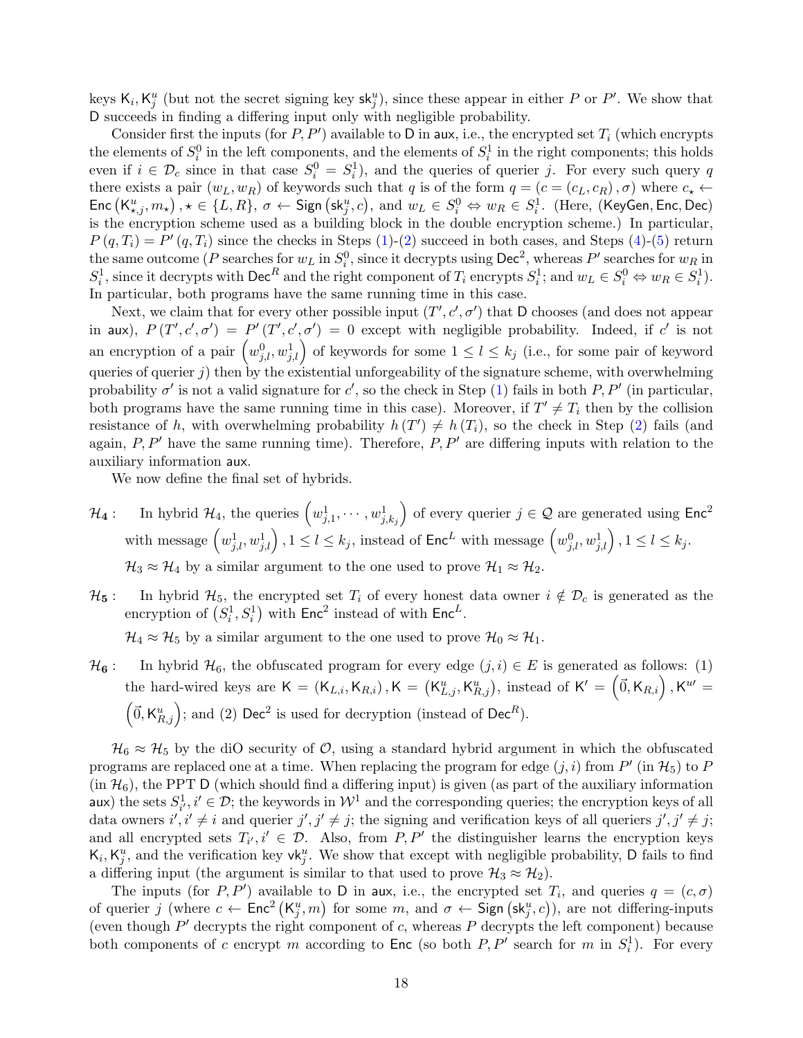keys $\mathsf{K}_i, \mathsf{K}^u_j$ (but not the secret signing key $\mathsf{sk}^u_j$), since these appear in either $P$ or $P'$. We show that $\mathsf{D}$ succeeds in finding a differing input only with negligible probability.

Consider first the inputs (for $P, P'$) available to $\mathsf{D}$ in $\mathsf{aux}$, i.e., the encrypted set $T_i$ (which encrypts the elements of $S^0_i$ in the left components, and the elements of $S^1_i$ in the right components; this holds even if $i \in \mathcal{D}_c$ since in that case $S^0_i = S^1_i$), and the queries of querier $j$. For every such query $q$ there exists a pair $(w_L, w_R)$ of keywords such that $q$ is of the form $q = (c = (c_L, c_R), \sigma)$ where $c_\star \leftarrow \mathsf{Enc}\left(\mathsf{K}^u_{\star,j}, m_\star\right), \star \in \{L, R\}$, $\sigma \leftarrow \mathsf{Sign}\left(\mathsf{sk}^u_j, c\right)$, and $w_L \in S^0_i \Leftrightarrow w_R \in S^1_i$. (Here, $(\mathsf{KeyGen}, \mathsf{Enc}, \mathsf{Dec})$ is the encryption scheme used as a building block in the double encryption scheme.) In particular, $P(q, T_i) = P'(q, T_i)$ since the checks in Steps (1)-(2) succeed in both cases, and Steps (4)-(5) return the same outcome ($P$ searches for $w_L$ in $S^0_i$, since it decrypts using $\mathsf{Dec}^2$, whereas $P'$ searches for $w_R$ in $S^1_i$, since it decrypts with $\mathsf{Dec}^R$ and the right component of $T_i$ encrypts $S^1_i$; and $w_L \in S^0_i \Leftrightarrow w_R \in S^1_i$). In particular, both programs have the same running time in this case.

Next, we claim that for every other possible input $(T', c', \sigma')$ that $\mathsf{D}$ chooses (and does not appear in $\mathsf{aux}$), $P(T', c', \sigma') = P'(T', c', \sigma') = 0$ except with negligible probability. Indeed, if $c'$ is not an encryption of a pair $\left(w^0_{j,l}, w^1_{j,l}\right)$ of keywords for some $1 \le l \le k_j$ (i.e., for some pair of keyword queries of querier $j$) then by the existential unforgeability of the signature scheme, with overwhelming probability $\sigma'$ is not a valid signature for $c'$, so the check in Step (1) fails in both $P, P'$ (in particular, both programs have the same running time in this case). Moreover, if $T' \neq T_i$ then by the collision resistance of $h$, with overwhelming probability $h(T') \neq h(T_i)$, so the check in Step (2) fails (and again, $P, P'$ have the same running time). Therefore, $P, P'$ are differing inputs with relation to the auxiliary information $\mathsf{aux}$.

We now define the final set of hybrids.

$\mathcal{H}_4$: In hybrid $\mathcal{H}_4$, the queries $\left(w^1_{j,1}, \cdots, w^1_{j,k_j}\right)$ of every querier $j \in \mathcal{Q}$ are generated using $\mathsf{Enc}^2$ with message $\left(w^1_{j,l}, w^1_{j,l}\right), 1 \le l \le k_j$, instead of $\mathsf{Enc}^L$ with message $\left(w^0_{j,l}, w^1_{j,l}\right), 1 \le l \le k_j$.

$\mathcal{H}_3 \approx \mathcal{H}_4$ by a similar argument to the one used to prove $\mathcal{H}_1 \approx \mathcal{H}_2$.

$\mathcal{H}_5$: In hybrid $\mathcal{H}_5$, the encrypted set $T_i$ of every honest data owner $i \notin \mathcal{D}_c$ is generated as the encryption of $\left(S^1_i, S^1_i\right)$ with $\mathsf{Enc}^2$ instead of with $\mathsf{Enc}^L$.

$\mathcal{H}_4 \approx \mathcal{H}_5$ by a similar argument to the one used to prove $\mathcal{H}_0 \approx \mathcal{H}_1$.

$\mathcal{H}_6$: In hybrid $\mathcal{H}_6$, the obfuscated program for every edge $(j, i) \in E$ is generated as follows: (1) the hard-wired keys are $\mathsf{K} = (\mathsf{K}_{L,i}, \mathsf{K}_{R,i}), \mathsf{K} = \left(\mathsf{K}^u_{L,j}, \mathsf{K}^u_{R,j}\right)$, instead of $\mathsf{K}' = \left(\vec{0}, \mathsf{K}_{R,i}\right), \mathsf{K}^{u\prime} = \left(\vec{0}, \mathsf{K}^u_{R,j}\right)$; and (2) $\mathsf{Dec}^2$ is used for decryption (instead of $\mathsf{Dec}^R$).

$\mathcal{H}_6 \approx \mathcal{H}_5$ by the diO security of $\mathcal{O}$, using a standard hybrid argument in which the obfuscated programs are replaced one at a time. When replacing the program for edge $(j, i)$ from $P'$ (in $\mathcal{H}_5$) to $P$ (in $\mathcal{H}_6$), the PPT $\mathsf{D}$ (which should find a differing input) is given (as part of the auxiliary information $\mathsf{aux}$) the sets $S^1_{i'}, i' \in \mathcal{D}$; the keywords in $\mathcal{W}^1$ and the corresponding queries; the encryption keys of all data owners $i', i' \neq i$ and querier $j', j' \neq j$; the signing and verification keys of all queriers $j', j' \neq j$; and all encrypted sets $T_{i'}, i' \in \mathcal{D}$. Also, from $P, P'$ the distinguisher learns the encryption keys $\mathsf{K}_i, \mathsf{K}^u_j$, and the verification key $\mathsf{vk}^u_j$. We show that except with negligible probability, $\mathsf{D}$ fails to find a differing input (the argument is similar to that used to prove $\mathcal{H}_3 \approx \mathcal{H}_2$).

The inputs (for $P, P'$) available to $\mathsf{D}$ in $\mathsf{aux}$, i.e., the encrypted set $T_i$, and queries $q = (c, \sigma)$ of querier $j$ (where $c \leftarrow \mathsf{Enc}^2\left(\mathsf{K}^u_j, m\right)$ for some $m$, and $\sigma \leftarrow \mathsf{Sign}\left(\mathsf{sk}^u_j, c\right)$), are not differing-inputs (even though $P'$ decrypts the right component of $c$, whereas $P$ decrypts the left component) because both components of $c$ encrypt $m$ according to $\mathsf{Enc}$ (so both $P, P'$ search for $m$ in $S^1_i$). For every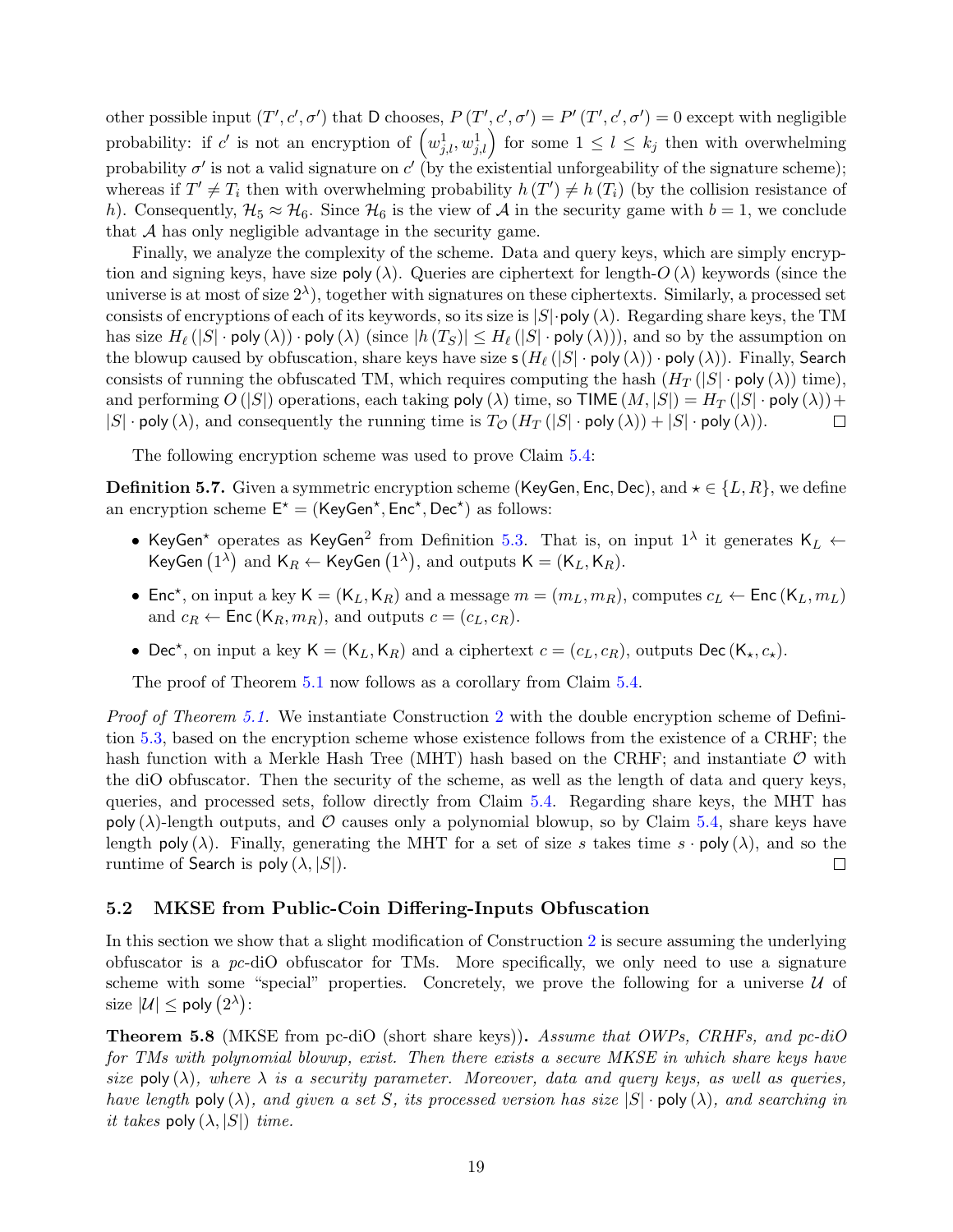other possible input $(T', c', \sigma')$ that $\mathsf{D}$ chooses, $P(T', c', \sigma') = P'(T', c', \sigma') = 0$ except with negligible probability: if $c'$ is not an encryption of $\left(w^1_{j,l}, w^1_{j,l}\right)$ for some $1 \leq l \leq k_j$ then with overwhelming probability $\sigma'$ is not a valid signature on $c'$ (by the existential unforgeability of the signature scheme); whereas if $T' \neq T_i$ then with overwhelming probability $h(T') \neq h(T_i)$ (by the collision resistance of $h$). Consequently, $\mathcal{H}_5 \approx \mathcal{H}_6$. Since $\mathcal{H}_6$ is the view of $\mathcal{A}$ in the security game with $b = 1$, we conclude that $\mathcal{A}$ has only negligible advantage in the security game.

Finally, we analyze the complexity of the scheme. Data and query keys, which are simply encryption and signing keys, have size $\mathsf{poly}(\lambda)$. Queries are ciphertext for length-$O(\lambda)$ keywords (since the universe is at most of size $2^\lambda$), together with signatures on these ciphertexts. Similarly, a processed set consists of encryptions of each of its keywords, so its size is $|S| \cdot \mathsf{poly}(\lambda)$. Regarding share keys, the TM has size $H_\ell(|S| \cdot \mathsf{poly}(\lambda)) \cdot \mathsf{poly}(\lambda)$ (since $|h(T_S)| \leq H_\ell(|S| \cdot \mathsf{poly}(\lambda))$), and so by the assumption on the blowup caused by obfuscation, share keys have size $\mathsf{s}(H_\ell(|S| \cdot \mathsf{poly}(\lambda)) \cdot \mathsf{poly}(\lambda))$. Finally, $\mathsf{Search}$ consists of running the obfuscated TM, which requires computing the hash ($H_T(|S| \cdot \mathsf{poly}(\lambda))$ time), and performing $O(|S|)$ operations, each taking $\mathsf{poly}(\lambda)$ time, so $\mathsf{TIME}(M, |S|) = H_T(|S| \cdot \mathsf{poly}(\lambda)) + |S| \cdot \mathsf{poly}(\lambda)$, and consequently the running time is $T_{\mathcal{O}}(H_T(|S| \cdot \mathsf{poly}(\lambda)) + |S| \cdot \mathsf{poly}(\lambda))$. $\square$

The following encryption scheme was used to prove Claim 5.4:

**Definition 5.7.** Given a symmetric encryption scheme $(\mathsf{KeyGen}, \mathsf{Enc}, \mathsf{Dec})$, and $\star \in \{L, R\}$, we define an encryption scheme $\mathsf{E}^\star = (\mathsf{KeyGen}^\star, \mathsf{Enc}^\star, \mathsf{Dec}^\star)$ as follows:

- $\mathsf{KeyGen}^\star$ operates as $\mathsf{KeyGen}^2$ from Definition 5.3. That is, on input $1^\lambda$ it generates $\mathsf{K}_L \leftarrow \mathsf{KeyGen}(1^\lambda)$ and $\mathsf{K}_R \leftarrow \mathsf{KeyGen}(1^\lambda)$, and outputs $\mathsf{K} = (\mathsf{K}_L, \mathsf{K}_R)$.
- $\mathsf{Enc}^\star$, on input a key $\mathsf{K} = (\mathsf{K}_L, \mathsf{K}_R)$ and a message $m = (m_L, m_R)$, computes $c_L \leftarrow \mathsf{Enc}(\mathsf{K}_L, m_L)$ and $c_R \leftarrow \mathsf{Enc}(\mathsf{K}_R, m_R)$, and outputs $c = (c_L, c_R)$.
- $\mathsf{Dec}^\star$, on input a key $\mathsf{K} = (\mathsf{K}_L, \mathsf{K}_R)$ and a ciphertext $c = (c_L, c_R)$, outputs $\mathsf{Dec}(\mathsf{K}_\star, c_\star)$.

The proof of Theorem 5.1 now follows as a corollary from Claim 5.4.

*Proof of Theorem 5.1.* We instantiate Construction 2 with the double encryption scheme of Definition 5.3, based on the encryption scheme whose existence follows from the existence of a CRHF; the hash function with a Merkle Hash Tree (MHT) hash based on the CRHF; and instantiate $\mathcal{O}$ with the diO obfuscator. Then the security of the scheme, as well as the length of data and query keys, queries, and processed sets, follow directly from Claim 5.4. Regarding share keys, the MHT has $\mathsf{poly}(\lambda)$-length outputs, and $\mathcal{O}$ causes only a polynomial blowup, so by Claim 5.4, share keys have length $\mathsf{poly}(\lambda)$. Finally, generating the MHT for a set of size $s$ takes time $s \cdot \mathsf{poly}(\lambda)$, and so the runtime of $\mathsf{Search}$ is $\mathsf{poly}(\lambda, |S|)$. $\square$

### 5.2 MKSE from Public-Coin Differing-Inputs Obfuscation

In this section we show that a slight modification of Construction 2 is secure assuming the underlying obfuscator is a *pc*-diO obfuscator for TMs. More specifically, we only need to use a signature scheme with some "special" properties. Concretely, we prove the following for a universe $\mathcal{U}$ of size $|\mathcal{U}| \leq \mathsf{poly}(2^\lambda)$:

**Theorem 5.8** (MKSE from pc-diO (short share keys))**.** *Assume that OWPs, CRHFs, and pc-diO for TMs with polynomial blowup, exist. Then there exists a secure MKSE in which share keys have size* $\mathsf{poly}(\lambda)$*, where* $\lambda$ *is a security parameter. Moreover, data and query keys, as well as queries, have length* $\mathsf{poly}(\lambda)$*, and given a set* $S$*, its processed version has size* $|S| \cdot \mathsf{poly}(\lambda)$*, and searching in it takes* $\mathsf{poly}(\lambda, |S|)$ *time.*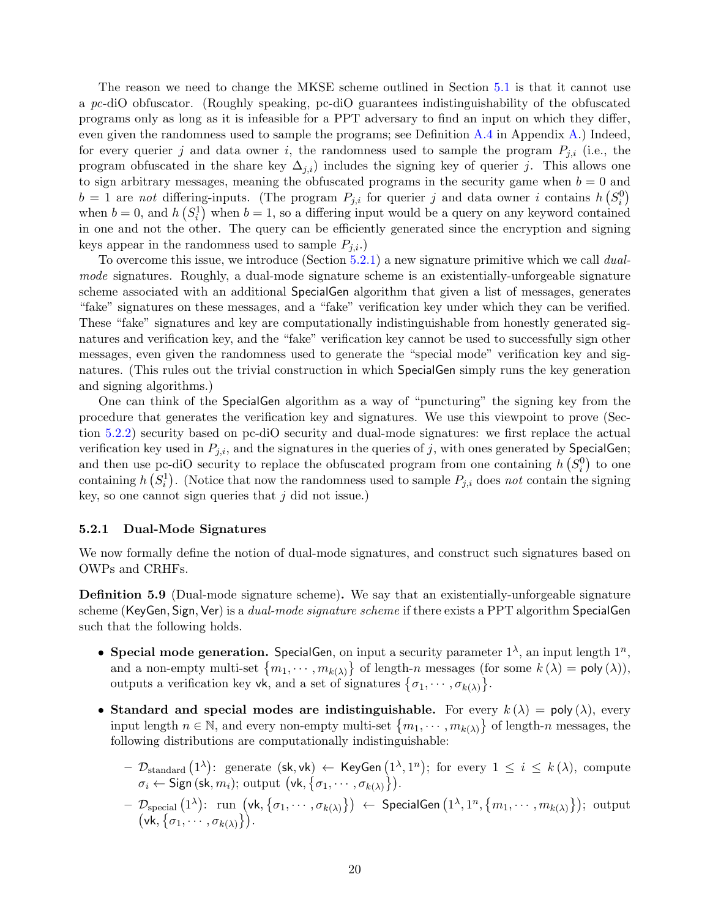The reason we need to change the MKSE scheme outlined in Section 5.1 is that it cannot use a *pc*-diO obfuscator. (Roughly speaking, pc-diO guarantees indistinguishability of the obfuscated programs only as long as it is infeasible for a PPT adversary to find an input on which they differ, even given the randomness used to sample the programs; see Definition A.4 in Appendix A.) Indeed, for every querier $j$ and data owner $i$, the randomness used to sample the program $P_{j,i}$ (i.e., the program obfuscated in the share key $\Delta_{j,i}$) includes the signing key of querier $j$. This allows one to sign arbitrary messages, meaning the obfuscated programs in the security game when $b = 0$ and $b = 1$ are *not* differing-inputs. (The program $P_{j,i}$ for querier $j$ and data owner $i$ contains $h\left(S_i^0\right)$ when $b = 0$, and $h\left(S_i^1\right)$ when $b = 1$, so a differing input would be a query on any keyword contained in one and not the other. The query can be efficiently generated since the encryption and signing keys appear in the randomness used to sample $P_{j,i}$.)

To overcome this issue, we introduce (Section 5.2.1) a new signature primitive which we call *dual-mode* signatures. Roughly, a dual-mode signature scheme is an existentially-unforgeable signature scheme associated with an additional SpecialGen algorithm that given a list of messages, generates "fake" signatures on these messages, and a "fake" verification key under which they can be verified. These "fake" signatures and key are computationally indistinguishable from honestly generated signatures and verification key, and the "fake" verification key cannot be used to successfully sign other messages, even given the randomness used to generate the "special mode" verification key and signatures. (This rules out the trivial construction in which SpecialGen simply runs the key generation and signing algorithms.)

One can think of the SpecialGen algorithm as a way of "puncturing" the signing key from the procedure that generates the verification key and signatures. We use this viewpoint to prove (Section 5.2.2) security based on pc-diO security and dual-mode signatures: we first replace the actual verification key used in $P_{j,i}$, and the signatures in the queries of $j$, with ones generated by SpecialGen; and then use pc-diO security to replace the obfuscated program from one containing $h\left(S_i^0\right)$ to one containing $h\left(S_i^1\right)$. (Notice that now the randomness used to sample $P_{j,i}$ does *not* contain the signing key, so one cannot sign queries that $j$ did not issue.)

### 5.2.1 Dual-Mode Signatures

We now formally define the notion of dual-mode signatures, and construct such signatures based on OWPs and CRHFs.

**Definition 5.9** (Dual-mode signature scheme)**.** We say that an existentially-unforgeable signature scheme (KeyGen, Sign, Ver) is a *dual-mode signature scheme* if there exists a PPT algorithm SpecialGen such that the following holds.

- **Special mode generation.** SpecialGen, on input a security parameter $1^\lambda$, an input length $1^n$, and a non-empty multi-set $\left\{m_1, \cdots, m_{k(\lambda)}\right\}$ of length-$n$ messages (for some $k(\lambda) = \mathsf{poly}(\lambda)$), outputs a verification key $\mathsf{vk}$, and a set of signatures $\left\{\sigma_1, \cdots, \sigma_{k(\lambda)}\right\}$.
- **Standard and special modes are indistinguishable.** For every $k(\lambda) = \mathsf{poly}(\lambda)$, every input length $n \in \mathbb{N}$, and every non-empty multi-set $\left\{m_1, \cdots, m_{k(\lambda)}\right\}$ of length-$n$ messages, the following distributions are computationally indistinguishable:
  - $\mathcal{D}_{\text{standard}}\left(1^\lambda\right)$: generate $(\mathsf{sk}, \mathsf{vk}) \leftarrow \mathsf{KeyGen}\left(1^\lambda, 1^n\right)$; for every $1 \leq i \leq k(\lambda)$, compute $\sigma_i \leftarrow \mathsf{Sign}(\mathsf{sk}, m_i)$; output $\left(\mathsf{vk}, \left\{\sigma_1, \cdots, \sigma_{k(\lambda)}\right\}\right)$.
  - $\mathcal{D}_{\text{special}}\left(1^\lambda\right)$: run $\left(\mathsf{vk}, \left\{\sigma_1, \cdots, \sigma_{k(\lambda)}\right\}\right) \leftarrow \mathsf{SpecialGen}\left(1^\lambda, 1^n, \left\{m_1, \cdots, m_{k(\lambda)}\right\}\right)$; output $\left(\mathsf{vk}, \left\{\sigma_1, \cdots, \sigma_{k(\lambda)}\right\}\right)$.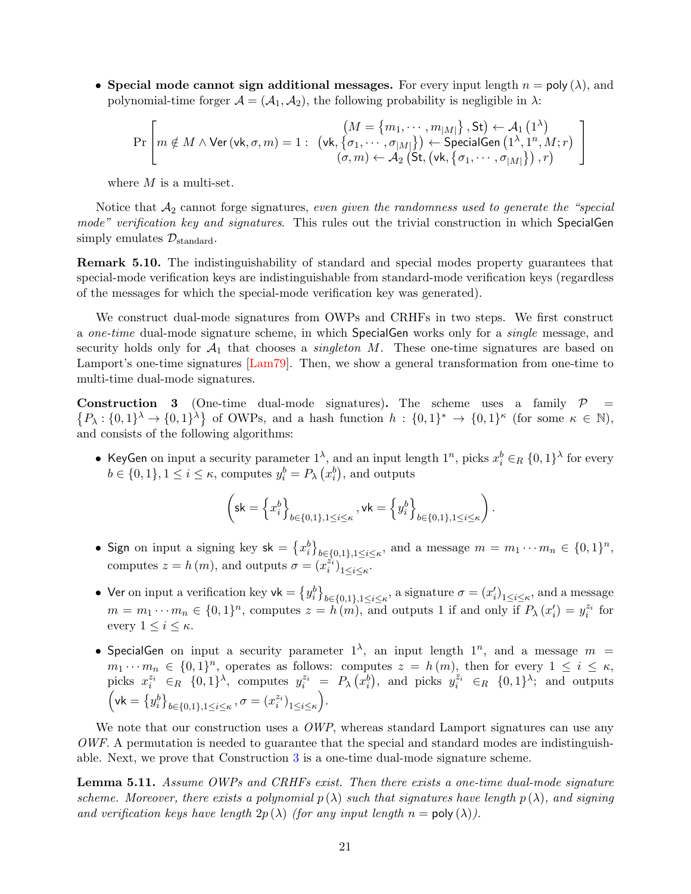- **Special mode cannot sign additional messages.** For every input length $n = \mathsf{poly}(\lambda)$, and polynomial-time forger $\mathcal{A} = (\mathcal{A}_1, \mathcal{A}_2)$, the following probability is negligible in $\lambda$:

$$\Pr\left[ m \notin M \wedge \mathsf{Ver}(\mathsf{vk}, \sigma, m) = 1 : \begin{array}{c} \left(M = \left\{m_1, \cdots, m_{|M|}\right\}, \mathsf{St}\right) \leftarrow \mathcal{A}_1\left(1^\lambda\right) \\ \left(\mathsf{vk}, \left\{\sigma_1, \cdots, \sigma_{|M|}\right\}\right) \leftarrow \mathsf{SpecialGen}\left(1^\lambda, 1^n, M; r\right) \\ (\sigma, m) \leftarrow \mathcal{A}_2\left(\mathsf{St}, \left(\mathsf{vk}, \left\{\sigma_1, \cdots, \sigma_{|M|}\right\}\right), r\right) \end{array} \right]$$

where $M$ is a multi-set.

Notice that $\mathcal{A}_2$ cannot forge signatures, *even given the randomness used to generate the "special mode" verification key and signatures*. This rules out the trivial construction in which SpecialGen simply emulates $\mathcal{D}_{\text{standard}}$.

**Remark 5.10.** The indistinguishability of standard and special modes property guarantees that special-mode verification keys are indistinguishable from standard-mode verification keys (regardless of the messages for which the special-mode verification key was generated).

We construct dual-mode signatures from OWPs and CRHFs in two steps. We first construct a *one-time* dual-mode signature scheme, in which SpecialGen works only for a *single* message, and security holds only for $\mathcal{A}_1$ that chooses a *singleton* $M$. These one-time signatures are based on Lamport's one-time signatures [Lam79]. Then, we show a general transformation from one-time to multi-time dual-mode signatures.

**Construction 3** (One-time dual-mode signatures)**.** The scheme uses a family $\mathcal{P} = \left\{P_\lambda : \{0,1\}^\lambda \to \{0,1\}^\lambda\right\}$ of OWPs, and a hash function $h : \{0,1\}^* \to \{0,1\}^\kappa$ (for some $\kappa \in \mathbb{N}$), and consists of the following algorithms:

- KeyGen on input a security parameter $1^\lambda$, and an input length $1^n$, picks $x_i^b \in_R \{0,1\}^\lambda$ for every $b \in \{0,1\}, 1 \leq i \leq \kappa$, computes $y_i^b = P_\lambda\left(x_i^b\right)$, and outputs

$$\left(\mathsf{sk} = \left\{x_i^b\right\}_{b\in\{0,1\}, 1\leq i\leq\kappa}, \mathsf{vk} = \left\{y_i^b\right\}_{b\in\{0,1\},1\leq i\leq\kappa}\right).$$

- Sign on input a signing key $\mathsf{sk} = \left\{x_i^b\right\}_{b\in\{0,1\},1\leq i\leq\kappa}$, and a message $m = m_1 \cdots m_n \in \{0,1\}^n$, computes $z = h(m)$, and outputs $\sigma = \left(x_i^{z_i}\right)_{1\leq i\leq\kappa}$.
- Ver on input a verification key $\mathsf{vk} = \left\{y_i^b\right\}_{b\in\{0,1\},1\leq i\leq\kappa}$, a signature $\sigma = \left(x_i'\right)_{1\leq i\leq\kappa}$, and a message $m = m_1 \cdots m_n \in \{0,1\}^n$, computes $z = h(m)$, and outputs 1 if and only if $P_\lambda\left(x_i'\right) = y_i^{z_i}$ for every $1 \leq i \leq \kappa$.
- SpecialGen on input a security parameter $1^\lambda$, an input length $1^n$, and a message $m = m_1 \cdots m_n \in \{0,1\}^n$, operates as follows: computes $z = h(m)$, then for every $1 \leq i \leq \kappa$, picks $x_i^{z_i} \in_R \{0,1\}^\lambda$, computes $y_i^{z_i} = P_\lambda\left(x_i^b\right)$, and picks $y_i^{\bar{z}_i} \in_R \{0,1\}^\lambda$; and outputs $\left(\mathsf{vk} = \left\{y_i^b\right\}_{b\in\{0,1\},1\leq i\leq\kappa}, \sigma = \left(x_i^{z_i}\right)_{1\leq i\leq\kappa}\right)$.

We note that our construction uses a *OWP*, whereas standard Lamport signatures can use any *OWF*. A permutation is needed to guarantee that the special and standard modes are indistinguishable. Next, we prove that Construction 3 is a one-time dual-mode signature scheme.

**Lemma 5.11.** *Assume OWPs and CRHFs exist. Then there exists a one-time dual-mode signature scheme. Moreover, there exists a polynomial $p(\lambda)$ such that signatures have length $p(\lambda)$, and signing and verification keys have length $2p(\lambda)$ (for any input length $n = \mathsf{poly}(\lambda)$).*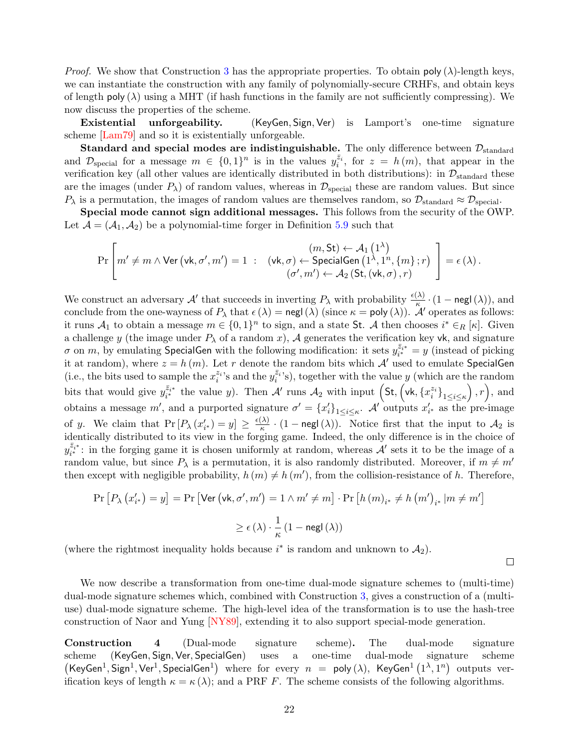*Proof.* We show that Construction 3 has the appropriate properties. To obtain $\mathsf{poly}(\lambda)$-length keys, we can instantiate the construction with any family of polynomially-secure CRHFs, and obtain keys of length $\mathsf{poly}(\lambda)$ using a MHT (if hash functions in the family are not sufficiently compressing). We now discuss the properties of the scheme.

**Existential unforgeability.** $(\mathsf{KeyGen}, \mathsf{Sign}, \mathsf{Ver})$ is Lamport's one-time signature scheme [Lam79] and so it is existentially unforgeable.

**Standard and special modes are indistinguishable.** The only difference between $\mathcal{D}_{\text{standard}}$ and $\mathcal{D}_{\text{special}}$ for a message $m \in \{0,1\}^n$ is in the values $y_i^{\bar{z}_i}$, for $z = h(m)$, that appear in the verification key (all other values are identically distributed in both distributions): in $\mathcal{D}_{\text{standard}}$ these are the images (under $P_\lambda$) of random values, whereas in $\mathcal{D}_{\text{special}}$ these are random values. But since $P_\lambda$ is a permutation, the images of random values are themselves random, so $\mathcal{D}_{\text{standard}} \approx \mathcal{D}_{\text{special}}$.

**Special mode cannot sign additional messages.** This follows from the security of the OWP. Let $\mathcal{A} = (\mathcal{A}_1, \mathcal{A}_2)$ be a polynomial-time forger in Definition 5.9 such that

$$\Pr\left[ m' \neq m \wedge \mathsf{Ver}(\mathsf{vk}, \sigma', m') = 1 \;:\; \begin{array}{c} (m, \mathsf{St}) \leftarrow \mathcal{A}_1(1^\lambda) \\ (\mathsf{vk}, \sigma) \leftarrow \mathsf{SpecialGen}(1^\lambda, 1^n, \{m\}; r) \\ (\sigma', m') \leftarrow \mathcal{A}_2(\mathsf{St}, (\mathsf{vk}, \sigma), r) \end{array} \right] = \epsilon(\lambda).$$

We construct an adversary $\mathcal{A}'$ that succeeds in inverting $P_\lambda$ with probability $\frac{\epsilon(\lambda)}{\kappa} \cdot (1 - \mathsf{negl}(\lambda))$, and conclude from the one-wayness of $P_\lambda$ that $\epsilon(\lambda) = \mathsf{negl}(\lambda)$ (since $\kappa = \mathsf{poly}(\lambda)$). $\mathcal{A}'$ operates as follows: it runs $\mathcal{A}_1$ to obtain a message $m \in \{0,1\}^n$ to sign, and a state $\mathsf{St}$. $\mathcal{A}$ then chooses $i^* \in_R [\kappa]$. Given a challenge $y$ (the image under $P_\lambda$ of a random $x$), $\mathcal{A}$ generates the verification key $\mathsf{vk}$, and signature $\sigma$ on $m$, by emulating $\mathsf{SpecialGen}$ with the following modification: it sets $y_{i^*}^{\bar{z}_{i^*}} = y$ (instead of picking it at random), where $z = h(m)$. Let $r$ denote the random bits which $\mathcal{A}'$ used to emulate $\mathsf{SpecialGen}$ (i.e., the bits used to sample the $x_i^{z_i}$'s and the $y_i^{\bar{z}_i}$'s), together with the value $y$ (which are the random bits that would give $y_{i^*}^{\bar{z}_{i^*}}$ the value $y$). Then $\mathcal{A}'$ runs $\mathcal{A}_2$ with input $\left(\mathsf{St}, \left(\mathsf{vk}, \{x_i^{z_i}\}_{1 \leq i \leq \kappa}\right), r\right)$, and obtains a message $m'$, and a purported signature $\sigma' = \{x'_i\}_{1 \leq i \leq \kappa}$. $\mathcal{A}'$ outputs $x'_{i^*}$ as the pre-image of $y$. We claim that $\Pr[P_\lambda(x'_{i^*}) = y] \geq \frac{\epsilon(\lambda)}{\kappa} \cdot (1 - \mathsf{negl}(\lambda))$. Notice first that the input to $\mathcal{A}_2$ is identically distributed to its view in the forging game. Indeed, the only difference is in the choice of $y_{i^*}^{\bar{z}_{i^*}}$: in the forging game it is chosen uniformly at random, whereas $\mathcal{A}'$ sets it to be the image of a random value, but since $P_\lambda$ is a permutation, it is also randomly distributed. Moreover, if $m \neq m'$ then except with negligible probability, $h(m) \neq h(m')$, from the collision-resistance of $h$. Therefore,

$$\Pr[P_\lambda(x'_{i^*}) = y] = \Pr[\mathsf{Ver}(\mathsf{vk}, \sigma', m') = 1 \wedge m' \neq m] \cdot \Pr[h(m)_{i^*} \neq h(m')_{i^*} | m \neq m']$$

$$\geq \epsilon(\lambda) \cdot \frac{1}{\kappa}(1 - \mathsf{negl}(\lambda))$$

(where the rightmost inequality holds because $i^*$ is random and unknown to $\mathcal{A}_2$). □

We now describe a transformation from one-time dual-mode signature schemes to (multi-time) dual-mode signature schemes which, combined with Construction 3, gives a construction of a (multi-use) dual-mode signature scheme. The high-level idea of the transformation is to use the hash-tree construction of Naor and Yung [NY89], extending it to also support special-mode generation.

**Construction 4** (Dual-mode signature scheme)**.** The dual-mode signature scheme $(\mathsf{KeyGen}, \mathsf{Sign}, \mathsf{Ver}, \mathsf{SpecialGen})$ uses a one-time dual-mode signature scheme $(\mathsf{KeyGen}^1, \mathsf{Sign}^1, \mathsf{Ver}^1, \mathsf{SpecialGen}^1)$ where for every $n = \mathsf{poly}(\lambda)$, $\mathsf{KeyGen}^1(1^\lambda, 1^n)$ outputs verification keys of length $\kappa = \kappa(\lambda)$; and a PRF $F$. The scheme consists of the following algorithms.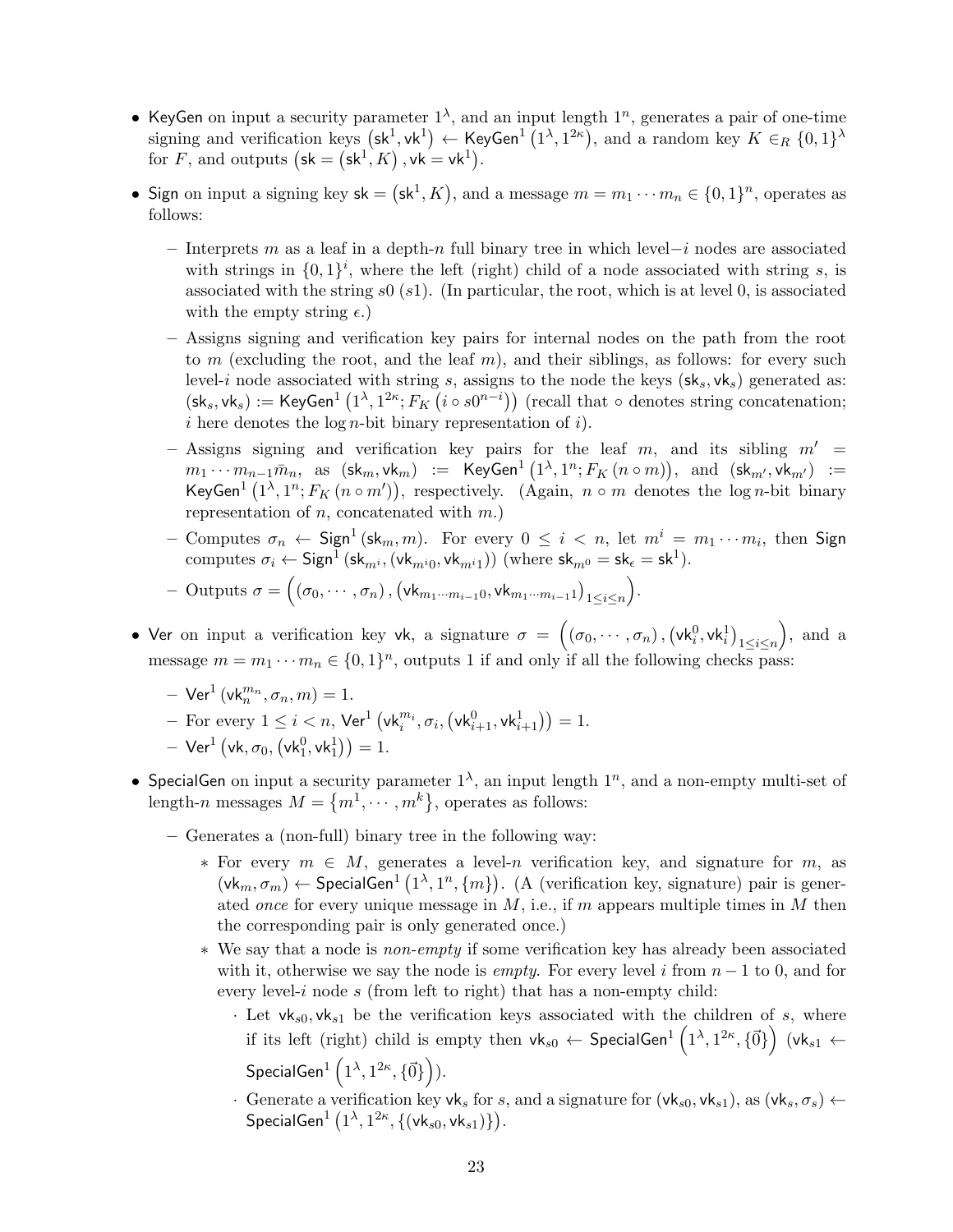- $\mathsf{KeyGen}$ on input a security parameter $1^\lambda$, and an input length $1^n$, generates a pair of one-time signing and verification keys $\left(\mathsf{sk}^1, \mathsf{vk}^1\right) \leftarrow \mathsf{KeyGen}^1\left(1^\lambda, 1^{2\kappa}\right)$, and a random key $K \in_R \{0,1\}^\lambda$ for $F$, and outputs $\left(\mathsf{sk} = \left(\mathsf{sk}^1, K\right), \mathsf{vk} = \mathsf{vk}^1\right)$.

- $\mathsf{Sign}$ on input a signing key $\mathsf{sk} = \left(\mathsf{sk}^1, K\right)$, and a message $m = m_1 \cdots m_n \in \{0,1\}^n$, operates as follows:
  - Interprets $m$ as a leaf in a depth-$n$ full binary tree in which level$-i$ nodes are associated with strings in $\{0,1\}^i$, where the left (right) child of a node associated with string $s$, is associated with the string $s0$ ($s1$). (In particular, the root, which is at level 0, is associated with the empty string $\epsilon$.)
  - Assigns signing and verification key pairs for internal nodes on the path from the root to $m$ (excluding the root, and the leaf $m$), and their siblings, as follows: for every such level-$i$ node associated with string $s$, assigns to the node the keys $(\mathsf{sk}_s, \mathsf{vk}_s)$ generated as: $(\mathsf{sk}_s, \mathsf{vk}_s) := \mathsf{KeyGen}^1\left(1^\lambda, 1^{2\kappa}; F_K\left(i \circ s0^{n-i}\right)\right)$ (recall that $\circ$ denotes string concatenation; $i$ here denotes the $\log n$-bit binary representation of $i$).
  - Assigns signing and verification key pairs for the leaf $m$, and its sibling $m' = m_1 \cdots m_{n-1}\bar{m}_n$, as $(\mathsf{sk}_m, \mathsf{vk}_m) := \mathsf{KeyGen}^1\left(1^\lambda, 1^n; F_K\left(n \circ m\right)\right)$, and $(\mathsf{sk}_{m'}, \mathsf{vk}_{m'}) := \mathsf{KeyGen}^1\left(1^\lambda, 1^n; F_K\left(n \circ m'\right)\right)$, respectively. (Again, $n \circ m$ denotes the $\log n$-bit binary representation of $n$, concatenated with $m$.)
  - Computes $\sigma_n \leftarrow \mathsf{Sign}^1(\mathsf{sk}_m, m)$. For every $0 \le i < n$, let $m^i = m_1 \cdots m_i$, then $\mathsf{Sign}$ computes $\sigma_i \leftarrow \mathsf{Sign}^1\left(\mathsf{sk}_{m^i}, (\mathsf{vk}_{m^i0}, \mathsf{vk}_{m^i1})\right)$ (where $\mathsf{sk}_{m^0} = \mathsf{sk}_\epsilon = \mathsf{sk}^1$).
  - Outputs $\sigma = \Big((\sigma_0, \cdots, \sigma_n), \left(\mathsf{vk}_{m_1\cdots m_{i-1}0}, \mathsf{vk}_{m_1\cdots m_{i-1}1}\right)_{1\le i\le n}\Big)$.

- $\mathsf{Ver}$ on input a verification key $\mathsf{vk}$, a signature $\sigma = \Big((\sigma_0, \cdots, \sigma_n), \left(\mathsf{vk}_i^0, \mathsf{vk}_i^1\right)_{1\le i\le n}\Big)$, and a message $m = m_1 \cdots m_n \in \{0,1\}^n$, outputs 1 if and only if all the following checks pass:
  - $\mathsf{Ver}^1\left(\mathsf{vk}_n^{m_n}, \sigma_n, m\right) = 1$.
  - For every $1 \le i < n$, $\mathsf{Ver}^1\left(\mathsf{vk}_i^{m_i}, \sigma_i, \left(\mathsf{vk}_{i+1}^0, \mathsf{vk}_{i+1}^1\right)\right) = 1$.
  - $\mathsf{Ver}^1\left(\mathsf{vk}, \sigma_0, \left(\mathsf{vk}_1^0, \mathsf{vk}_1^1\right)\right) = 1$.

- $\mathsf{SpecialGen}$ on input a security parameter $1^\lambda$, an input length $1^n$, and a non-empty multi-set of length-$n$ messages $M = \left\{m^1, \cdots, m^k\right\}$, operates as follows:
  - Generates a (non-full) binary tree in the following way:
    - For every $m \in M$, generates a level-$n$ verification key, and signature for $m$, as $(\mathsf{vk}_m, \sigma_m) \leftarrow \mathsf{SpecialGen}^1\left(1^\lambda, 1^n, \{m\}\right)$. (A (verification key, signature) pair is generated *once* for every unique message in $M$, i.e., if $m$ appears multiple times in $M$ then the corresponding pair is only generated once.)
    - We say that a node is *non-empty* if some verification key has already been associated with it, otherwise we say the node is *empty*. For every level $i$ from $n-1$ to 0, and for every level-$i$ node $s$ (from left to right) that has a non-empty child:
      - Let $\mathsf{vk}_{s0}, \mathsf{vk}_{s1}$ be the verification keys associated with the children of $s$, where if its left (right) child is empty then $\mathsf{vk}_{s0} \leftarrow \mathsf{SpecialGen}^1\left(1^\lambda, 1^{2\kappa}, \{\vec{0}\}\right)$ ($\mathsf{vk}_{s1} \leftarrow \mathsf{SpecialGen}^1\left(1^\lambda, 1^{2\kappa}, \{\vec{0}\}\right)$).
      - Generate a verification key $\mathsf{vk}_s$ for $s$, and a signature for $(\mathsf{vk}_{s0}, \mathsf{vk}_{s1})$, as $(\mathsf{vk}_s, \sigma_s) \leftarrow \mathsf{SpecialGen}^1\left(1^\lambda, 1^{2\kappa}, \{(\mathsf{vk}_{s0}, \mathsf{vk}_{s1})\}\right)$.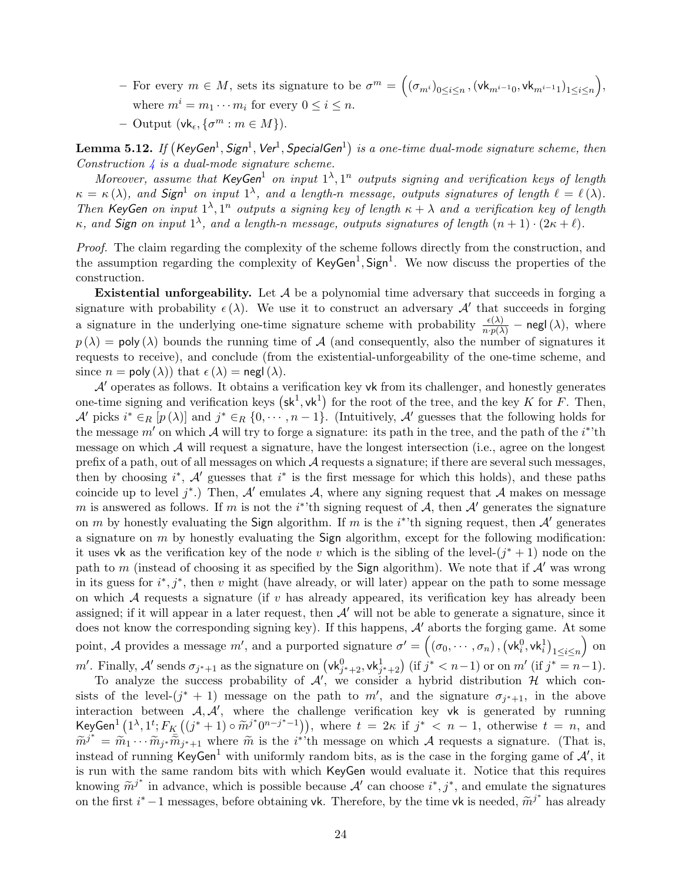– For every $m \in M$, sets its signature to be $\sigma^m = \left( (\sigma_{m^i})_{0 \le i \le n}, (\mathsf{vk}_{m^{i-1}0}, \mathsf{vk}_{m^{i-1}1})_{1 \le i \le n} \right)$, where $m^i = m_1 \cdots m_i$ for every $0 \le i \le n$.

– Output $(\mathsf{vk}_\epsilon, \{\sigma^m : m \in M\})$.

**Lemma 5.12.** *If $\left(\mathsf{KeyGen}^1, \mathsf{Sign}^1, \mathsf{Ver}^1, \mathsf{SpecialGen}^1\right)$ is a one-time dual-mode signature scheme, then Construction 4 is a dual-mode signature scheme.*

*Moreover, assume that $\mathsf{KeyGen}^1$ on input $1^\lambda, 1^n$ outputs signing and verification keys of length $\kappa = \kappa(\lambda)$, and $\mathsf{Sign}^1$ on input $1^\lambda$, and a length-$n$ message, outputs signatures of length $\ell = \ell(\lambda)$. Then $\mathsf{KeyGen}$ on input $1^\lambda, 1^n$ outputs a signing key of length $\kappa + \lambda$ and a verification key of length $\kappa$, and $\mathsf{Sign}$ on input $1^\lambda$, and a length-$n$ message, outputs signatures of length $(n+1) \cdot (2\kappa + \ell)$.*

*Proof.* The claim regarding the complexity of the scheme follows directly from the construction, and the assumption regarding the complexity of $\mathsf{KeyGen}^1, \mathsf{Sign}^1$. We now discuss the properties of the construction.

**Existential unforgeability.** Let $\mathcal{A}$ be a polynomial time adversary that succeeds in forging a signature with probability $\epsilon(\lambda)$. We use it to construct an adversary $\mathcal{A}'$ that succeeds in forging a signature in the underlying one-time signature scheme with probability $\frac{\epsilon(\lambda)}{n \cdot p(\lambda)} - \mathsf{negl}(\lambda)$, where $p(\lambda) = \mathsf{poly}(\lambda)$ bounds the running time of $\mathcal{A}$ (and consequently, also the number of signatures it requests to receive), and conclude (from the existential-unforgeability of the one-time scheme, and since $n = \mathsf{poly}(\lambda)$) that $\epsilon(\lambda) = \mathsf{negl}(\lambda)$.

$\mathcal{A}'$ operates as follows. It obtains a verification key $\mathsf{vk}$ from its challenger, and honestly generates one-time signing and verification keys $\left(\mathsf{sk}^1, \mathsf{vk}^1\right)$ for the root of the tree, and the key $K$ for $F$. Then, $\mathcal{A}'$ picks $i^* \in_R [p(\lambda)]$ and $j^* \in_R \{0, \cdots, n-1\}$. (Intuitively, $\mathcal{A}'$ guesses that the following holds for the message $m'$ on which $\mathcal{A}$ will try to forge a signature: its path in the tree, and the path of the $i^*$'th message on which $\mathcal{A}$ will request a signature, have the longest intersection (i.e., agree on the longest prefix of a path, out of all messages on which $\mathcal{A}$ requests a signature; if there are several such messages, then by choosing $i^*$, $\mathcal{A}'$ guesses that $i^*$ is the first message for which this holds), and these paths coincide up to level $j^*$.) Then, $\mathcal{A}'$ emulates $\mathcal{A}$, where any signing request that $\mathcal{A}$ makes on message $m$ is answered as follows. If $m$ is not the $i^*$'th signing request of $\mathcal{A}$, then $\mathcal{A}'$ generates the signature on $m$ by honestly evaluating the $\mathsf{Sign}$ algorithm. If $m$ is the $i^*$'th signing request, then $\mathcal{A}'$ generates a signature on $m$ by honestly evaluating the $\mathsf{Sign}$ algorithm, except for the following modification: it uses $\mathsf{vk}$ as the verification key of the node $v$ which is the sibling of the level-$(j^*+1)$ node on the path to $m$ (instead of choosing it as specified by the $\mathsf{Sign}$ algorithm). We note that if $\mathcal{A}'$ was wrong in its guess for $i^*, j^*$, then $v$ might (have already, or will later) appear on the path to some message on which $\mathcal{A}$ requests a signature (if $v$ has already appeared, its verification key has already been assigned; if it will appear in a later request, then $\mathcal{A}'$ will not be able to generate a signature, since it does not know the corresponding signing key). If this happens, $\mathcal{A}'$ aborts the forging game. At some point, $\mathcal{A}$ provides a message $m'$, and a purported signature $\sigma' = \left((\sigma_0, \cdots, \sigma_n), \left(\mathsf{vk}_i^0, \mathsf{vk}_i^1\right)_{1 \le i \le n}\right)$ on $m'$. Finally, $\mathcal{A}'$ sends $\sigma_{j^*+1}$ as the signature on $\left(\mathsf{vk}_{j^*+2}^0, \mathsf{vk}_{j^*+2}^1\right)$ (if $j^* < n-1$) or on $m'$ (if $j^* = n-1$).

To analyze the success probability of $\mathcal{A}'$, we consider a hybrid distribution $\mathcal{H}$ which consists of the level-$(j^*+1)$ message on the path to $m'$, and the signature $\sigma_{j^*+1}$, in the above interaction between $\mathcal{A}, \mathcal{A}'$, where the challenge verification key $\mathsf{vk}$ is generated by running $\mathsf{KeyGen}^1\left(1^\lambda, 1^t; F_K\left((j^*+1) \circ \widetilde{m}^{j^*} 0^{n-j^*-1}\right)\right)$, where $t = 2\kappa$ if $j^* < n-1$, otherwise $t = n$, and $\widetilde{m}^{j^*} = \widetilde{m}_1 \cdots \widetilde{m}_{j^*} \bar{\widetilde{m}}_{j^*+1}$ where $\widetilde{m}$ is the $i^*$'th message on which $\mathcal{A}$ requests a signature. (That is, instead of running $\mathsf{KeyGen}^1$ with uniformly random bits, as is the case in the forging game of $\mathcal{A}'$, it is run with the same random bits with which $\mathsf{KeyGen}$ would evaluate it. Notice that this requires knowing $\widetilde{m}^{j^*}$ in advance, which is possible because $\mathcal{A}'$ can choose $i^*, j^*$, and emulate the signatures on the first $i^*-1$ messages, before obtaining $\mathsf{vk}$. Therefore, by the time $\mathsf{vk}$ is needed, $\widetilde{m}^{j^*}$ has already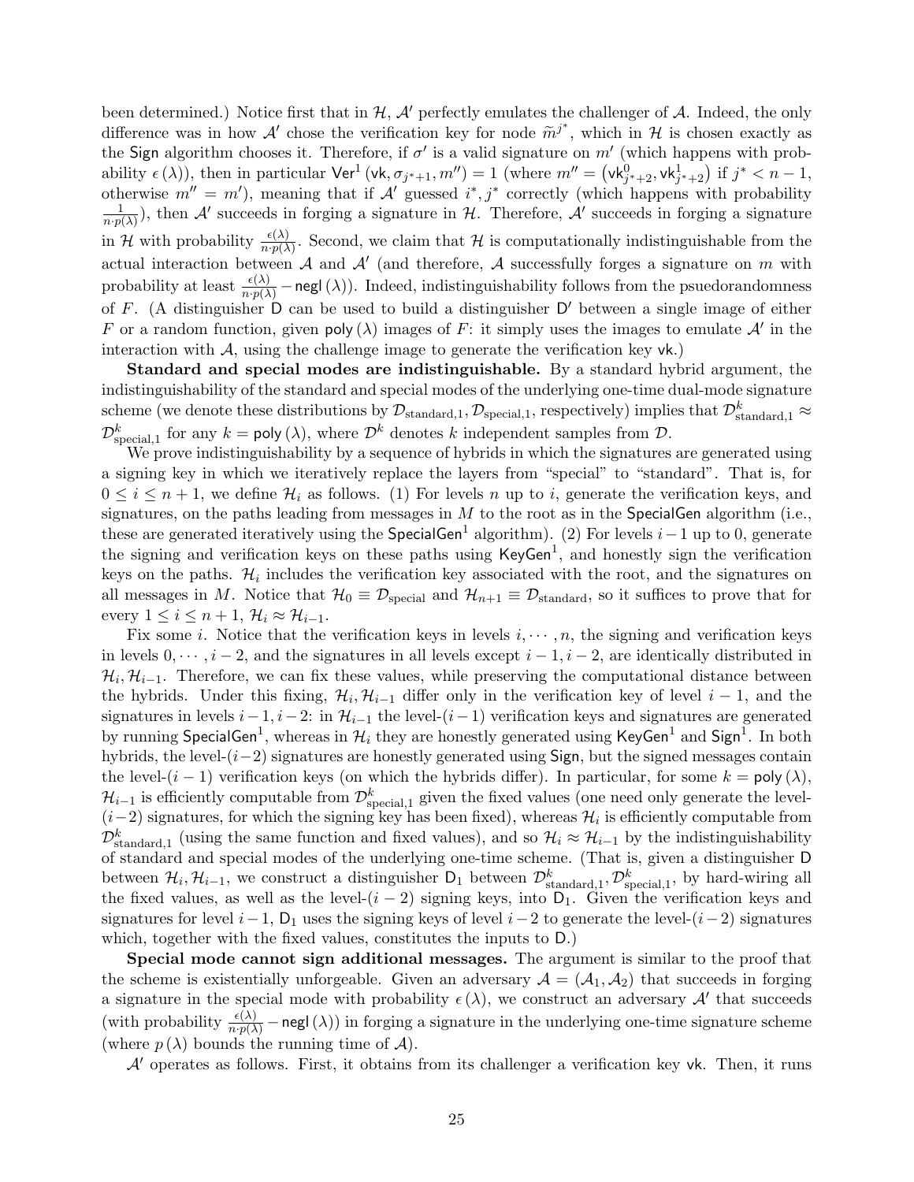been determined.) Notice first that in $\mathcal{H}$, $\mathcal{A}'$ perfectly emulates the challenger of $\mathcal{A}$. Indeed, the only difference was in how $\mathcal{A}'$ chose the verification key for node $\widetilde{m}^{j^*}$, which in $\mathcal{H}$ is chosen exactly as the $\mathsf{Sign}$ algorithm chooses it. Therefore, if $\sigma'$ is a valid signature on $m'$ (which happens with probability $\epsilon(\lambda)$), then in particular $\mathsf{Ver}^1(\mathsf{vk}, \sigma_{j^*+1}, m'') = 1$ (where $m'' = \left(\mathsf{vk}^0_{j^*+2}, \mathsf{vk}^1_{j^*+2}\right)$ if $j^* < n-1$, otherwise $m'' = m'$), meaning that if $\mathcal{A}'$ guessed $i^*, j^*$ correctly (which happens with probability $\frac{1}{n \cdot p(\lambda)}$), then $\mathcal{A}'$ succeeds in forging a signature in $\mathcal{H}$. Therefore, $\mathcal{A}'$ succeeds in forging a signature in $\mathcal{H}$ with probability $\frac{\epsilon(\lambda)}{n \cdot p(\lambda)}$. Second, we claim that $\mathcal{H}$ is computationally indistinguishable from the actual interaction between $\mathcal{A}$ and $\mathcal{A}'$ (and therefore, $\mathcal{A}$ successfully forges a signature on $m$ with probability at least $\frac{\epsilon(\lambda)}{n \cdot p(\lambda)} - \mathsf{negl}(\lambda)$). Indeed, indistinguishability follows from the psuedorandomness of $F$. (A distinguisher $\mathsf{D}$ can be used to build a distinguisher $\mathsf{D}'$ between a single image of either $F$ or a random function, given $\mathsf{poly}(\lambda)$ images of $F$: it simply uses the images to emulate $\mathcal{A}'$ in the interaction with $\mathcal{A}$, using the challenge image to generate the verification key $\mathsf{vk}$.)

**Standard and special modes are indistinguishable.** By a standard hybrid argument, the indistinguishability of the standard and special modes of the underlying one-time dual-mode signature scheme (we denote these distributions by $\mathcal{D}_{\text{standard},1}, \mathcal{D}_{\text{special},1}$, respectively) implies that $\mathcal{D}^k_{\text{standard},1} \approx \mathcal{D}^k_{\text{special},1}$ for any $k = \mathsf{poly}(\lambda)$, where $\mathcal{D}^k$ denotes $k$ independent samples from $\mathcal{D}$.

We prove indistinguishability by a sequence of hybrids in which the signatures are generated using a signing key in which we iteratively replace the layers from "special" to "standard". That is, for $0 \leq i \leq n+1$, we define $\mathcal{H}_i$ as follows. (1) For levels $n$ up to $i$, generate the verification keys, and signatures, on the paths leading from messages in $M$ to the root as in the $\mathsf{SpecialGen}$ algorithm (i.e., these are generated iteratively using the $\mathsf{SpecialGen}^1$ algorithm). (2) For levels $i-1$ up to 0, generate the signing and verification keys on these paths using $\mathsf{KeyGen}^1$, and honestly sign the verification keys on the paths. $\mathcal{H}_i$ includes the verification key associated with the root, and the signatures on all messages in $M$. Notice that $\mathcal{H}_0 \equiv \mathcal{D}_{\text{special}}$ and $\mathcal{H}_{n+1} \equiv \mathcal{D}_{\text{standard}}$, so it suffices to prove that for every $1 \leq i \leq n+1$, $\mathcal{H}_i \approx \mathcal{H}_{i-1}$.

Fix some $i$. Notice that the verification keys in levels $i, \cdots, n$, the signing and verification keys in levels $0, \cdots, i-2$, and the signatures in all levels except $i-1, i-2$, are identically distributed in $\mathcal{H}_i, \mathcal{H}_{i-1}$. Therefore, we can fix these values, while preserving the computational distance between the hybrids. Under this fixing, $\mathcal{H}_i, \mathcal{H}_{i-1}$ differ only in the verification key of level $i-1$, and the signatures in levels $i-1, i-2$: in $\mathcal{H}_{i-1}$ the level-$(i-1)$ verification keys and signatures are generated by running $\mathsf{SpecialGen}^1$, whereas in $\mathcal{H}_i$ they are honestly generated using $\mathsf{KeyGen}^1$ and $\mathsf{Sign}^1$. In both hybrids, the level-$(i-2)$ signatures are honestly generated using $\mathsf{Sign}$, but the signed messages contain the level-$(i-1)$ verification keys (on which the hybrids differ). In particular, for some $k = \mathsf{poly}(\lambda)$, $\mathcal{H}_{i-1}$ is efficiently computable from $\mathcal{D}^k_{\text{special},1}$ given the fixed values (one need only generate the level-$(i-2)$ signatures, for which the signing key has been fixed), whereas $\mathcal{H}_i$ is efficiently computable from $\mathcal{D}^k_{\text{standard},1}$ (using the same function and fixed values), and so $\mathcal{H}_i \approx \mathcal{H}_{i-1}$ by the indistinguishability of standard and special modes of the underlying one-time scheme. (That is, given a distinguisher $\mathsf{D}$ between $\mathcal{H}_i, \mathcal{H}_{i-1}$, we construct a distinguisher $\mathsf{D}_1$ between $\mathcal{D}^k_{\text{standard},1}, \mathcal{D}^k_{\text{special},1}$, by hard-wiring all the fixed values, as well as the level-$(i-2)$ signing keys, into $\mathsf{D}_1$. Given the verification keys and signatures for level $i-1$, $\mathsf{D}_1$ uses the signing keys of level $i-2$ to generate the level-$(i-2)$ signatures which, together with the fixed values, constitutes the inputs to $\mathsf{D}$.)

**Special mode cannot sign additional messages.** The argument is similar to the proof that the scheme is existentially unforgeable. Given an adversary $\mathcal{A} = (\mathcal{A}_1, \mathcal{A}_2)$ that succeeds in forging a signature in the special mode with probability $\epsilon(\lambda)$, we construct an adversary $\mathcal{A}'$ that succeeds (with probability $\frac{\epsilon(\lambda)}{n \cdot p(\lambda)} - \mathsf{negl}(\lambda)$) in forging a signature in the underlying one-time signature scheme (where $p(\lambda)$ bounds the running time of $\mathcal{A}$).

$\mathcal{A}'$ operates as follows. First, it obtains from its challenger a verification key $\mathsf{vk}$. Then, it runs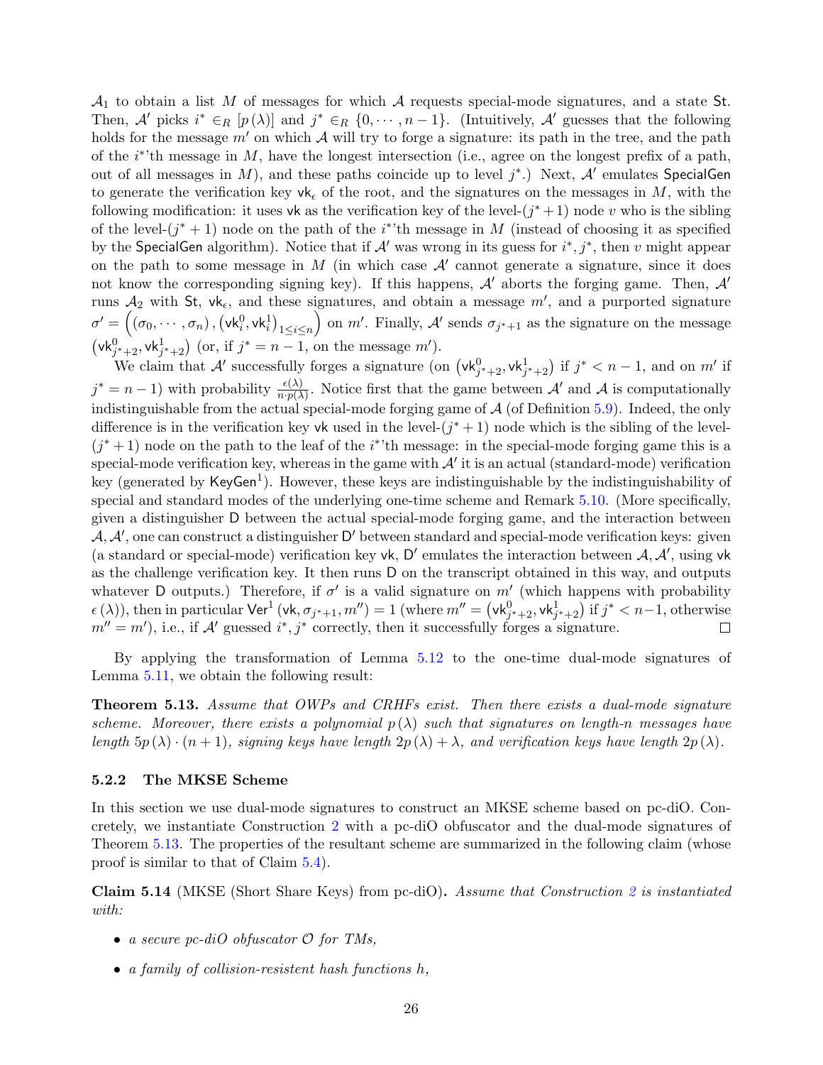$\mathcal{A}_1$ to obtain a list $M$ of messages for which $\mathcal{A}$ requests special-mode signatures, and a state $\mathsf{St}$. Then, $\mathcal{A}'$ picks $i^* \in_R [p(\lambda)]$ and $j^* \in_R \{0, \cdots, n-1\}$. (Intuitively, $\mathcal{A}'$ guesses that the following holds for the message $m'$ on which $\mathcal{A}$ will try to forge a signature: its path in the tree, and the path of the $i^*$'th message in $M$, have the longest intersection (i.e., agree on the longest prefix of a path, out of all messages in $M$), and these paths coincide up to level $j^*$.) Next, $\mathcal{A}'$ emulates $\mathsf{SpecialGen}$ to generate the verification key $\mathsf{vk}_\epsilon$ of the root, and the signatures on the messages in $M$, with the following modification: it uses $\mathsf{vk}$ as the verification key of the level-$(j^*+1)$ node $v$ who is the sibling of the level-$(j^*+1)$ node on the path of the $i^*$'th message in $M$ (instead of choosing it as specified by the $\mathsf{SpecialGen}$ algorithm). Notice that if $\mathcal{A}'$ was wrong in its guess for $i^*, j^*$, then $v$ might appear on the path to some message in $M$ (in which case $\mathcal{A}'$ cannot generate a signature, since it does not know the corresponding signing key). If this happens, $\mathcal{A}'$ aborts the forging game. Then, $\mathcal{A}'$ runs $\mathcal{A}_2$ with $\mathsf{St}$, $\mathsf{vk}_\epsilon$, and these signatures, and obtain a message $m'$, and a purported signature $\sigma' = \left((\sigma_0, \cdots, \sigma_n), \left(\mathsf{vk}_i^0, \mathsf{vk}_i^1\right)_{1 \leq i \leq n}\right)$ on $m'$. Finally, $\mathcal{A}'$ sends $\sigma_{j^*+1}$ as the signature on the message $\left(\mathsf{vk}_{j^*+2}^0, \mathsf{vk}_{j^*+2}^1\right)$ (or, if $j^* = n-1$, on the message $m'$).

We claim that $\mathcal{A}'$ successfully forges a signature (on $\left(\mathsf{vk}_{j^*+2}^0, \mathsf{vk}_{j^*+2}^1\right)$ if $j^* < n-1$, and on $m'$ if $j^* = n-1$) with probability $\frac{\epsilon(\lambda)}{n \cdot p(\lambda)}$. Notice first that the game between $\mathcal{A}'$ and $\mathcal{A}$ is computationally indistinguishable from the actual special-mode forging game of $\mathcal{A}$ (of Definition 5.9). Indeed, the only difference is in the verification key $\mathsf{vk}$ used in the level-$(j^*+1)$ node which is the sibling of the level-$(j^*+1)$ node on the path to the leaf of the $i^*$'th message: in the special-mode forging game this is a special-mode verification key, whereas in the game with $\mathcal{A}'$ it is an actual (standard-mode) verification key (generated by $\mathsf{KeyGen}^1$). However, these keys are indistinguishable by the indistinguishability of special and standard modes of the underlying one-time scheme and Remark 5.10. (More specifically, given a distinguisher $\mathsf{D}$ between the actual special-mode forging game, and the interaction between $\mathcal{A}, \mathcal{A}'$, one can construct a distinguisher $\mathsf{D}'$ between standard and special-mode verification keys: given (a standard or special-mode) verification key $\mathsf{vk}$, $\mathsf{D}'$ emulates the interaction between $\mathcal{A}, \mathcal{A}'$, using $\mathsf{vk}$ as the challenge verification key. It then runs $\mathsf{D}$ on the transcript obtained in this way, and outputs whatever $\mathsf{D}$ outputs.) Therefore, if $\sigma'$ is a valid signature on $m'$ (which happens with probability $\epsilon(\lambda)$), then in particular $\mathsf{Ver}^1(\mathsf{vk}, \sigma_{j^*+1}, m'') = 1$ (where $m'' = \left(\mathsf{vk}_{j^*+2}^0, \mathsf{vk}_{j^*+2}^1\right)$ if $j^* < n-1$, otherwise $m'' = m'$), i.e., if $\mathcal{A}'$ guessed $i^*, j^*$ correctly, then it successfully forges a signature. □

By applying the transformation of Lemma 5.12 to the one-time dual-mode signatures of Lemma 5.11, we obtain the following result:

**Theorem 5.13.** *Assume that OWPs and CRHFs exist. Then there exists a dual-mode signature scheme. Moreover, there exists a polynomial $p(\lambda)$ such that signatures on length-$n$ messages have length $5p(\lambda) \cdot (n+1)$, signing keys have length $2p(\lambda) + \lambda$, and verification keys have length $2p(\lambda)$.*

### 5.2.2 The MKSE Scheme

In this section we use dual-mode signatures to construct an MKSE scheme based on pc-diO. Concretely, we instantiate Construction 2 with a pc-diO obfuscator and the dual-mode signatures of Theorem 5.13. The properties of the resultant scheme are summarized in the following claim (whose proof is similar to that of Claim 5.4).

**Claim 5.14** (MKSE (Short Share Keys) from pc-diO)**.** *Assume that Construction 2 is instantiated with:*

- *a secure pc-diO obfuscator $\mathcal{O}$ for TMs,*
- *a family of collision-resistent hash functions $h$,*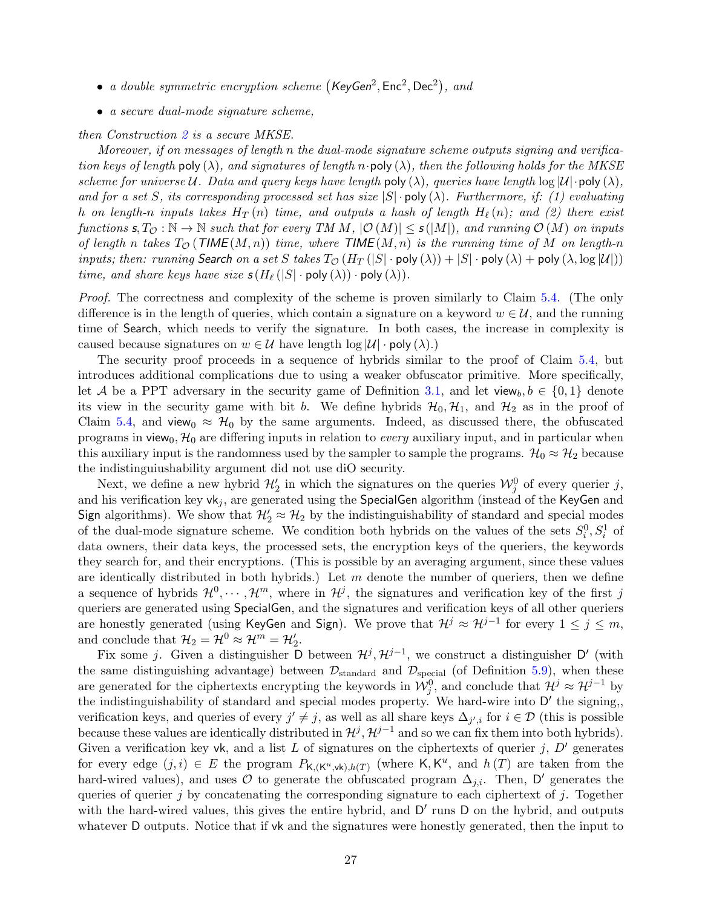- *a double symmetric encryption scheme* $(\mathsf{KeyGen}^2, \mathsf{Enc}^2, \mathsf{Dec}^2)$*, and*
- *a secure dual-mode signature scheme,*

*then Construction 2 is a secure MKSE.*

*Moreover, if on messages of length $n$ the dual-mode signature scheme outputs signing and verification keys of length $\mathsf{poly}(\lambda)$, and signatures of length $n \cdot \mathsf{poly}(\lambda)$, then the following holds for the MKSE scheme for universe $\mathcal{U}$. Data and query keys have length $\mathsf{poly}(\lambda)$, queries have length $\log|\mathcal{U}| \cdot \mathsf{poly}(\lambda)$, and for a set $S$, its corresponding processed set has size $|S| \cdot \mathsf{poly}(\lambda)$. Furthermore, if: (1) evaluating $h$ on length-$n$ inputs takes $H_T(n)$ time, and outputs a hash of length $H_\ell(n)$; and (2) there exist functions $\mathsf{s}, T_{\mathcal{O}} : \mathbb{N} \to \mathbb{N}$ such that for every TM $M$, $|\mathcal{O}(M)| \leq \mathsf{s}(|M|)$, and running $\mathcal{O}(M)$ on inputs of length $n$ takes $T_{\mathcal{O}}(\mathsf{TIME}(M, n))$ time, where $\mathsf{TIME}(M, n)$ is the running time of $M$ on length-$n$ inputs; then: running $\mathsf{Search}$ on a set $S$ takes $T_{\mathcal{O}}(H_T(|S| \cdot \mathsf{poly}(\lambda)) + |S| \cdot \mathsf{poly}(\lambda) + \mathsf{poly}(\lambda, \log|\mathcal{U}|))$ time, and share keys have size $\mathsf{s}(H_\ell(|S| \cdot \mathsf{poly}(\lambda)) \cdot \mathsf{poly}(\lambda))$.*

*Proof.* The correctness and complexity of the scheme is proven similarly to Claim 5.4. (The only difference is in the length of queries, which contain a signature on a keyword $w \in \mathcal{U}$, and the running time of $\mathsf{Search}$, which needs to verify the signature. In both cases, the increase in complexity is caused because signatures on $w \in \mathcal{U}$ have length $\log|\mathcal{U}| \cdot \mathsf{poly}(\lambda)$.)

The security proof proceeds in a sequence of hybrids similar to the proof of Claim 5.4, but introduces additional complications due to using a weaker obfuscator primitive. More specifically, let $\mathcal{A}$ be a PPT adversary in the security game of Definition 3.1, and let $\mathsf{view}_b, b \in \{0,1\}$ denote its view in the security game with bit $b$. We define hybrids $\mathcal{H}_0, \mathcal{H}_1$, and $\mathcal{H}_2$ as in the proof of Claim 5.4, and $\mathsf{view}_0 \approx \mathcal{H}_0$ by the same arguments. Indeed, as discussed there, the obfuscated programs in $\mathsf{view}_0, \mathcal{H}_0$ are differing inputs in relation to *every* auxiliary input, and in particular when this auxiliary input is the randomness used by the sampler to sample the programs. $\mathcal{H}_0 \approx \mathcal{H}_2$ because the indistinguiushability argument did not use diO security.

Next, we define a new hybrid $\mathcal{H}_2'$ in which the signatures on the queries $\mathcal{W}_j^0$ of every querier $j$, and his verification key $\mathsf{vk}_j$, are generated using the $\mathsf{SpecialGen}$ algorithm (instead of the $\mathsf{KeyGen}$ and $\mathsf{Sign}$ algorithms). We show that $\mathcal{H}_2' \approx \mathcal{H}_2$ by the indistinguishability of standard and special modes of the dual-mode signature scheme. We condition both hybrids on the values of the sets $S_i^0, S_i^1$ of data owners, their data keys, the processed sets, the encryption keys of the queriers, the keywords they search for, and their encryptions. (This is possible by an averaging argument, since these values are identically distributed in both hybrids.) Let $m$ denote the number of queriers, then we define a sequence of hybrids $\mathcal{H}^0, \cdots, \mathcal{H}^m$, where in $\mathcal{H}^j$, the signatures and verification key of the first $j$ queriers are generated using $\mathsf{SpecialGen}$, and the signatures and verification keys of all other queriers are honestly generated (using $\mathsf{KeyGen}$ and $\mathsf{Sign}$). We prove that $\mathcal{H}^j \approx \mathcal{H}^{j-1}$ for every $1 \leq j \leq m$, and conclude that $\mathcal{H}_2 = \mathcal{H}^0 \approx \mathcal{H}^m = \mathcal{H}_2'$.

Fix some $j$. Given a distinguisher $\mathsf{D}$ between $\mathcal{H}^j, \mathcal{H}^{j-1}$, we construct a distinguisher $\mathsf{D}'$ (with the same distinguishing advantage) between $\mathcal{D}_{\text{standard}}$ and $\mathcal{D}_{\text{special}}$ (of Definition 5.9), when these are generated for the ciphertexts encrypting the keywords in $\mathcal{W}_j^0$, and conclude that $\mathcal{H}^j \approx \mathcal{H}^{j-1}$ by the indistinguishability of standard and special modes property. We hard-wire into $\mathsf{D}'$ the signing,, verification keys, and queries of every $j' \neq j$, as well as all share keys $\Delta_{j',i}$ for $i \in \mathcal{D}$ (this is possible because these values are identically distributed in $\mathcal{H}^j, \mathcal{H}^{j-1}$ and so we can fix them into both hybrids). Given a verification key $\mathsf{vk}$, and a list $L$ of signatures on the ciphertexts of querier $j$, $D'$ generates for every edge $(j,i) \in E$ the program $P_{\mathsf{K},(\mathsf{K}^u,\mathsf{vk}),h(T)}$ (where $\mathsf{K}, \mathsf{K}^u$, and $h(T)$ are taken from the hard-wired values), and uses $\mathcal{O}$ to generate the obfuscated program $\Delta_{j,i}$. Then, $\mathsf{D}'$ generates the queries of querier $j$ by concatenating the corresponding signature to each ciphertext of $j$. Together with the hard-wired values, this gives the entire hybrid, and $\mathsf{D}'$ runs $\mathsf{D}$ on the hybrid, and outputs whatever $\mathsf{D}$ outputs. Notice that if $\mathsf{vk}$ and the signatures were honestly generated, then the input to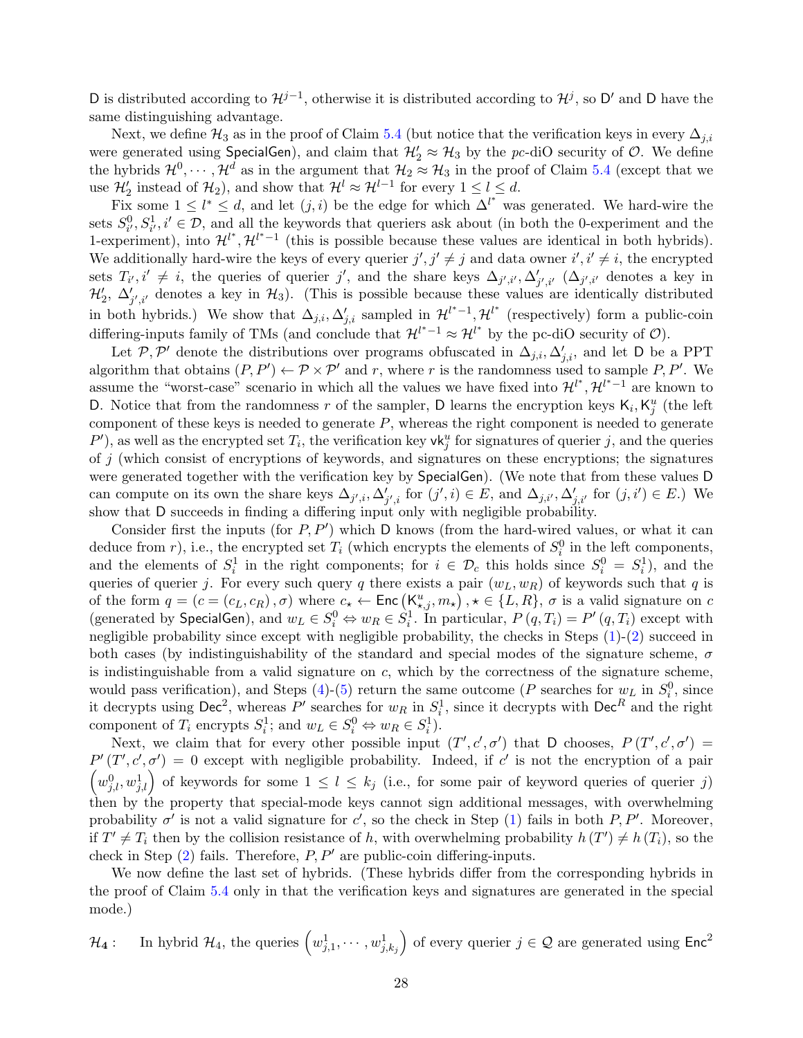$\mathsf{D}$ is distributed according to $\mathcal{H}^{j-1}$, otherwise it is distributed according to $\mathcal{H}^{j}$, so $\mathsf{D}'$ and $\mathsf{D}$ have the same distinguishing advantage.

Next, we define $\mathcal{H}_3$ as in the proof of Claim 5.4 (but notice that the verification keys in every $\Delta_{j,i}$ were generated using $\mathsf{SpecialGen}$), and claim that $\mathcal{H}_2' \approx \mathcal{H}_3$ by the $pc$-diO security of $\mathcal{O}$. We define the hybrids $\mathcal{H}^0, \cdots, \mathcal{H}^d$ as in the argument that $\mathcal{H}_2 \approx \mathcal{H}_3$ in the proof of Claim 5.4 (except that we use $\mathcal{H}_2'$ instead of $\mathcal{H}_2$), and show that $\mathcal{H}^l \approx \mathcal{H}^{l-1}$ for every $1 \le l \le d$.

Fix some $1 \le l^* \le d$, and let $(j,i)$ be the edge for which $\Delta^{l^*}$ was generated. We hard-wire the sets $S_{i'}^0, S_{i'}^1, i' \in \mathcal{D}$, and all the keywords that queriers ask about (in both the 0-experiment and the 1-experiment), into $\mathcal{H}^{l^*}, \mathcal{H}^{l^*-1}$ (this is possible because these values are identical in both hybrids). We additionally hard-wire the keys of every querier $j', j' \neq j$ and data owner $i', i' \neq i$, the encrypted sets $T_{i'}, i' \neq i$, the queries of querier $j'$, and the share keys $\Delta_{j',i'}, \Delta_{j',i'}'$ ($\Delta_{j',i'}$ denotes a key in $\mathcal{H}_2'$, $\Delta_{j',i'}'$ denotes a key in $\mathcal{H}_3$). (This is possible because these values are identically distributed in both hybrids.) We show that $\Delta_{j,i}, \Delta_{j,i}'$ sampled in $\mathcal{H}^{l^*-1}, \mathcal{H}^{l^*}$ (respectively) form a public-coin differing-inputs family of TMs (and conclude that $\mathcal{H}^{l^*-1} \approx \mathcal{H}^{l^*}$ by the pc-diO security of $\mathcal{O}$).

Let $\mathcal{P}, \mathcal{P}'$ denote the distributions over programs obfuscated in $\Delta_{j,i}, \Delta_{j,i}'$, and let $\mathsf{D}$ be a PPT algorithm that obtains $(P, P') \leftarrow \mathcal{P} \times \mathcal{P}'$ and $r$, where $r$ is the randomness used to sample $P, P'$. We assume the "worst-case" scenario in which all the values we have fixed into $\mathcal{H}^{l^*}, \mathcal{H}^{l^*-1}$ are known to $\mathsf{D}$. Notice that from the randomness $r$ of the sampler, $\mathsf{D}$ learns the encryption keys $\mathsf{K}_i, \mathsf{K}_j^u$ (the left component of these keys is needed to generate $P$, whereas the right component is needed to generate $P'$), as well as the encrypted set $T_i$, the verification key $\mathsf{vk}_j^u$ for signatures of querier $j$, and the queries of $j$ (which consist of encryptions of keywords, and signatures on these encryptions; the signatures were generated together with the verification key by $\mathsf{SpecialGen}$). (We note that from these values $\mathsf{D}$ can compute on its own the share keys $\Delta_{j',i}, \Delta_{j',i}'$ for $(j', i) \in E$, and $\Delta_{j,i'}, \Delta_{j,i'}'$ for $(j, i') \in E$.) We show that $\mathsf{D}$ succeeds in finding a differing input only with negligible probability.

Consider first the inputs (for $P, P'$) which $\mathsf{D}$ knows (from the hard-wired values, or what it can deduce from $r$), i.e., the encrypted set $T_i$ (which encrypts the elements of $S_i^0$ in the left components, and the elements of $S_i^1$ in the right components; for $i \in \mathcal{D}_c$ this holds since $S_i^0 = S_i^1$), and the queries of querier $j$. For every such query $q$ there exists a pair $(w_L, w_R)$ of keywords such that $q$ is of the form $q = (c = (c_L, c_R), \sigma)$ where $c_\star \leftarrow \mathsf{Enc}\left(\mathsf{K}_{\star,j}^u, m_\star\right), \star \in \{L, R\}$, $\sigma$ is a valid signature on $c$ (generated by $\mathsf{SpecialGen}$), and $w_L \in S_i^0 \Leftrightarrow w_R \in S_i^1$. In particular, $P(q, T_i) = P'(q, T_i)$ except with negligible probability since except with negligible probability, the checks in Steps (1)-(2) succeed in both cases (by indistinguishability of the standard and special modes of the signature scheme, $\sigma$ is indistinguishable from a valid signature on $c$, which by the correctness of the signature scheme, would pass verification), and Steps (4)-(5) return the same outcome ($P$ searches for $w_L$ in $S_i^0$, since it decrypts using $\mathsf{Dec}^2$, whereas $P'$ searches for $w_R$ in $S_i^1$, since it decrypts with $\mathsf{Dec}^R$ and the right component of $T_i$ encrypts $S_i^1$; and $w_L \in S_i^0 \Leftrightarrow w_R \in S_i^1$).

Next, we claim that for every other possible input $(T', c', \sigma')$ that $\mathsf{D}$ chooses, $P(T', c', \sigma') = P'(T', c', \sigma') = 0$ except with negligible probability. Indeed, if $c'$ is not the encryption of a pair $\left(w_{j,l}^0, w_{j,l}^1\right)$ of keywords for some $1 \le l \le k_j$ (i.e., for some pair of keyword queries of querier $j$) then by the property that special-mode keys cannot sign additional messages, with overwhelming probability $\sigma'$ is not a valid signature for $c'$, so the check in Step (1) fails in both $P, P'$. Moreover, if $T' \neq T_i$ then by the collision resistance of $h$, with overwhelming probability $h(T') \neq h(T_i)$, so the check in Step (2) fails. Therefore, $P, P'$ are public-coin differing-inputs.

We now define the last set of hybrids. (These hybrids differ from the corresponding hybrids in the proof of Claim 5.4 only in that the verification keys and signatures are generated in the special mode.)

$\mathcal{H}_4$ : In hybrid $\mathcal{H}_4$, the queries $\left(w_{j,1}^1, \cdots, w_{j,k_j}^1\right)$ of every querier $j \in \mathcal{Q}$ are generated using $\mathsf{Enc}^2$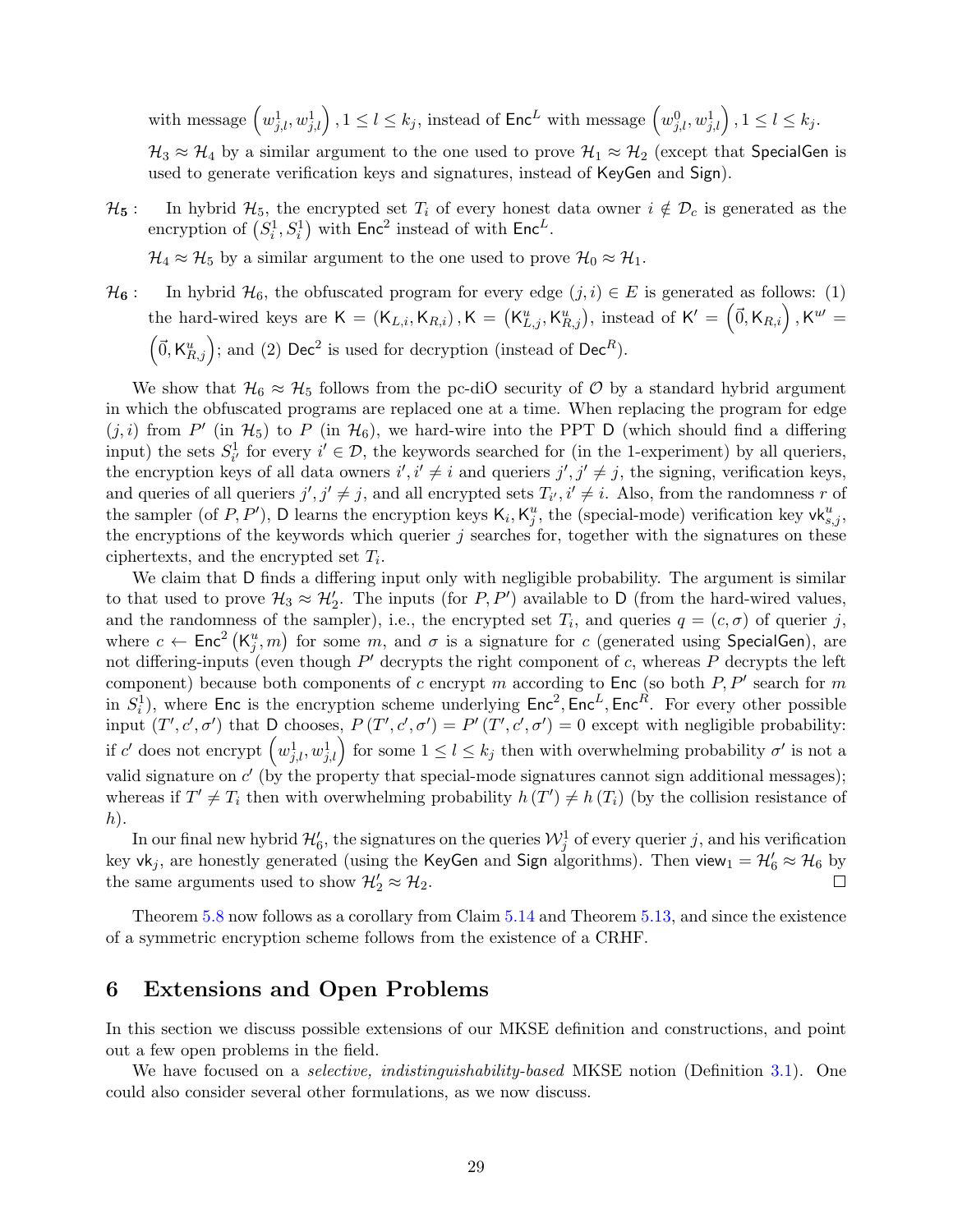with message $\left(w_{j,l}^1, w_{j,l}^1\right), 1 \le l \le k_j$, instead of $\mathsf{Enc}^L$ with message $\left(w_{j,l}^0, w_{j,l}^1\right), 1 \le l \le k_j$.

$\mathcal{H}_3 \approx \mathcal{H}_4$ by a similar argument to the one used to prove $\mathcal{H}_1 \approx \mathcal{H}_2$ (except that $\mathsf{SpecialGen}$ is used to generate verification keys and signatures, instead of $\mathsf{KeyGen}$ and $\mathsf{Sign}$).

$\mathcal{H}_5$ : In hybrid $\mathcal{H}_5$, the encrypted set $T_i$ of every honest data owner $i \notin \mathcal{D}_c$ is generated as the encryption of $\left(S_i^1, S_i^1\right)$ with $\mathsf{Enc}^2$ instead of with $\mathsf{Enc}^L$.

$\mathcal{H}_4 \approx \mathcal{H}_5$ by a similar argument to the one used to prove $\mathcal{H}_0 \approx \mathcal{H}_1$.

$\mathcal{H}_6$ : In hybrid $\mathcal{H}_6$, the obfuscated program for every edge $(j, i) \in E$ is generated as follows: (1) the hard-wired keys are $\mathsf{K} = (\mathsf{K}_{L,i}, \mathsf{K}_{R,i}), \mathsf{K} = \left(\mathsf{K}_{L,j}^u, \mathsf{K}_{R,j}^u\right)$, instead of $\mathsf{K}' = \left(\vec{0}, \mathsf{K}_{R,i}\right), \mathsf{K}^{u\prime} = \left(\vec{0}, \mathsf{K}_{R,j}^u\right)$; and (2) $\mathsf{Dec}^2$ is used for decryption (instead of $\mathsf{Dec}^R$).

We show that $\mathcal{H}_6 \approx \mathcal{H}_5$ follows from the pc-diO security of $\mathcal{O}$ by a standard hybrid argument in which the obfuscated programs are replaced one at a time. When replacing the program for edge $(j, i)$ from $P'$ (in $\mathcal{H}_5$) to $P$ (in $\mathcal{H}_6$), we hard-wire into the PPT $\mathsf{D}$ (which should find a differing input) the sets $S_{i'}^1$ for every $i' \in \mathcal{D}$, the keywords searched for (in the 1-experiment) by all queriers, the encryption keys of all data owners $i', i' \neq i$ and queriers $j', j' \neq j$, the signing, verification keys, and queries of all queriers $j', j' \neq j$, and all encrypted sets $T_{i'}, i' \neq i$. Also, from the randomness $r$ of the sampler (of $P, P'$), $\mathsf{D}$ learns the encryption keys $\mathsf{K}_i, \mathsf{K}_j^u$, the (special-mode) verification key $\mathsf{vk}_{s,j}^u$, the encryptions of the keywords which querier $j$ searches for, together with the signatures on these ciphertexts, and the encrypted set $T_i$.

We claim that $\mathsf{D}$ finds a differing input only with negligible probability. The argument is similar to that used to prove $\mathcal{H}_3 \approx \mathcal{H}_2'$. The inputs (for $P, P'$) available to $\mathsf{D}$ (from the hard-wired values, and the randomness of the sampler), i.e., the encrypted set $T_i$, and queries $q = (c, \sigma)$ of querier $j$, where $c \leftarrow \mathsf{Enc}^2\left(\mathsf{K}_j^u, m\right)$ for some $m$, and $\sigma$ is a signature for $c$ (generated using $\mathsf{SpecialGen}$), are not differing-inputs (even though $P'$ decrypts the right component of $c$, whereas $P$ decrypts the left component) because both components of $c$ encrypt $m$ according to $\mathsf{Enc}$ (so both $P, P'$ search for $m$ in $S_i^1$), where $\mathsf{Enc}$ is the encryption scheme underlying $\mathsf{Enc}^2, \mathsf{Enc}^L, \mathsf{Enc}^R$. For every other possible input $(T', c', \sigma')$ that $\mathsf{D}$ chooses, $P(T', c', \sigma') = P'(T', c', \sigma') = 0$ except with negligible probability: if $c'$ does not encrypt $\left(w_{j,l}^1, w_{j,l}^1\right)$ for some $1 \le l \le k_j$ then with overwhelming probability $\sigma'$ is not a valid signature on $c'$ (by the property that special-mode signatures cannot sign additional messages); whereas if $T' \neq T_i$ then with overwhelming probability $h(T') \neq h(T_i)$ (by the collision resistance of $h$).

In our final new hybrid $\mathcal{H}_6'$, the signatures on the queries $\mathcal{W}_j^1$ of every querier $j$, and his verification key $\mathsf{vk}_j$, are honestly generated (using the $\mathsf{KeyGen}$ and $\mathsf{Sign}$ algorithms). Then $\mathsf{view}_1 = \mathcal{H}_6' \approx \mathcal{H}_6$ by the same arguments used to show $\mathcal{H}_2' \approx \mathcal{H}_2$. □

Theorem 5.8 now follows as a corollary from Claim 5.14 and Theorem 5.13, and since the existence of a symmetric encryption scheme follows from the existence of a CRHF.

# 6 Extensions and Open Problems

In this section we discuss possible extensions of our MKSE definition and constructions, and point out a few open problems in the field.

We have focused on a *selective, indistinguishability-based* MKSE notion (Definition 3.1). One could also consider several other formulations, as we now discuss.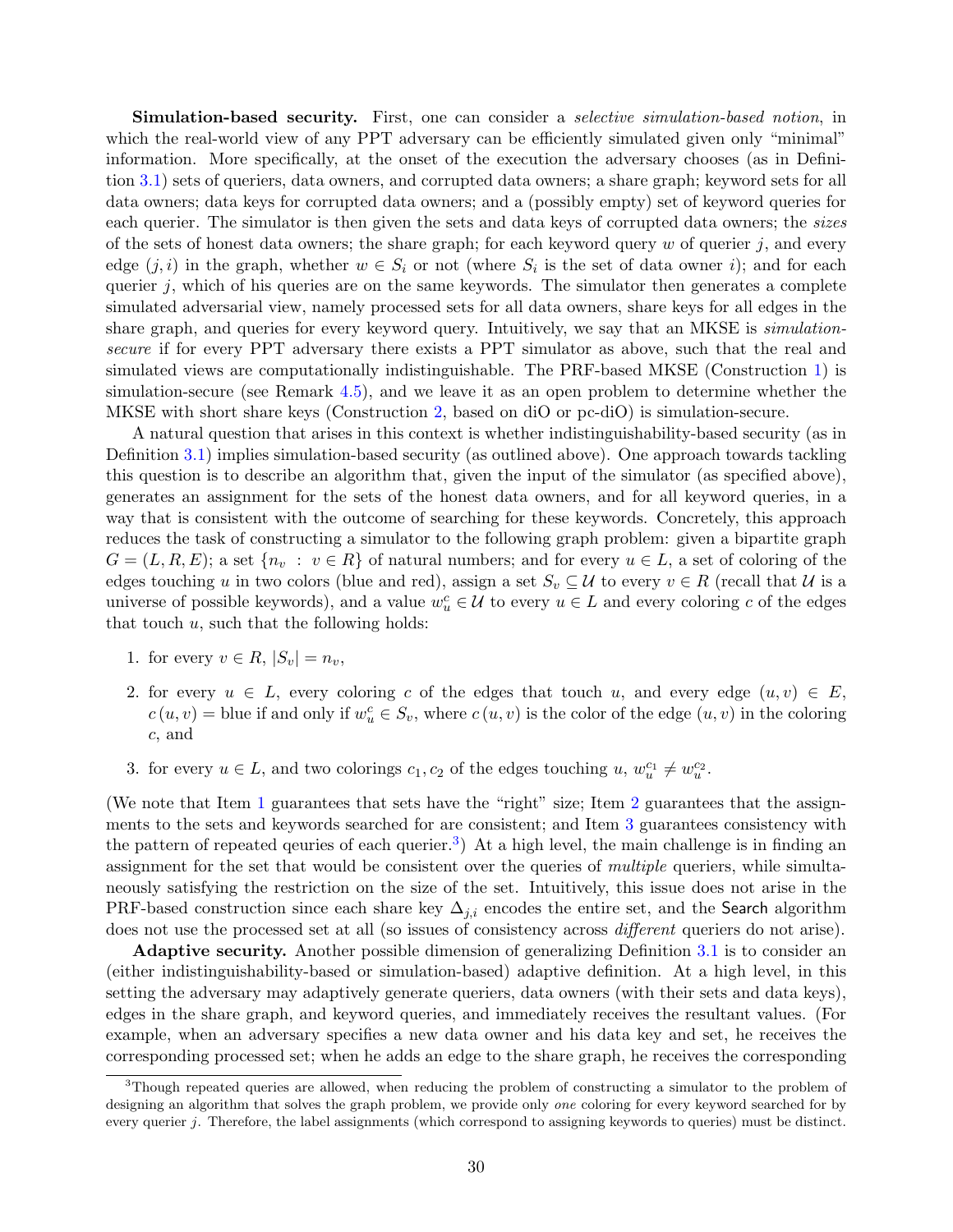**Simulation-based security.** First, one can consider a *selective simulation-based notion*, in which the real-world view of any PPT adversary can be efficiently simulated given only "minimal" information. More specifically, at the onset of the execution the adversary chooses (as in Definition 3.1) sets of queriers, data owners, and corrupted data owners; a share graph; keyword sets for all data owners; data keys for corrupted data owners; and a (possibly empty) set of keyword queries for each querier. The simulator is then given the sets and data keys of corrupted data owners; the *sizes* of the sets of honest data owners; the share graph; for each keyword query $w$ of querier $j$, and every edge $(j, i)$ in the graph, whether $w \in S_i$ or not (where $S_i$ is the set of data owner $i$); and for each querier $j$, which of his queries are on the same keywords. The simulator then generates a complete simulated adversarial view, namely processed sets for all data owners, share keys for all edges in the share graph, and queries for every keyword query. Intuitively, we say that an MKSE is *simulation-secure* if for every PPT adversary there exists a PPT simulator as above, such that the real and simulated views are computationally indistinguishable. The PRF-based MKSE (Construction 1) is simulation-secure (see Remark 4.5), and we leave it as an open problem to determine whether the MKSE with short share keys (Construction 2, based on diO or pc-diO) is simulation-secure.

A natural question that arises in this context is whether indistinguishability-based security (as in Definition 3.1) implies simulation-based security (as outlined above). One approach towards tackling this question is to describe an algorithm that, given the input of the simulator (as specified above), generates an assignment for the sets of the honest data owners, and for all keyword queries, in a way that is consistent with the outcome of searching for these keywords. Concretely, this approach reduces the task of constructing a simulator to the following graph problem: given a bipartite graph $G = (L, R, E)$; a set $\{n_v : v \in R\}$ of natural numbers; and for every $u \in L$, a set of coloring of the edges touching $u$ in two colors (blue and red), assign a set $S_v \subseteq \mathcal{U}$ to every $v \in R$ (recall that $\mathcal{U}$ is a universe of possible keywords), and a value $w_u^c \in \mathcal{U}$ to every $u \in L$ and every coloring $c$ of the edges that touch $u$, such that the following holds:

1. for every $v \in R$, $|S_v| = n_v$,
2. for every $u \in L$, every coloring $c$ of the edges that touch $u$, and every edge $(u, v) \in E$, $c(u, v) =$ blue if and only if $w_u^c \in S_v$, where $c(u, v)$ is the color of the edge $(u, v)$ in the coloring $c$, and
3. for every $u \in L$, and two colorings $c_1, c_2$ of the edges touching $u$, $w_u^{c_1} \neq w_u^{c_2}$.

(We note that Item 1 guarantees that sets have the "right" size; Item 2 guarantees that the assignments to the sets and keywords searched for are consistent; and Item 3 guarantees consistency with the pattern of repeated qeuries of each querier.[3]) At a high level, the main challenge is in finding an assignment for the set that would be consistent over the queries of *multiple* queriers, while simultaneously satisfying the restriction on the size of the set. Intuitively, this issue does not arise in the PRF-based construction since each share key $\Delta_{j,i}$ encodes the entire set, and the Search algorithm does not use the processed set at all (so issues of consistency across *different* queriers do not arise).

**Adaptive security.** Another possible dimension of generalizing Definition 3.1 is to consider an (either indistinguishability-based or simulation-based) adaptive definition. At a high level, in this setting the adversary may adaptively generate queriers, data owners (with their sets and data keys), edges in the share graph, and keyword queries, and immediately receives the resultant values. (For example, when an adversary specifies a new data owner and his data key and set, he receives the corresponding processed set; when he adds an edge to the share graph, he receives the corresponding

[3] Though repeated queries are allowed, when reducing the problem of constructing a simulator to the problem of designing an algorithm that solves the graph problem, we provide only *one* coloring for every keyword searched for by every querier $j$. Therefore, the label assignments (which correspond to assigning keywords to queries) must be distinct.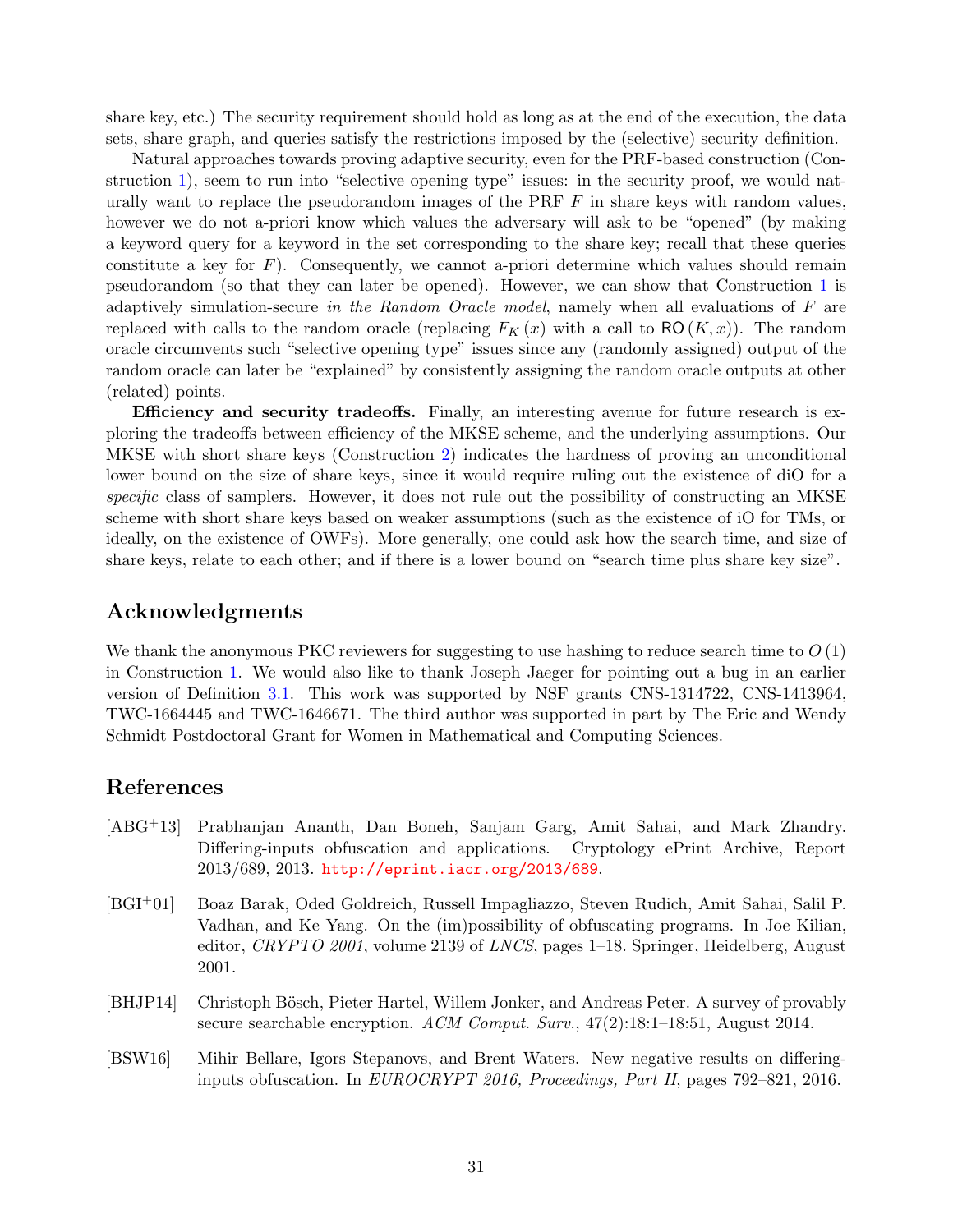share key, etc.) The security requirement should hold as long as at the end of the execution, the data sets, share graph, and queries satisfy the restrictions imposed by the (selective) security definition.

Natural approaches towards proving adaptive security, even for the PRF-based construction (Construction 1), seem to run into "selective opening type" issues: in the security proof, we would naturally want to replace the pseudorandom images of the PRF $F$ in share keys with random values, however we do not a-priori know which values the adversary will ask to be "opened" (by making a keyword query for a keyword in the set corresponding to the share key; recall that these queries constitute a key for $F$). Consequently, we cannot a-priori determine which values should remain pseudorandom (so that they can later be opened). However, we can show that Construction 1 is adaptively simulation-secure *in the Random Oracle model*, namely when all evaluations of $F$ are replaced with calls to the random oracle (replacing $F_K(x)$ with a call to $\mathsf{RO}(K, x)$). The random oracle circumvents such "selective opening type" issues since any (randomly assigned) output of the random oracle can later be "explained" by consistently assigning the random oracle outputs at other (related) points.

**Efficiency and security tradeoffs.** Finally, an interesting avenue for future research is exploring the tradeoffs between efficiency of the MKSE scheme, and the underlying assumptions. Our MKSE with short share keys (Construction 2) indicates the hardness of proving an unconditional lower bound on the size of share keys, since it would require ruling out the existence of diO for a *specific* class of samplers. However, it does not rule out the possibility of constructing an MKSE scheme with short share keys based on weaker assumptions (such as the existence of iO for TMs, or ideally, on the existence of OWFs). More generally, one could ask how the search time, and size of share keys, relate to each other; and if there is a lower bound on "search time plus share key size".

## Acknowledgments

We thank the anonymous PKC reviewers for suggesting to use hashing to reduce search time to $O(1)$ in Construction 1. We would also like to thank Joseph Jaeger for pointing out a bug in an earlier version of Definition 3.1. This work was supported by NSF grants CNS-1314722, CNS-1413964, TWC-1664445 and TWC-1646671. The third author was supported in part by The Eric and Wendy Schmidt Postdoctoral Grant for Women in Mathematical and Computing Sciences.

## References

[ABG+13] Prabhanjan Ananth, Dan Boneh, Sanjam Garg, Amit Sahai, and Mark Zhandry. Differing-inputs obfuscation and applications. Cryptology ePrint Archive, Report 2013/689, 2013. http://eprint.iacr.org/2013/689.

[BGI+01] Boaz Barak, Oded Goldreich, Russell Impagliazzo, Steven Rudich, Amit Sahai, Salil P. Vadhan, and Ke Yang. On the (im)possibility of obfuscating programs. In Joe Kilian, editor, *CRYPTO 2001*, volume 2139 of *LNCS*, pages 1–18. Springer, Heidelberg, August 2001.

[BHJP14] Christoph Bösch, Pieter Hartel, Willem Jonker, and Andreas Peter. A survey of provably secure searchable encryption. *ACM Comput. Surv.*, 47(2):18:1–18:51, August 2014.

[BSW16] Mihir Bellare, Igors Stepanovs, and Brent Waters. New negative results on differing-inputs obfuscation. In *EUROCRYPT 2016, Proceedings, Part II*, pages 792–821, 2016.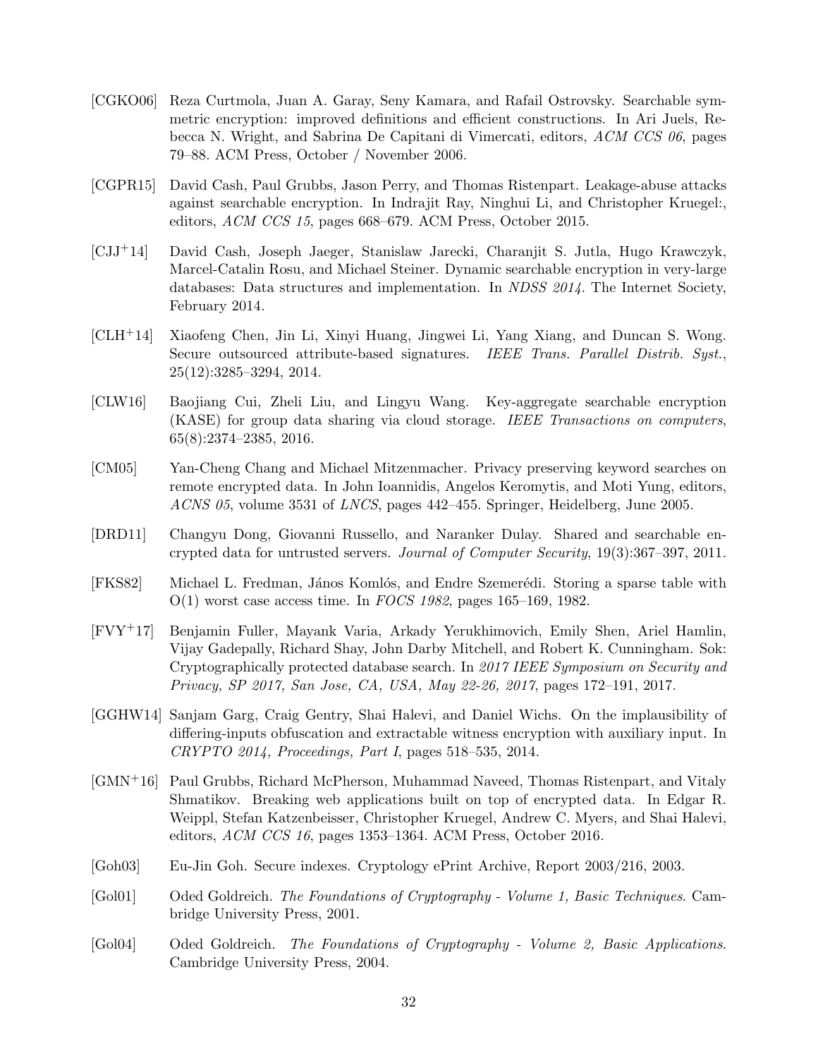[CGKO06] Reza Curtmola, Juan A. Garay, Seny Kamara, and Rafail Ostrovsky. Searchable symmetric encryption: improved definitions and efficient constructions. In Ari Juels, Rebecca N. Wright, and Sabrina De Capitani di Vimercati, editors, *ACM CCS 06*, pages 79–88. ACM Press, October / November 2006.

[CGPR15] David Cash, Paul Grubbs, Jason Perry, and Thomas Ristenpart. Leakage-abuse attacks against searchable encryption. In Indrajit Ray, Ninghui Li, and Christopher Kruegel:, editors, *ACM CCS 15*, pages 668–679. ACM Press, October 2015.

[CJJ+14] David Cash, Joseph Jaeger, Stanislaw Jarecki, Charanjit S. Jutla, Hugo Krawczyk, Marcel-Catalin Rosu, and Michael Steiner. Dynamic searchable encryption in very-large databases: Data structures and implementation. In *NDSS 2014*. The Internet Society, February 2014.

[CLH+14] Xiaofeng Chen, Jin Li, Xinyi Huang, Jingwei Li, Yang Xiang, and Duncan S. Wong. Secure outsourced attribute-based signatures. *IEEE Trans. Parallel Distrib. Syst.*, 25(12):3285–3294, 2014.

[CLW16] Baojiang Cui, Zheli Liu, and Lingyu Wang. Key-aggregate searchable encryption (KASE) for group data sharing via cloud storage. *IEEE Transactions on computers*, 65(8):2374–2385, 2016.

[CM05] Yan-Cheng Chang and Michael Mitzenmacher. Privacy preserving keyword searches on remote encrypted data. In John Ioannidis, Angelos Keromytis, and Moti Yung, editors, *ACNS 05*, volume 3531 of *LNCS*, pages 442–455. Springer, Heidelberg, June 2005.

[DRD11] Changyu Dong, Giovanni Russello, and Naranker Dulay. Shared and searchable encrypted data for untrusted servers. *Journal of Computer Security*, 19(3):367–397, 2011.

[FKS82] Michael L. Fredman, János Komlós, and Endre Szemerédi. Storing a sparse table with O(1) worst case access time. In *FOCS 1982*, pages 165–169, 1982.

[FVY+17] Benjamin Fuller, Mayank Varia, Arkady Yerukhimovich, Emily Shen, Ariel Hamlin, Vijay Gadepally, Richard Shay, John Darby Mitchell, and Robert K. Cunningham. Sok: Cryptographically protected database search. In *2017 IEEE Symposium on Security and Privacy, SP 2017, San Jose, CA, USA, May 22-26, 2017*, pages 172–191, 2017.

[GGHW14] Sanjam Garg, Craig Gentry, Shai Halevi, and Daniel Wichs. On the implausibility of differing-inputs obfuscation and extractable witness encryption with auxiliary input. In *CRYPTO 2014, Proceedings, Part I*, pages 518–535, 2014.

[GMN+16] Paul Grubbs, Richard McPherson, Muhammad Naveed, Thomas Ristenpart, and Vitaly Shmatikov. Breaking web applications built on top of encrypted data. In Edgar R. Weippl, Stefan Katzenbeisser, Christopher Kruegel, Andrew C. Myers, and Shai Halevi, editors, *ACM CCS 16*, pages 1353–1364. ACM Press, October 2016.

[Goh03] Eu-Jin Goh. Secure indexes. Cryptology ePrint Archive, Report 2003/216, 2003.

[Gol01] Oded Goldreich. *The Foundations of Cryptography - Volume 1, Basic Techniques*. Cambridge University Press, 2001.

[Gol04] Oded Goldreich. *The Foundations of Cryptography - Volume 2, Basic Applications*. Cambridge University Press, 2004.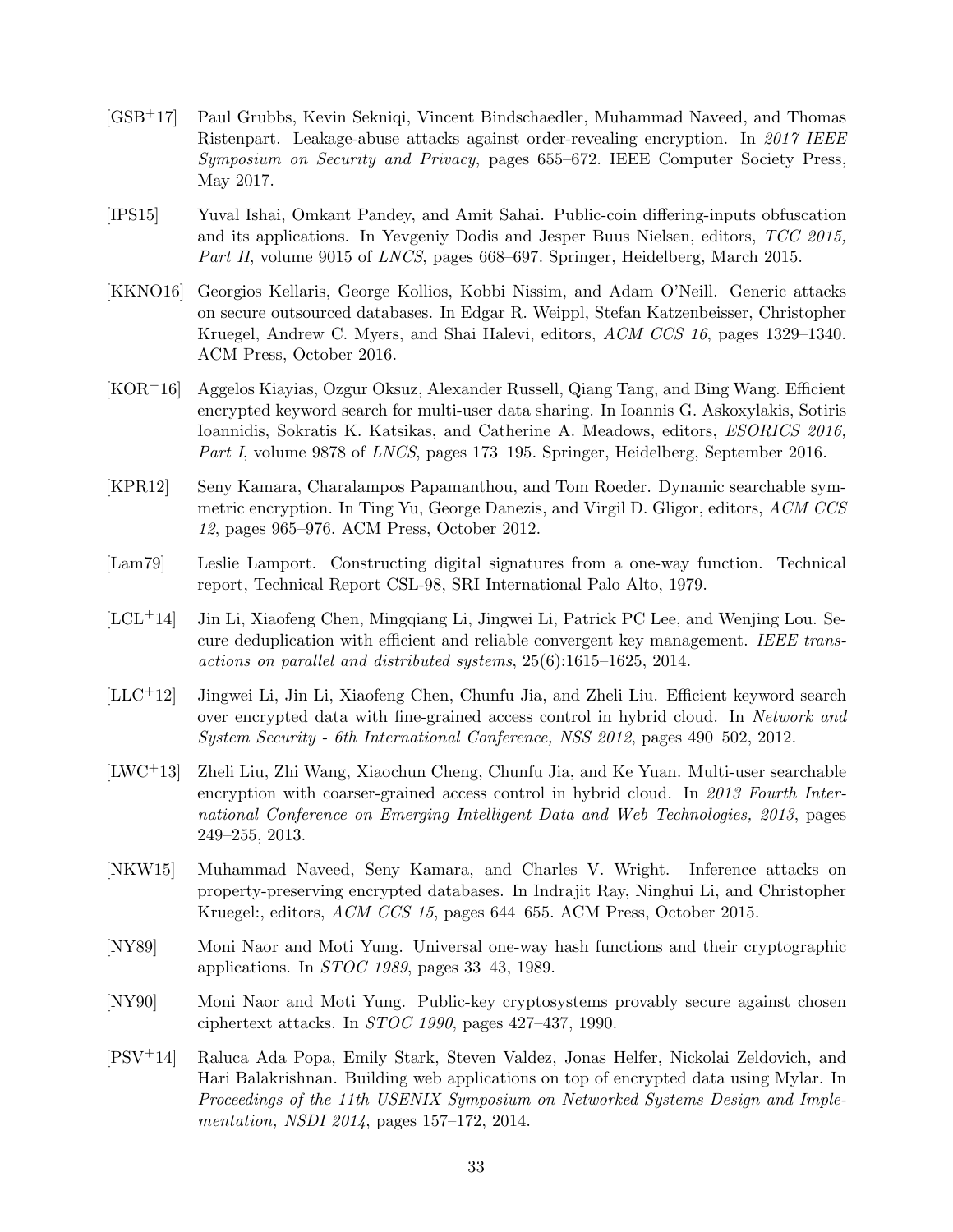[GSB+17] Paul Grubbs, Kevin Sekniqi, Vincent Bindschaedler, Muhammad Naveed, and Thomas Ristenpart. Leakage-abuse attacks against order-revealing encryption. In *2017 IEEE Symposium on Security and Privacy*, pages 655–672. IEEE Computer Society Press, May 2017.

[IPS15] Yuval Ishai, Omkant Pandey, and Amit Sahai. Public-coin differing-inputs obfuscation and its applications. In Yevgeniy Dodis and Jesper Buus Nielsen, editors, *TCC 2015, Part II*, volume 9015 of *LNCS*, pages 668–697. Springer, Heidelberg, March 2015.

[KKNO16] Georgios Kellaris, George Kollios, Kobbi Nissim, and Adam O'Neill. Generic attacks on secure outsourced databases. In Edgar R. Weippl, Stefan Katzenbeisser, Christopher Kruegel, Andrew C. Myers, and Shai Halevi, editors, *ACM CCS 16*, pages 1329–1340. ACM Press, October 2016.

[KOR+16] Aggelos Kiayias, Ozgur Oksuz, Alexander Russell, Qiang Tang, and Bing Wang. Efficient encrypted keyword search for multi-user data sharing. In Ioannis G. Askoxylakis, Sotiris Ioannidis, Sokratis K. Katsikas, and Catherine A. Meadows, editors, *ESORICS 2016, Part I*, volume 9878 of *LNCS*, pages 173–195. Springer, Heidelberg, September 2016.

[KPR12] Seny Kamara, Charalampos Papamanthou, and Tom Roeder. Dynamic searchable symmetric encryption. In Ting Yu, George Danezis, and Virgil D. Gligor, editors, *ACM CCS 12*, pages 965–976. ACM Press, October 2012.

[Lam79] Leslie Lamport. Constructing digital signatures from a one-way function. Technical report, Technical Report CSL-98, SRI International Palo Alto, 1979.

[LCL+14] Jin Li, Xiaofeng Chen, Mingqiang Li, Jingwei Li, Patrick PC Lee, and Wenjing Lou. Secure deduplication with efficient and reliable convergent key management. *IEEE transactions on parallel and distributed systems*, 25(6):1615–1625, 2014.

[LLC+12] Jingwei Li, Jin Li, Xiaofeng Chen, Chunfu Jia, and Zheli Liu. Efficient keyword search over encrypted data with fine-grained access control in hybrid cloud. In *Network and System Security - 6th International Conference, NSS 2012*, pages 490–502, 2012.

[LWC+13] Zheli Liu, Zhi Wang, Xiaochun Cheng, Chunfu Jia, and Ke Yuan. Multi-user searchable encryption with coarser-grained access control in hybrid cloud. In *2013 Fourth International Conference on Emerging Intelligent Data and Web Technologies, 2013*, pages 249–255, 2013.

[NKW15] Muhammad Naveed, Seny Kamara, and Charles V. Wright. Inference attacks on property-preserving encrypted databases. In Indrajit Ray, Ninghui Li, and Christopher Kruegel:, editors, *ACM CCS 15*, pages 644–655. ACM Press, October 2015.

[NY89] Moni Naor and Moti Yung. Universal one-way hash functions and their cryptographic applications. In *STOC 1989*, pages 33–43, 1989.

[NY90] Moni Naor and Moti Yung. Public-key cryptosystems provably secure against chosen ciphertext attacks. In *STOC 1990*, pages 427–437, 1990.

[PSV+14] Raluca Ada Popa, Emily Stark, Steven Valdez, Jonas Helfer, Nickolai Zeldovich, and Hari Balakrishnan. Building web applications on top of encrypted data using Mylar. In *Proceedings of the 11th USENIX Symposium on Networked Systems Design and Implementation, NSDI 2014*, pages 157–172, 2014.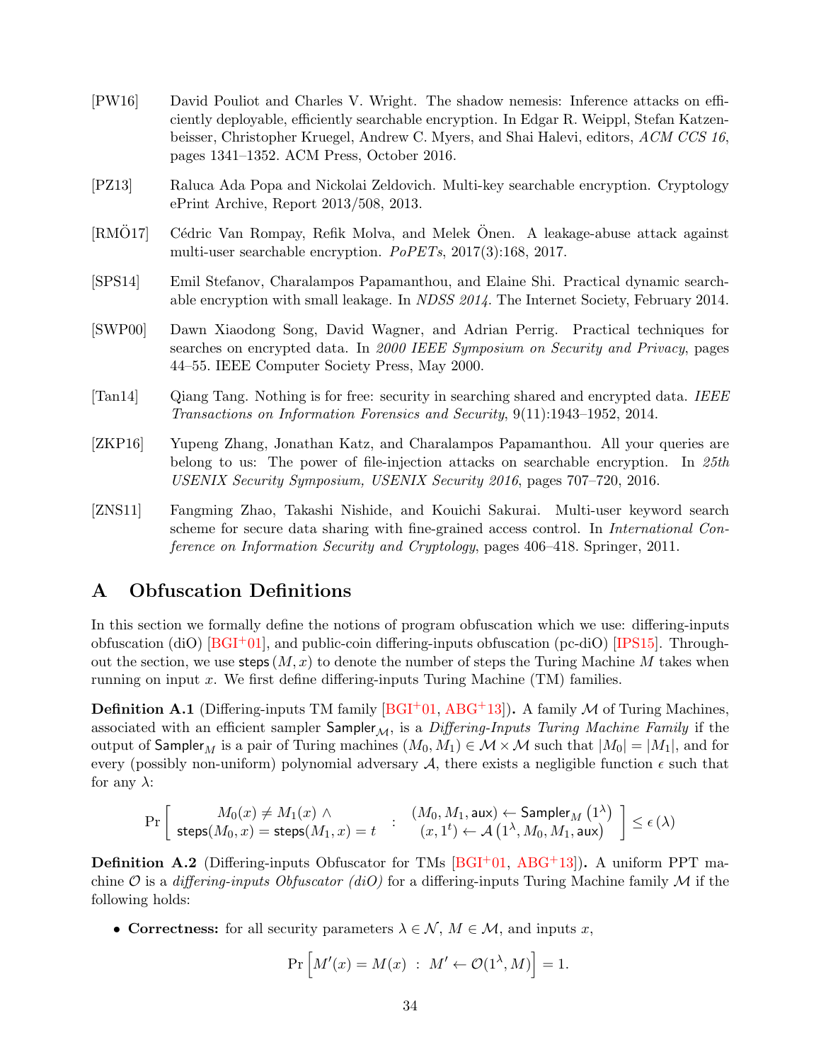[PW16] David Pouliot and Charles V. Wright. The shadow nemesis: Inference attacks on efficiently deployable, efficiently searchable encryption. In Edgar R. Weippl, Stefan Katzenbeisser, Christopher Kruegel, Andrew C. Myers, and Shai Halevi, editors, *ACM CCS 16*, pages 1341–1352. ACM Press, October 2016.

[PZ13] Raluca Ada Popa and Nickolai Zeldovich. Multi-key searchable encryption. Cryptology ePrint Archive, Report 2013/508, 2013.

[RMÖ17] Cédric Van Rompay, Refik Molva, and Melek Önen. A leakage-abuse attack against multi-user searchable encryption. *PoPETs*, 2017(3):168, 2017.

[SPS14] Emil Stefanov, Charalampos Papamanthou, and Elaine Shi. Practical dynamic searchable encryption with small leakage. In *NDSS 2014*. The Internet Society, February 2014.

[SWP00] Dawn Xiaodong Song, David Wagner, and Adrian Perrig. Practical techniques for searches on encrypted data. In *2000 IEEE Symposium on Security and Privacy*, pages 44–55. IEEE Computer Society Press, May 2000.

[Tan14] Qiang Tang. Nothing is for free: security in searching shared and encrypted data. *IEEE Transactions on Information Forensics and Security*, 9(11):1943–1952, 2014.

[ZKP16] Yupeng Zhang, Jonathan Katz, and Charalampos Papamanthou. All your queries are belong to us: The power of file-injection attacks on searchable encryption. In *25th USENIX Security Symposium, USENIX Security 2016*, pages 707–720, 2016.

[ZNS11] Fangming Zhao, Takashi Nishide, and Kouichi Sakurai. Multi-user keyword search scheme for secure data sharing with fine-grained access control. In *International Conference on Information Security and Cryptology*, pages 406–418. Springer, 2011.

# A Obfuscation Definitions

In this section we formally define the notions of program obfuscation which we use: differing-inputs obfuscation (diO) [BGI+01], and public-coin differing-inputs obfuscation (pc-diO) [IPS15]. Throughout the section, we use $\mathsf{steps}(M, x)$ to denote the number of steps the Turing Machine $M$ takes when running on input $x$. We first define differing-inputs Turing Machine (TM) families.

**Definition A.1** (Differing-inputs TM family [BGI+01, ABG+13]). A family $\mathcal{M}$ of Turing Machines, associated with an efficient sampler $\mathsf{Sampler}_{\mathcal{M}}$, is a *Differing-Inputs Turing Machine Family* if the output of $\mathsf{Sampler}_M$ is a pair of Turing machines $(M_0, M_1) \in \mathcal{M} \times \mathcal{M}$ such that $|M_0| = |M_1|$, and for every (possibly non-uniform) polynomial adversary $\mathcal{A}$, there exists a negligible function $\epsilon$ such that for any $\lambda$:

$$\Pr\left[\begin{array}{c} M_0(x) \neq M_1(x) \wedge \\ \mathsf{steps}(M_0, x) = \mathsf{steps}(M_1, x) = t \end{array} : \begin{array}{c} (M_0, M_1, \mathsf{aux}) \leftarrow \mathsf{Sampler}_M\left(1^\lambda\right) \\ (x, 1^t) \leftarrow \mathcal{A}\left(1^\lambda, M_0, M_1, \mathsf{aux}\right) \end{array}\right] \leq \epsilon\left(\lambda\right)$$

**Definition A.2** (Differing-inputs Obfuscator for TMs [BGI+01, ABG+13]). A uniform PPT machine $\mathcal{O}$ is a *differing-inputs Obfuscator (diO)* for a differing-inputs Turing Machine family $\mathcal{M}$ if the following holds:

- **Correctness:** for all security parameters $\lambda \in \mathcal{N}$, $M \in \mathcal{M}$, and inputs $x$,

$$\Pr\left[M'(x) = M(x) \ : \ M' \leftarrow \mathcal{O}(1^\lambda, M)\right] = 1.$$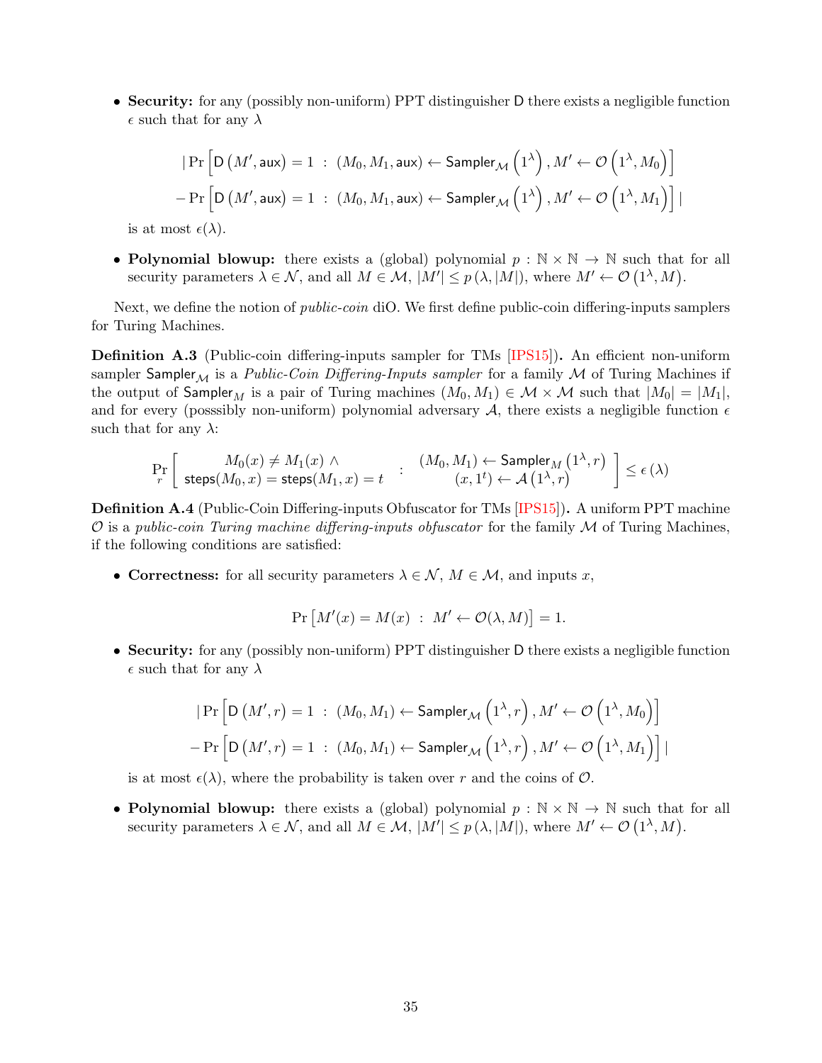- **Security:** for any (possibly non-uniform) PPT distinguisher $\mathsf{D}$ there exists a negligible function $\epsilon$ such that for any $\lambda$

$$
\begin{aligned}
|\Pr\Big[\mathsf{D}\left(M', \mathsf{aux}\right) = 1 \ : \ (M_0, M_1, \mathsf{aux}) \leftarrow \mathsf{Sampler}_{\mathcal{M}}\left(1^{\lambda}\right), M' \leftarrow \mathcal{O}\left(1^{\lambda}, M_0\right)\Big] \\
- \Pr\Big[\mathsf{D}\left(M', \mathsf{aux}\right) = 1 \ : \ (M_0, M_1, \mathsf{aux}) \leftarrow \mathsf{Sampler}_{\mathcal{M}}\left(1^{\lambda}\right), M' \leftarrow \mathcal{O}\left(1^{\lambda}, M_1\right)\Big]|
\end{aligned}
$$

  is at most $\epsilon(\lambda)$.

- **Polynomial blowup:** there exists a (global) polynomial $p : \mathbb{N} \times \mathbb{N} \to \mathbb{N}$ such that for all security parameters $\lambda \in \mathcal{N}$, and all $M \in \mathcal{M}$, $|M'| \leq p\left(\lambda, |M|\right)$, where $M' \leftarrow \mathcal{O}\left(1^{\lambda}, M\right)$.

Next, we define the notion of *public-coin* diO. We first define public-coin differing-inputs samplers for Turing Machines.

**Definition A.3** (Public-coin differing-inputs sampler for TMs [IPS15])**.** An efficient non-uniform sampler $\mathsf{Sampler}_{\mathcal{M}}$ is a *Public-Coin Differing-Inputs sampler* for a family $\mathcal{M}$ of Turing Machines if the output of $\mathsf{Sampler}_{M}$ is a pair of Turing machines $(M_0, M_1) \in \mathcal{M} \times \mathcal{M}$ such that $|M_0| = |M_1|$, and for every (posssibly non-uniform) polynomial adversary $\mathcal{A}$, there exists a negligible function $\epsilon$ such that for any $\lambda$:

$$
\Pr_{r}\left[\begin{array}{c} M_0(x) \neq M_1(x) \wedge \\ \mathsf{steps}(M_0, x) = \mathsf{steps}(M_1, x) = t \end{array} \ : \ \begin{array}{c} (M_0, M_1) \leftarrow \mathsf{Sampler}_{M}\left(1^{\lambda}, r\right) \\ (x, 1^t) \leftarrow \mathcal{A}\left(1^{\lambda}, r\right) \end{array}\right] \leq \epsilon\left(\lambda\right)
$$

**Definition A.4** (Public-Coin Differing-inputs Obfuscator for TMs [IPS15])**.** A uniform PPT machine $\mathcal{O}$ is a *public-coin Turing machine differing-inputs obfuscator* for the family $\mathcal{M}$ of Turing Machines, if the following conditions are satisfied:

- **Correctness:** for all security parameters $\lambda \in \mathcal{N}$, $M \in \mathcal{M}$, and inputs $x$,

$$
\Pr\left[M'(x) = M(x) \ : \ M' \leftarrow \mathcal{O}(\lambda, M)\right] = 1.
$$

- **Security:** for any (possibly non-uniform) PPT distinguisher $\mathsf{D}$ there exists a negligible function $\epsilon$ such that for any $\lambda$

$$
\begin{aligned}
|\Pr\Big[\mathsf{D}\left(M', r\right) = 1 \ : \ (M_0, M_1) \leftarrow \mathsf{Sampler}_{\mathcal{M}}\left(1^{\lambda}, r\right), M' \leftarrow \mathcal{O}\left(1^{\lambda}, M_0\right)\Big] \\
- \Pr\Big[\mathsf{D}\left(M', r\right) = 1 \ : \ (M_0, M_1) \leftarrow \mathsf{Sampler}_{\mathcal{M}}\left(1^{\lambda}, r\right), M' \leftarrow \mathcal{O}\left(1^{\lambda}, M_1\right)\Big]|
\end{aligned}
$$

  is at most $\epsilon(\lambda)$, where the probability is taken over $r$ and the coins of $\mathcal{O}$.

- **Polynomial blowup:** there exists a (global) polynomial $p : \mathbb{N} \times \mathbb{N} \to \mathbb{N}$ such that for all security parameters $\lambda \in \mathcal{N}$, and all $M \in \mathcal{M}$, $|M'| \leq p\left(\lambda, |M|\right)$, where $M' \leftarrow \mathcal{O}\left(1^{\lambda}, M\right)$.